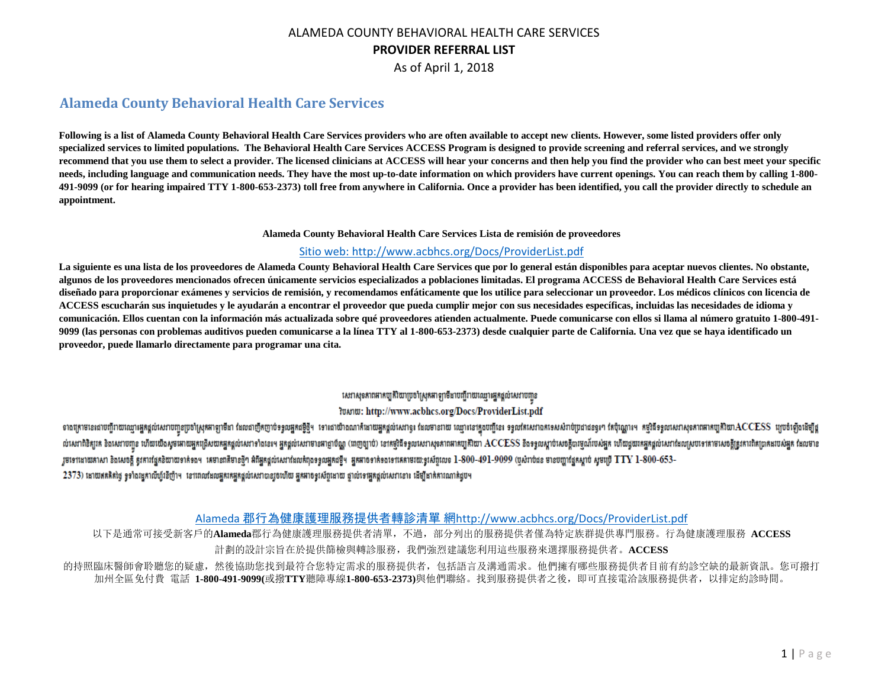## Alameda County Behavioral Health Care Services

**Following is a list of Alameda County Behavioral Health Care Services providers who are often available to accept new clients. However, some listed providers offer only specialized services to limited populations. The Behavioral Health Care Services ACCESS Program is designed to provide screening and referral services, and we strongly recommend that you use them to select a provider. The licensed clinicians at ACCESS will hear your concerns and then help you find the provider who can best meet your specific needs, including language and communication needs. They have the most up-to-date information on which providers have current openings. You can reach them by calling 1-800-491-9099 (or for hearing impaired TTY 1-800-653-2373) toll free from anywhere in California. Once a provider has been identified, you call the provider directly to schedule an appointment.**

**Alameda County Behavioral Health Care Services Lista de remisión de proveedores**

Sitio web: http://www.acbhcs.org/Docs/ProviderList.pdf

**La siguiente es una lista de los proveedores de Alameda County Behavioral Health Care Services que por lo general están disponibles para aceptar nuevos clientes. No obstante, algunos de los proveedores mencionados ofrecen únicamente servicios especializados a poblaciones limitadas. El programa ACCESS de Behavioral Health Care Services está diseñado para proporcionar exámenes y servicios de remisión, y recomendamos enfáticamente que los utilice para seleccionar un proveedor. Los médicos clínicos con licencia de ACCESS escucharán sus inquietudes y le ayudarán a encontrar el proveedor que pueda cumplir mejor con sus necesidades específicas, incluidas las necesidades de idioma y comunicación. Ellos cuentan con la información más actualizada sobre qué proveedores atienden actualmente. Puede comunicarse con ellos si llama al número gratuito 1-800-491-9099 (las personas con problemas auditivos pueden comunicarse a la línea TTY al 1-800-653-2373) desde cualquier parte de California. Una vez que se haya identificado un proveedor, puede llamarlo directamente para programar una cita.**

សេវាសុខភាពអាកប្បកិរិយាប្រចាំស្រុកអាឡាមីដា បញ្ជីរាយឈ្មោះអ្នកផ្តល់សេវាបញ្ជូន

វិបសាយ: http://www.acbhcs.org/Docs/ProviderList.pdf

ខាងក្រោមនេះជាបញ្ជីរាយឈ្មោះអ្នកផ្តល់សេវាបញ្ជូនប្រចាំស្រុកអាឡាមីដា ដែលជាញឹកញាប់ទទួលអ្នកជំងឺថ្មី។ ទោះជាយ៉ាងណាក៏ដោយអ្នកផ្តល់សេវាខ្លះ ដែលមានរាយ ឈ្មោះនៅក្នុងបញ្ជីនេះ ទទួលតែសេវាឯកទេសសំរាប់ប្រជាជនខ្លះៗ តែប៉ុណ្ណោះ។ កម្មវិធីទទួលសេវាសុខភាពអាកប្បកិរិយា ACCESS ត្រូវបានបង្កើតឡើងដើម្បីផ្តល់សេវាពិនិត្យ និងសេវាបញ្ជូន ហើយយើងសូមណែនាំអ្នកឲ្យប្រើសេវាអ្នកផ្តល់សេវាទាំងនេះ។ អ្នកផ្តល់សេវាមានអាជ្ញាប័ណ្ណ (គ្លីនិក) នៅកម្មវិធីទទួលសេវាសុខភាពអាកប្បកិរិយា ACCESS នឹងទទួលស្តាប់សេចក្តីបារម្ភរបស់អ្នក ហើយជួយរកអ្នកផ្តល់សេវាដែលស្របទៅតាមសេចក្តីត្រូវការពិសេសរបស់អ្នក ដែលមាន រួមទាំងភាសា និងសេចក្តីត្រូវការផ្នែកទំនាក់ទំនង។ គេមានព័ត៌មានថ្មីៗ ពីអ្នកផ្តល់សេវាដែលកំពុងទទួលអ្នកជំងឺថ្មី។ អ្នកអាចទាក់ទងទៅគេតាមរយៈទូរស័ព្ទលេខ 1-800-491-9099 (ឬសំរាប់អ្នក មានបញ្ហាផ្នែកស្តាប់ សូមប្រើ TTY 1-800-653-2373) ដោយឥតគិតថ្លៃ ទូទាំងរដ្ឋកាលីហ្វ័រញ៉ា។ នៅពេលដែលអ្នករកអ្នកផ្តល់សេវាបានរួចហើយ អ្នកអាចទូរស័ព្ទដោយ ផ្ទាល់ទៅអ្នកផ្តល់សេវានោះ ដើម្បីធ្វើការណាត់ជួប។

Alameda 郡行為健康護理服務提供者轉診清單 網http://www.acbhcs.org/Docs/ProviderList.pdf

以下是通常可接受新客戶的**Alameda**郡行為健康護理服務提供者清單，不過，部分列出的服務提供者僅為特定族群提供專門服務。行為健康護理服務 **ACCESS** 計劃的設計宗旨在於提供篩檢與轉診服務，我們強烈建議您利用這些服務來選擇服務提供者。**ACCESS** 的持照臨床醫師會聆聽您的疑慮，然後協助您找到最符合您特定需求的服務提供者，包括語言及溝通需求。他們擁有哪些服務提供者目前有約診空缺的最新資訊。您可撥打加州全區免付費 電話 **1-800-491-9099(**或撥**TTY**聽障專線**1-800-653-2373)**與他們聯絡。找到服務提供者之後，即可直接電洽該服務提供者，以排定約診時間。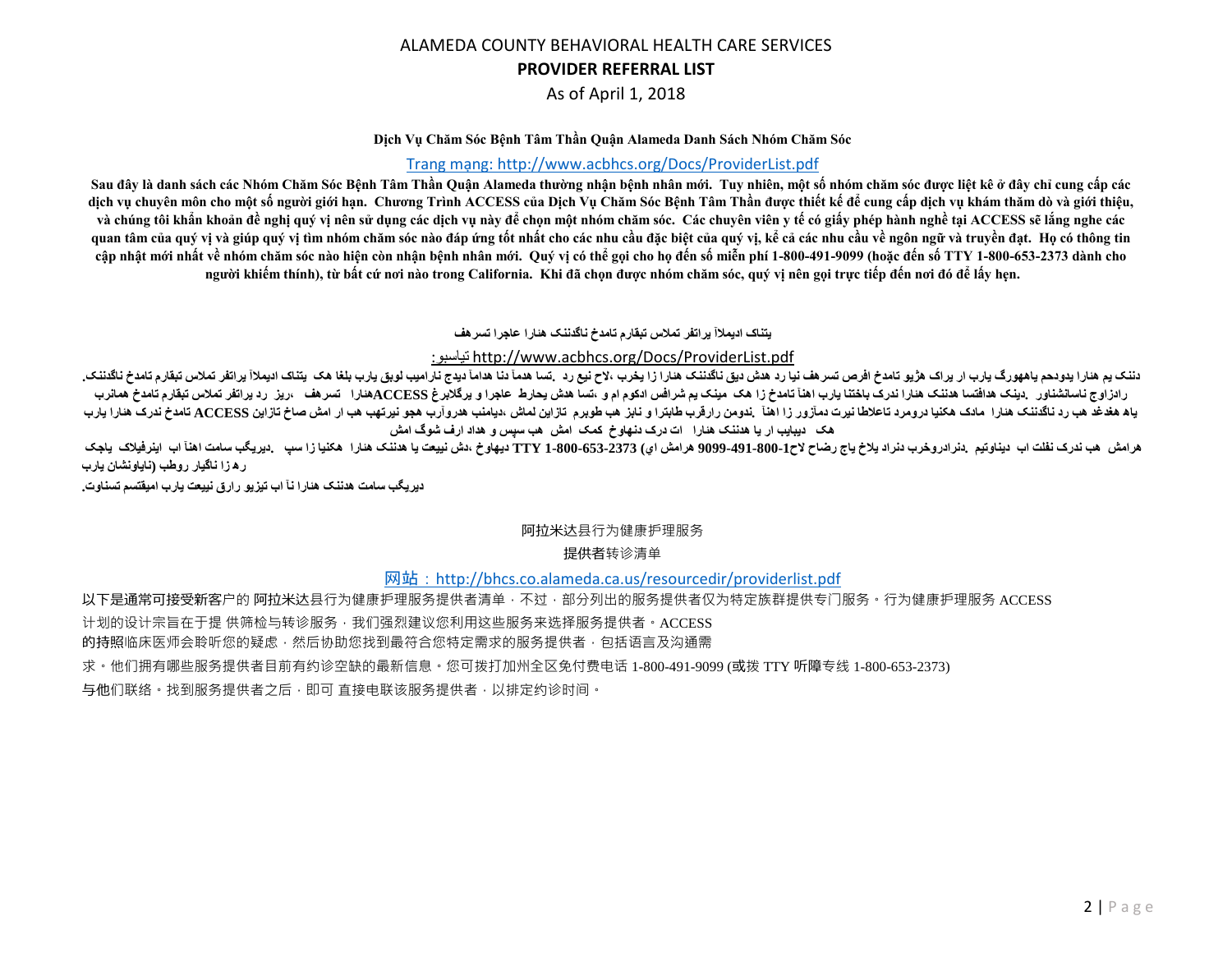ALAMEDA COUNTY BEHAVIORAL HEALTH CARE SERVICES

**PROVIDER REFERRAL LIST**

As of April 1, 2018

**Dịch Vụ Chăm Sóc Bệnh Tâm Thần Quận Alameda Danh Sách Nhóm Chăm Sóc**

Trang mạng: http://www.acbhcs.org/Docs/ProviderList.pdf

**Sau đây là danh sách các Nhóm Chăm Sóc Bệnh Tâm Thần Quận Alameda thường nhận bệnh nhân mới. Tuy nhiên, một số nhóm chăm sóc được liệt kê ở đây chỉ cung cấp các dịch vụ chuyên môn cho một số người giới hạn. Chương Trình ACCESS của Dịch Vụ Chăm Sóc Bệnh Tâm Thần được thiết kế để cung cấp dịch vụ khám thăm dò và giới thiệu, và chúng tôi khẩn khoản đề nghị quý vị nên sử dụng các dịch vụ này để chọn một nhóm chăm sóc. Các chuyên viên y tế có giấy phép hành nghề tại ACCESS sẽ lắng nghe các quan tâm của quý vị và giúp quý vị tìm nhóm chăm sóc nào đáp ứng tốt nhất cho các nhu cầu đặc biệt của quý vị, kể cả các nhu cầu về ngôn ngữ và truyền đạt. Họ có thông tin cập nhật mới nhất về nhóm chăm sóc nào hiện còn nhận bệnh nhân mới. Quý vị có thể gọi cho họ đến số miễn phí 1-800-491-9099 (hoặc đến số TTY 1-800-653-2373 dành cho người khiếm thính), từ bất cứ nơi nào trong California. Khi đã chọn được nhóm chăm sóc, quý vị nên gọi trực tiếp đến nơi đó để lấy hẹn.**

**یتناک ادیملاآ یراتفر تملاس تبقارم تامدخ ناگدننک هئارا عاجرا تسرهف**

http://www.acbhcs.org/Docs/ProviderList.pdf :تیاسبو

**دننک یم هئارا یدودحم یاههورگ یارب ار یراک هژیو تامدخ افرص تسرهف نیا رد هدش دیق ناگدننک هئارا زا یخرب ،لاح نیع رد .تسا هدمآ دنا هدامآ دیدج نارامیب لوبق یارب بلغا هک یتناک ادیملاآ یراتفر تملاس تبقارم تامدخ ناگدننک. رادزاوج ناسانشناور .دینک هدافتسا هدننک هئارا ندرک باختنا یارب اهنآ تامدخ زا هک مینک یم شرافس ادکوم ام و ،تسا هدش یحارط عاجرا و یرگلابرغ ACCESSهئارا تسرهف ،ریز رد یراتفر تملاس تبقارم تامدخ همانرب یاه هغدغد هب رد ناگدننک هئارا مادک هکنیا دروم رد تاعلاطا نیرت هدمآزور زا اهنآ .دنومن رارقرب طابترا و نابز هب طوبرم تازاین لماش ،دیامنب هدروآرب هجو نیرتهب هب ار امش صاخ تازاین ACCESS تامدخ ندرک هئارا یارب هک دیبایب ار یا هدننک هئارا ات درک دنهاوخ کمک امش هب سپس و هداد ارف شوگ امش**

**هرامش هب ندرک نفلت اب یاجک اینرفیلاک اب اهنآ اب سامت دیریگب .سپ زا هکنیا هئارا هدننک یا نییعت دش، دیهاوخ TTY 1-800-653-2373 هرامش ای) 1-800-491-9099 لاح رضاح یاج یلاخ دنراد هب دروخرب .دنراد تیقوم .دیناوت رهز زا ناگیار روطب (نایاونشان یارب**

**.دیریگب سامت هدننک هئارا نآ اب تیزیو رارق نییعت یارب امیقتسم تسناوت**

阿拉米达县行为健康护理服务

提供者转诊清单

网站：http://bhcs.co.alameda.ca.us/resourcedir/providerlist.pdf

以下是通常可接受新客户的 阿拉米达县行为健康护理服务提供者清单，不过，部分列出的服务提供者仅为特定族群提供专门服务。行为健康护理服务 ACCESS 计划的设计宗旨在于提 供筛检与转诊服务，我们强烈建议您利用这些服务来选择服务提供者。ACCESS 的持照临床医师会聆听您的疑虑，然后协助您找到最符合您特定需求的服务提供者，包括语言及沟通需求。他们拥有哪些服务提供者目前有约诊空缺的最新信息。您可拨打加州全区免付费电话 1-800-491-9099 (或拨 TTY 听障专线 1-800-653-2373) 与他们联络。找到服务提供者之后，即可 直接电联该服务提供者，以排定约诊时间。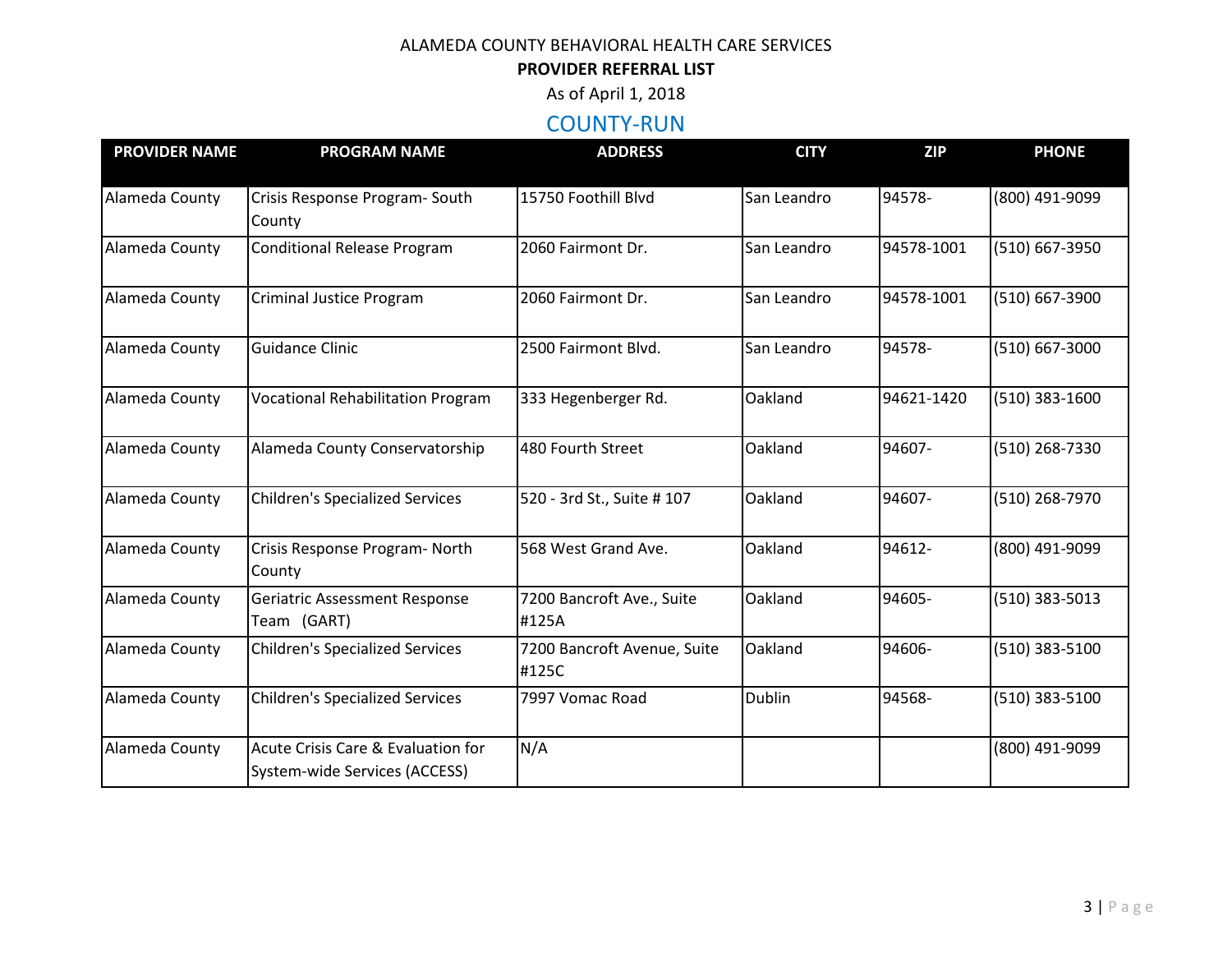ALAMEDA COUNTY BEHAVIORAL HEALTH CARE SERVICES

**PROVIDER REFERRAL LIST**

As of April 1, 2018

## COUNTY-RUN

| PROVIDER NAME | PROGRAM NAME | ADDRESS | CITY | ZIP | PHONE |
|---|---|---|---|---|---|
| Alameda County | Crisis Response Program- South County | 15750 Foothill Blvd | San Leandro | 94578- | (800) 491-9099 |
| Alameda County | Conditional Release Program | 2060 Fairmont Dr. | San Leandro | 94578-1001 | (510) 667-3950 |
| Alameda County | Criminal Justice Program | 2060 Fairmont Dr. | San Leandro | 94578-1001 | (510) 667-3900 |
| Alameda County | Guidance Clinic | 2500 Fairmont Blvd. | San Leandro | 94578- | (510) 667-3000 |
| Alameda County | Vocational Rehabilitation Program | 333 Hegenberger Rd. | Oakland | 94621-1420 | (510) 383-1600 |
| Alameda County | Alameda County Conservatorship | 480 Fourth Street | Oakland | 94607- | (510) 268-7330 |
| Alameda County | Children's Specialized Services | 520 - 3rd St., Suite # 107 | Oakland | 94607- | (510) 268-7970 |
| Alameda County | Crisis Response Program- North County | 568 West Grand Ave. | Oakland | 94612- | (800) 491-9099 |
| Alameda County | Geriatric Assessment Response Team (GART) | 7200 Bancroft Ave., Suite #125A | Oakland | 94605- | (510) 383-5013 |
| Alameda County | Children's Specialized Services | 7200 Bancroft Avenue, Suite #125C | Oakland | 94606- | (510) 383-5100 |
| Alameda County | Children's Specialized Services | 7997 Vomac Road | Dublin | 94568- | (510) 383-5100 |
| Alameda County | Acute Crisis Care & Evaluation for System-wide Services (ACCESS) | N/A | | | (800) 491-9099 |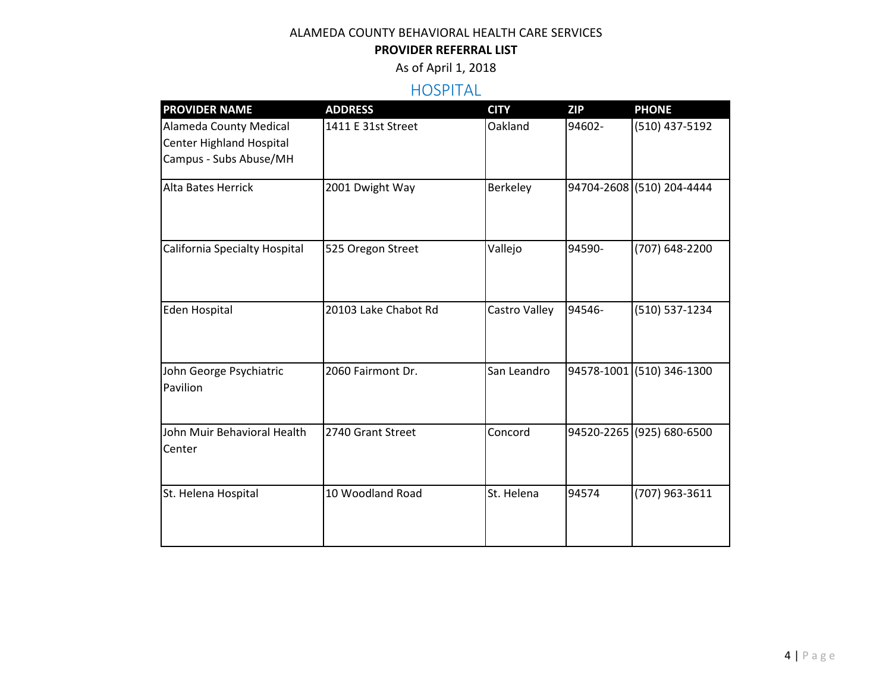ALAMEDA COUNTY BEHAVIORAL HEALTH CARE SERVICES

**PROVIDER REFERRAL LIST**

As of April 1, 2018

## HOSPITAL

| PROVIDER NAME | ADDRESS | CITY | ZIP | PHONE |
|---|---|---|---|---|
| Alameda County Medical Center Highland Hospital Campus - Subs Abuse/MH | 1411 E 31st Street | Oakland | 94602- | (510) 437-5192 |
| Alta Bates Herrick | 2001 Dwight Way | Berkeley | 94704-2608 | (510) 204-4444 |
| California Specialty Hospital | 525 Oregon Street | Vallejo | 94590- | (707) 648-2200 |
| Eden Hospital | 20103 Lake Chabot Rd | Castro Valley | 94546- | (510) 537-1234 |
| John George Psychiatric Pavilion | 2060 Fairmont Dr. | San Leandro | 94578-1001 | (510) 346-1300 |
| John Muir Behavioral Health Center | 2740 Grant Street | Concord | 94520-2265 | (925) 680-6500 |
| St. Helena Hospital | 10 Woodland Road | St. Helena | 94574 | (707) 963-3611 |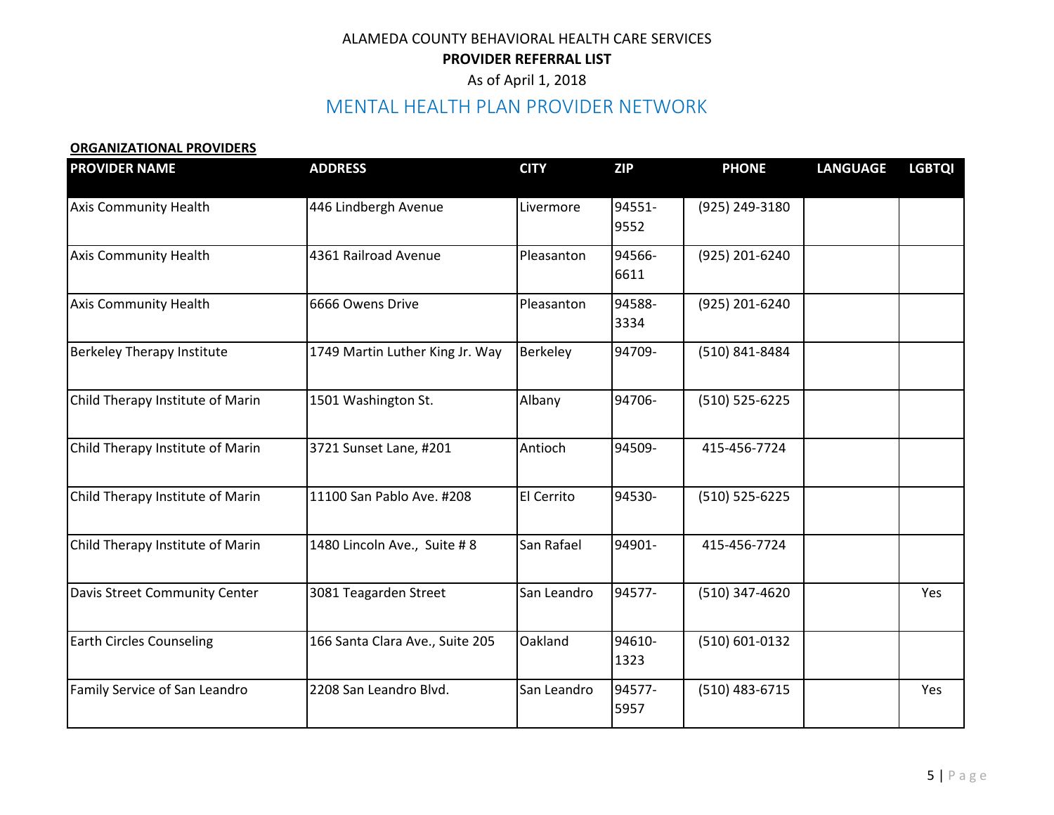ALAMEDA COUNTY BEHAVIORAL HEALTH CARE SERVICES

**PROVIDER REFERRAL LIST**

As of April 1, 2018

## MENTAL HEALTH PLAN PROVIDER NETWORK

**ORGANIZATIONAL PROVIDERS**

| PROVIDER NAME | ADDRESS | CITY | ZIP | PHONE | LANGUAGE | LGBTQI |
|---|---|---|---|---|---|---|
| Axis Community Health | 446 Lindbergh Avenue | Livermore | 94551-9552 | (925) 249-3180 | | |
| Axis Community Health | 4361 Railroad Avenue | Pleasanton | 94566-6611 | (925) 201-6240 | | |
| Axis Community Health | 6666 Owens Drive | Pleasanton | 94588-3334 | (925) 201-6240 | | |
| Berkeley Therapy Institute | 1749 Martin Luther King Jr. Way | Berkeley | 94709- | (510) 841-8484 | | |
| Child Therapy Institute of Marin | 1501 Washington St. | Albany | 94706- | (510) 525-6225 | | |
| Child Therapy Institute of Marin | 3721 Sunset Lane, #201 | Antioch | 94509- | 415-456-7724 | | |
| Child Therapy Institute of Marin | 11100 San Pablo Ave. #208 | El Cerrito | 94530- | (510) 525-6225 | | |
| Child Therapy Institute of Marin | 1480 Lincoln Ave., Suite # 8 | San Rafael | 94901- | 415-456-7724 | | |
| Davis Street Community Center | 3081 Teagarden Street | San Leandro | 94577- | (510) 347-4620 | | Yes |
| Earth Circles Counseling | 166 Santa Clara Ave., Suite 205 | Oakland | 94610-1323 | (510) 601-0132 | | |
| Family Service of San Leandro | 2208 San Leandro Blvd. | San Leandro | 94577-5957 | (510) 483-6715 | | Yes |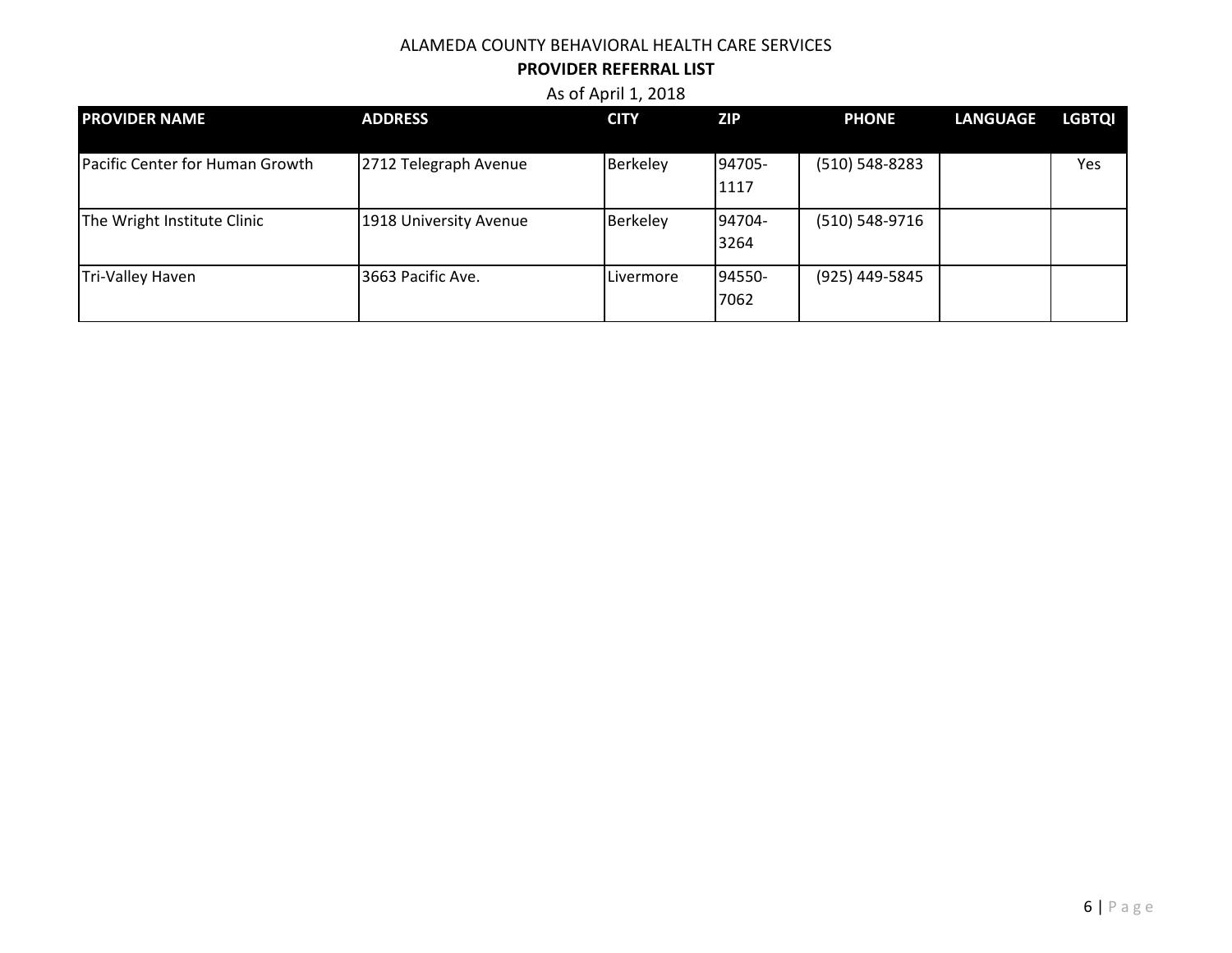ALAMEDA COUNTY BEHAVIORAL HEALTH CARE SERVICES

**PROVIDER REFERRAL LIST**

As of April 1, 2018

| PROVIDER NAME | ADDRESS | CITY | ZIP | PHONE | LANGUAGE | LGBTQI |
|---|---|---|---|---|---|---|
| Pacific Center for Human Growth | 2712 Telegraph Avenue | Berkeley | 94705-1117 | (510) 548-8283 | | Yes |
| The Wright Institute Clinic | 1918 University Avenue | Berkeley | 94704-3264 | (510) 548-9716 | | |
| Tri-Valley Haven | 3663 Pacific Ave. | Livermore | 94550-7062 | (925) 449-5845 | | |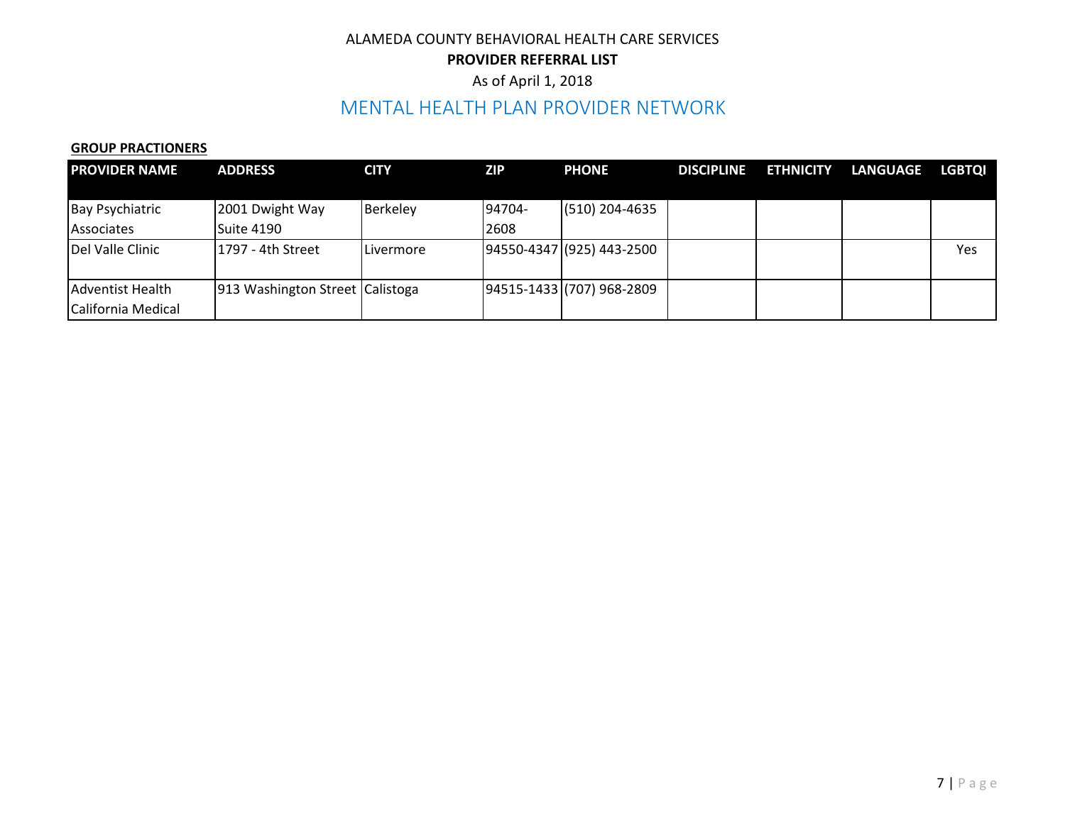ALAMEDA COUNTY BEHAVIORAL HEALTH CARE SERVICES

**PROVIDER REFERRAL LIST**

As of April 1, 2018

## MENTAL HEALTH PLAN PROVIDER NETWORK

**GROUP PRACTIONERS**

| PROVIDER NAME | ADDRESS | CITY | ZIP | PHONE | DISCIPLINE | ETHNICITY | LANGUAGE | LGBTQI |
|---|---|---|---|---|---|---|---|---|
| Bay Psychiatric Associates | 2001 Dwight Way Suite 4190 | Berkeley | 94704-2608 | (510) 204-4635 | | | | |
| Del Valle Clinic | 1797 - 4th Street | Livermore | 94550-4347 | (925) 443-2500 | | | | Yes |
| Adventist Health California Medical | 913 Washington Street | Calistoga | 94515-1433 | (707) 968-2809 | | | | |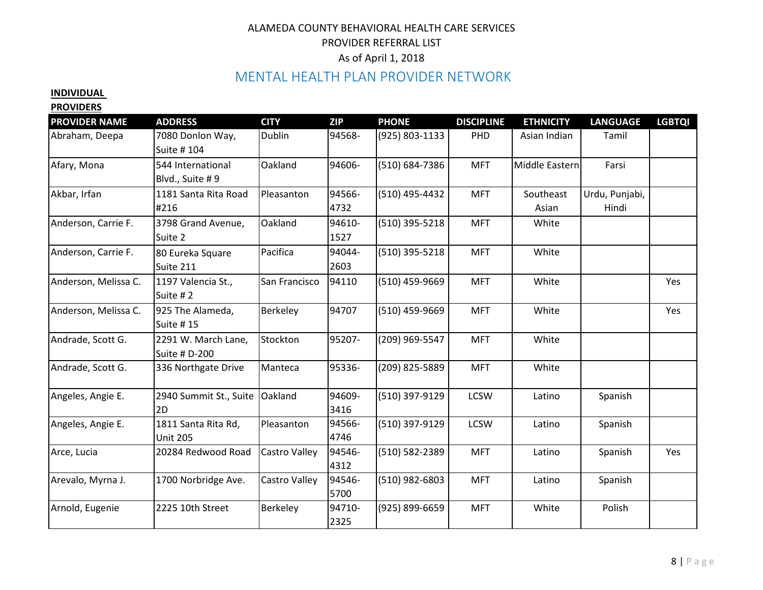ALAMEDA COUNTY BEHAVIORAL HEALTH CARE SERVICES
PROVIDER REFERRAL LIST
As of April 1, 2018

## MENTAL HEALTH PLAN PROVIDER NETWORK

**INDIVIDUAL PROVIDERS**

| PROVIDER NAME | ADDRESS | CITY | ZIP | PHONE | DISCIPLINE | ETHNICITY | LANGUAGE | LGBTQI |
|---|---|---|---|---|---|---|---|---|
| Abraham, Deepa | 7080 Donlon Way, Suite # 104 | Dublin | 94568- | (925) 803-1133 | PHD | Asian Indian | Tamil | |
| Afary, Mona | 544 International Blvd., Suite # 9 | Oakland | 94606- | (510) 684-7386 | MFT | Middle Eastern | Farsi | |
| Akbar, Irfan | 1181 Santa Rita Road #216 | Pleasanton | 94566-4732 | (510) 495-4432 | MFT | Southeast Asian | Urdu, Punjabi, Hindi | |
| Anderson, Carrie F. | 3798 Grand Avenue, Suite 2 | Oakland | 94610-1527 | (510) 395-5218 | MFT | White | | |
| Anderson, Carrie F. | 80 Eureka Square Suite 211 | Pacifica | 94044-2603 | (510) 395-5218 | MFT | White | | |
| Anderson, Melissa C. | 1197 Valencia St., Suite # 2 | San Francisco | 94110 | (510) 459-9669 | MFT | White | | Yes |
| Anderson, Melissa C. | 925 The Alameda, Suite # 15 | Berkeley | 94707 | (510) 459-9669 | MFT | White | | Yes |
| Andrade, Scott G. | 2291 W. March Lane, Suite # D-200 | Stockton | 95207- | (209) 969-5547 | MFT | White | | |
| Andrade, Scott G. | 336 Northgate Drive | Manteca | 95336- | (209) 825-5889 | MFT | White | | |
| Angeles, Angie E. | 2940 Summit St., Suite 2D | Oakland | 94609-3416 | (510) 397-9129 | LCSW | Latino | Spanish | |
| Angeles, Angie E. | 1811 Santa Rita Rd, Unit 205 | Pleasanton | 94566-4746 | (510) 397-9129 | LCSW | Latino | Spanish | |
| Arce, Lucia | 20284 Redwood Road | Castro Valley | 94546-4312 | (510) 582-2389 | MFT | Latino | Spanish | Yes |
| Arevalo, Myrna J. | 1700 Norbridge Ave. | Castro Valley | 94546-5700 | (510) 982-6803 | MFT | Latino | Spanish | |
| Arnold, Eugenie | 2225 10th Street | Berkeley | 94710-2325 | (925) 899-6659 | MFT | White | Polish | |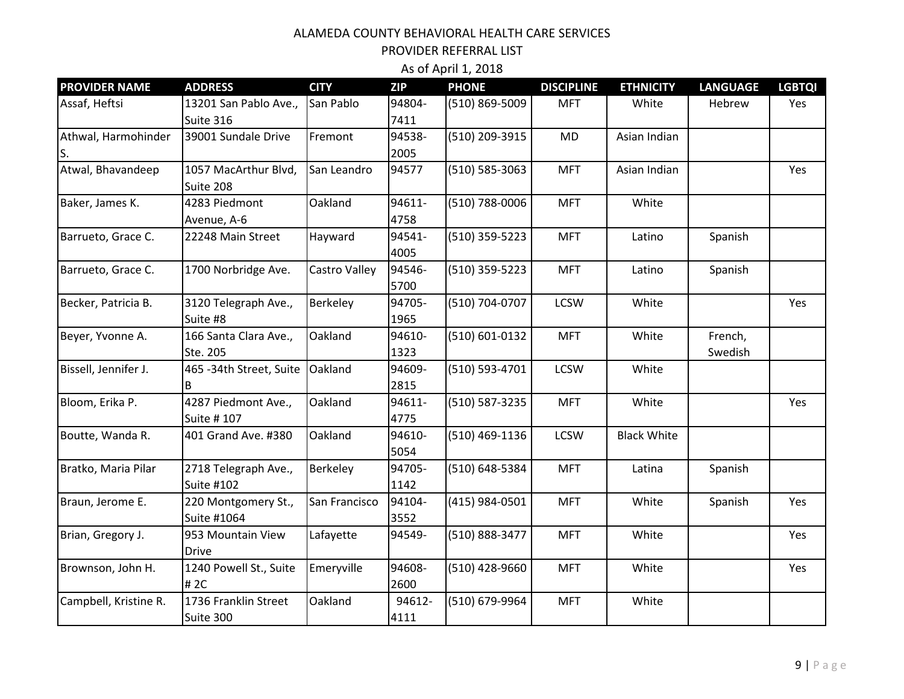ALAMEDA COUNTY BEHAVIORAL HEALTH CARE SERVICES
PROVIDER REFERRAL LIST
As of April 1, 2018

| PROVIDER NAME | ADDRESS | CITY | ZIP | PHONE | DISCIPLINE | ETHNICITY | LANGUAGE | LGBTQI |
|---|---|---|---|---|---|---|---|---|
| Assaf, Heftsi | 13201 San Pablo Ave., Suite 316 | San Pablo | 94804-7411 | (510) 869-5009 | MFT | White | Hebrew | Yes |
| Athwal, Harmohinder S. | 39001 Sundale Drive | Fremont | 94538-2005 | (510) 209-3915 | MD | Asian Indian | | |
| Atwal, Bhavandeep | 1057 MacArthur Blvd, Suite 208 | San Leandro | 94577 | (510) 585-3063 | MFT | Asian Indian | | Yes |
| Baker, James K. | 4283 Piedmont Avenue, A-6 | Oakland | 94611-4758 | (510) 788-0006 | MFT | White | | |
| Barrueto, Grace C. | 22248 Main Street | Hayward | 94541-4005 | (510) 359-5223 | MFT | Latino | Spanish | |
| Barrueto, Grace C. | 1700 Norbridge Ave. | Castro Valley | 94546-5700 | (510) 359-5223 | MFT | Latino | Spanish | |
| Becker, Patricia B. | 3120 Telegraph Ave., Suite #8 | Berkeley | 94705-1965 | (510) 704-0707 | LCSW | White | | Yes |
| Beyer, Yvonne A. | 166 Santa Clara Ave., Ste. 205 | Oakland | 94610-1323 | (510) 601-0132 | MFT | White | French, Swedish | |
| Bissell, Jennifer J. | 465 -34th Street, Suite B | Oakland | 94609-2815 | (510) 593-4701 | LCSW | White | | |
| Bloom, Erika P. | 4287 Piedmont Ave., Suite # 107 | Oakland | 94611-4775 | (510) 587-3235 | MFT | White | | Yes |
| Boutte, Wanda R. | 401 Grand Ave. #380 | Oakland | 94610-5054 | (510) 469-1136 | LCSW | Black White | | |
| Bratko, Maria Pilar | 2718 Telegraph Ave., Suite #102 | Berkeley | 94705-1142 | (510) 648-5384 | MFT | Latina | Spanish | |
| Braun, Jerome E. | 220 Montgomery St., Suite #1064 | San Francisco | 94104-3552 | (415) 984-0501 | MFT | White | Spanish | Yes |
| Brian, Gregory J. | 953 Mountain View Drive | Lafayette | 94549- | (510) 888-3477 | MFT | White | | Yes |
| Brownson, John H. | 1240 Powell St., Suite # 2C | Emeryville | 94608-2600 | (510) 428-9660 | MFT | White | | Yes |
| Campbell, Kristine R. | 1736 Franklin Street Suite 300 | Oakland | 94612-4111 | (510) 679-9964 | MFT | White | | |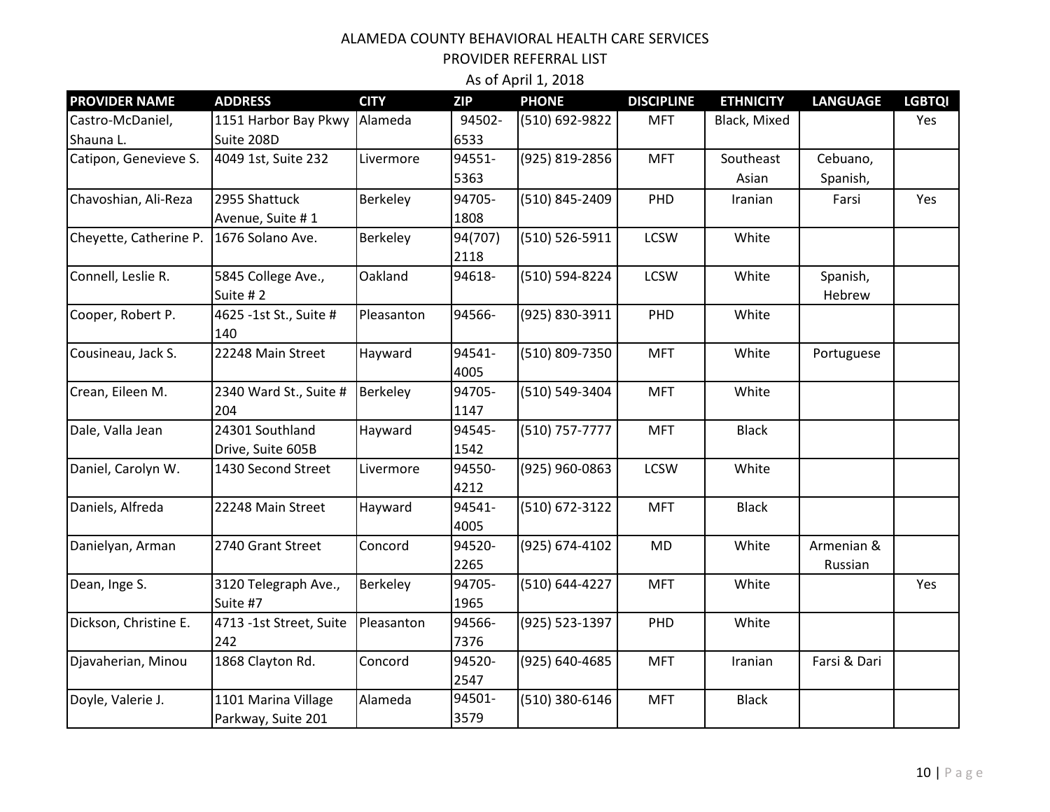ALAMEDA COUNTY BEHAVIORAL HEALTH CARE SERVICES

PROVIDER REFERRAL LIST

As of April 1, 2018

| PROVIDER NAME | ADDRESS | CITY | ZIP | PHONE | DISCIPLINE | ETHNICITY | LANGUAGE | LGBTQI |
|---|---|---|---|---|---|---|---|---|
| Castro-McDaniel, Shauna L. | 1151 Harbor Bay Pkwy Suite 208D | Alameda | 94502-6533 | (510) 692-9822 | MFT | Black, Mixed | | Yes |
| Catipon, Genevieve S. | 4049 1st, Suite 232 | Livermore | 94551-5363 | (925) 819-2856 | MFT | Southeast Asian | Cebuano, Spanish, | |
| Chavoshian, Ali-Reza | 2955 Shattuck Avenue, Suite # 1 | Berkeley | 94705-1808 | (510) 845-2409 | PHD | Iranian | Farsi | Yes |
| Cheyette, Catherine P. | 1676 Solano Ave. | Berkeley | 94(707) 2118 | (510) 526-5911 | LCSW | White | | |
| Connell, Leslie R. | 5845 College Ave., Suite # 2 | Oakland | 94618- | (510) 594-8224 | LCSW | White | Spanish, Hebrew | |
| Cooper, Robert P. | 4625 -1st St., Suite # 140 | Pleasanton | 94566- | (925) 830-3911 | PHD | White | | |
| Cousineau, Jack S. | 22248 Main Street | Hayward | 94541-4005 | (510) 809-7350 | MFT | White | Portuguese | |
| Crean, Eileen M. | 2340 Ward St., Suite # 204 | Berkeley | 94705-1147 | (510) 549-3404 | MFT | White | | |
| Dale, Valla Jean | 24301 Southland Drive, Suite 605B | Hayward | 94545-1542 | (510) 757-7777 | MFT | Black | | |
| Daniel, Carolyn W. | 1430 Second Street | Livermore | 94550-4212 | (925) 960-0863 | LCSW | White | | |
| Daniels, Alfreda | 22248 Main Street | Hayward | 94541-4005 | (510) 672-3122 | MFT | Black | | |
| Danielyan, Arman | 2740 Grant Street | Concord | 94520-2265 | (925) 674-4102 | MD | White | Armenian & Russian | |
| Dean, Inge S. | 3120 Telegraph Ave., Suite #7 | Berkeley | 94705-1965 | (510) 644-4227 | MFT | White | | Yes |
| Dickson, Christine E. | 4713 -1st Street, Suite 242 | Pleasanton | 94566-7376 | (925) 523-1397 | PHD | White | | |
| Djavaherian, Minou | 1868 Clayton Rd. | Concord | 94520-2547 | (925) 640-4685 | MFT | Iranian | Farsi & Dari | |
| Doyle, Valerie J. | 1101 Marina Village Parkway, Suite 201 | Alameda | 94501-3579 | (510) 380-6146 | MFT | Black | | |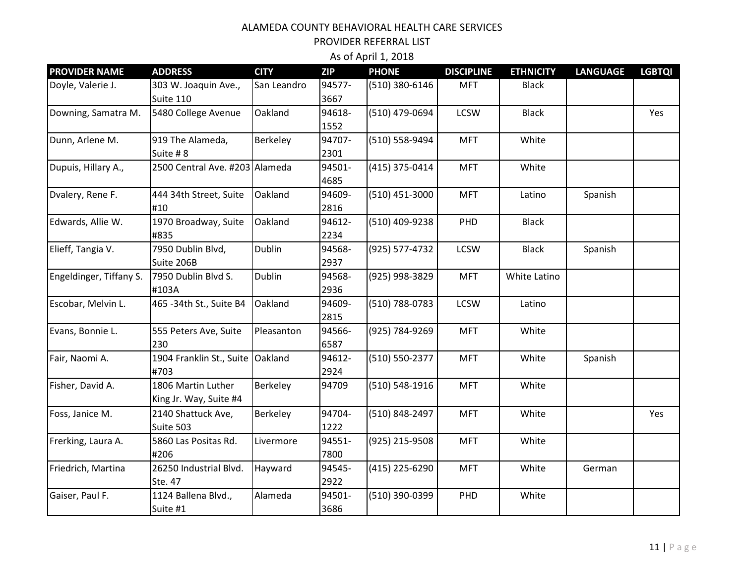ALAMEDA COUNTY BEHAVIORAL HEALTH CARE SERVICES

PROVIDER REFERRAL LIST

As of April 1, 2018

| PROVIDER NAME | ADDRESS | CITY | ZIP | PHONE | DISCIPLINE | ETHNICITY | LANGUAGE | LGBTQI |
|---|---|---|---|---|---|---|---|---|
| Doyle, Valerie J. | 303 W. Joaquin Ave., Suite 110 | San Leandro | 94577-3667 | (510) 380-6146 | MFT | Black | | |
| Downing, Samatra M. | 5480 College Avenue | Oakland | 94618-1552 | (510) 479-0694 | LCSW | Black | | Yes |
| Dunn, Arlene M. | 919 The Alameda, Suite # 8 | Berkeley | 94707-2301 | (510) 558-9494 | MFT | White | | |
| Dupuis, Hillary A., | 2500 Central Ave. #203 | Alameda | 94501-4685 | (415) 375-0414 | MFT | White | | |
| Dvalery, Rene F. | 444 34th Street, Suite #10 | Oakland | 94609-2816 | (510) 451-3000 | MFT | Latino | Spanish | |
| Edwards, Allie W. | 1970 Broadway, Suite #835 | Oakland | 94612-2234 | (510) 409-9238 | PHD | Black | | |
| Elieff, Tangia V. | 7950 Dublin Blvd, Suite 206B | Dublin | 94568-2937 | (925) 577-4732 | LCSW | Black | Spanish | |
| Engeldinger, Tiffany S. | 7950 Dublin Blvd S. #103A | Dublin | 94568-2936 | (925) 998-3829 | MFT | White Latino | | |
| Escobar, Melvin L. | 465 -34th St., Suite B4 | Oakland | 94609-2815 | (510) 788-0783 | LCSW | Latino | | |
| Evans, Bonnie L. | 555 Peters Ave, Suite 230 | Pleasanton | 94566-6587 | (925) 784-9269 | MFT | White | | |
| Fair, Naomi A. | 1904 Franklin St., Suite #703 | Oakland | 94612-2924 | (510) 550-2377 | MFT | White | Spanish | |
| Fisher, David A. | 1806 Martin Luther King Jr. Way, Suite #4 | Berkeley | 94709 | (510) 548-1916 | MFT | White | | |
| Foss, Janice M. | 2140 Shattuck Ave, Suite 503 | Berkeley | 94704-1222 | (510) 848-2497 | MFT | White | | Yes |
| Frerking, Laura A. | 5860 Las Positas Rd. #206 | Livermore | 94551-7800 | (925) 215-9508 | MFT | White | | |
| Friedrich, Martina | 26250 Industrial Blvd. Ste. 47 | Hayward | 94545-2922 | (415) 225-6290 | MFT | White | German | |
| Gaiser, Paul F. | 1124 Ballena Blvd., Suite #1 | Alameda | 94501-3686 | (510) 390-0399 | PHD | White | | |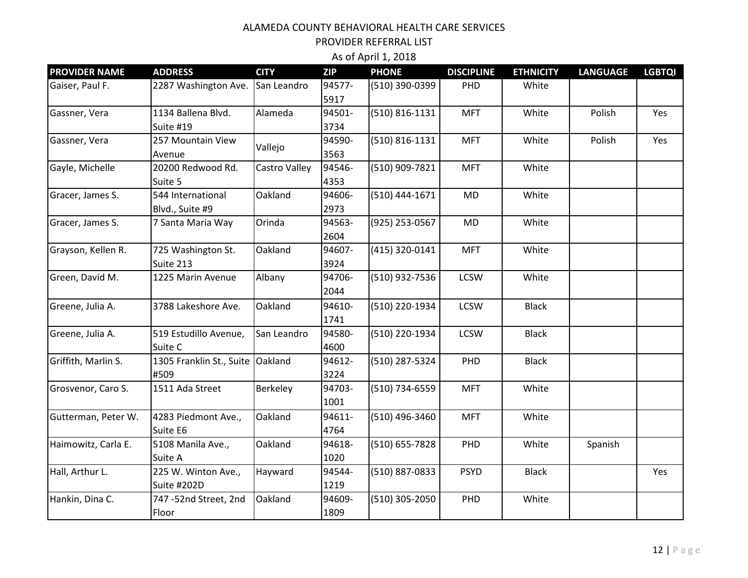# ALAMEDA COUNTY BEHAVIORAL HEALTH CARE SERVICES

## PROVIDER REFERRAL LIST

As of April 1, 2018

| PROVIDER NAME | ADDRESS | CITY | ZIP | PHONE | DISCIPLINE | ETHNICITY | LANGUAGE | LGBTQI |
|---|---|---|---|---|---|---|---|---|
| Gaiser, Paul F. | 2287 Washington Ave. | San Leandro | 94577-5917 | (510) 390-0399 | PHD | White | | |
| Gassner, Vera | 1134 Ballena Blvd. Suite #19 | Alameda | 94501-3734 | (510) 816-1131 | MFT | White | Polish | Yes |
| Gassner, Vera | 257 Mountain View Avenue | Vallejo | 94590-3563 | (510) 816-1131 | MFT | White | Polish | Yes |
| Gayle, Michelle | 20200 Redwood Rd. Suite 5 | Castro Valley | 94546-4353 | (510) 909-7821 | MFT | White | | |
| Gracer, James S. | 544 International Blvd., Suite #9 | Oakland | 94606-2973 | (510) 444-1671 | MD | White | | |
| Gracer, James S. | 7 Santa Maria Way | Orinda | 94563-2604 | (925) 253-0567 | MD | White | | |
| Grayson, Kellen R. | 725 Washington St. Suite 213 | Oakland | 94607-3924 | (415) 320-0141 | MFT | White | | |
| Green, David M. | 1225 Marin Avenue | Albany | 94706-2044 | (510) 932-7536 | LCSW | White | | |
| Greene, Julia A. | 3788 Lakeshore Ave. | Oakland | 94610-1741 | (510) 220-1934 | LCSW | Black | | |
| Greene, Julia A. | 519 Estudillo Avenue, Suite C | San Leandro | 94580-4600 | (510) 220-1934 | LCSW | Black | | |
| Griffith, Marlin S. | 1305 Franklin St., Suite #509 | Oakland | 94612-3224 | (510) 287-5324 | PHD | Black | | |
| Grosvenor, Caro S. | 1511 Ada Street | Berkeley | 94703-1001 | (510) 734-6559 | MFT | White | | |
| Gutterman, Peter W. | 4283 Piedmont Ave., Suite E6 | Oakland | 94611-4764 | (510) 496-3460 | MFT | White | | |
| Haimowitz, Carla E. | 5108 Manila Ave., Suite A | Oakland | 94618-1020 | (510) 655-7828 | PHD | White | Spanish | |
| Hall, Arthur L. | 225 W. Winton Ave., Suite #202D | Hayward | 94544-1219 | (510) 887-0833 | PSYD | Black | | Yes |
| Hankin, Dina C. | 747 -52nd Street, 2nd Floor | Oakland | 94609-1809 | (510) 305-2050 | PHD | White | | |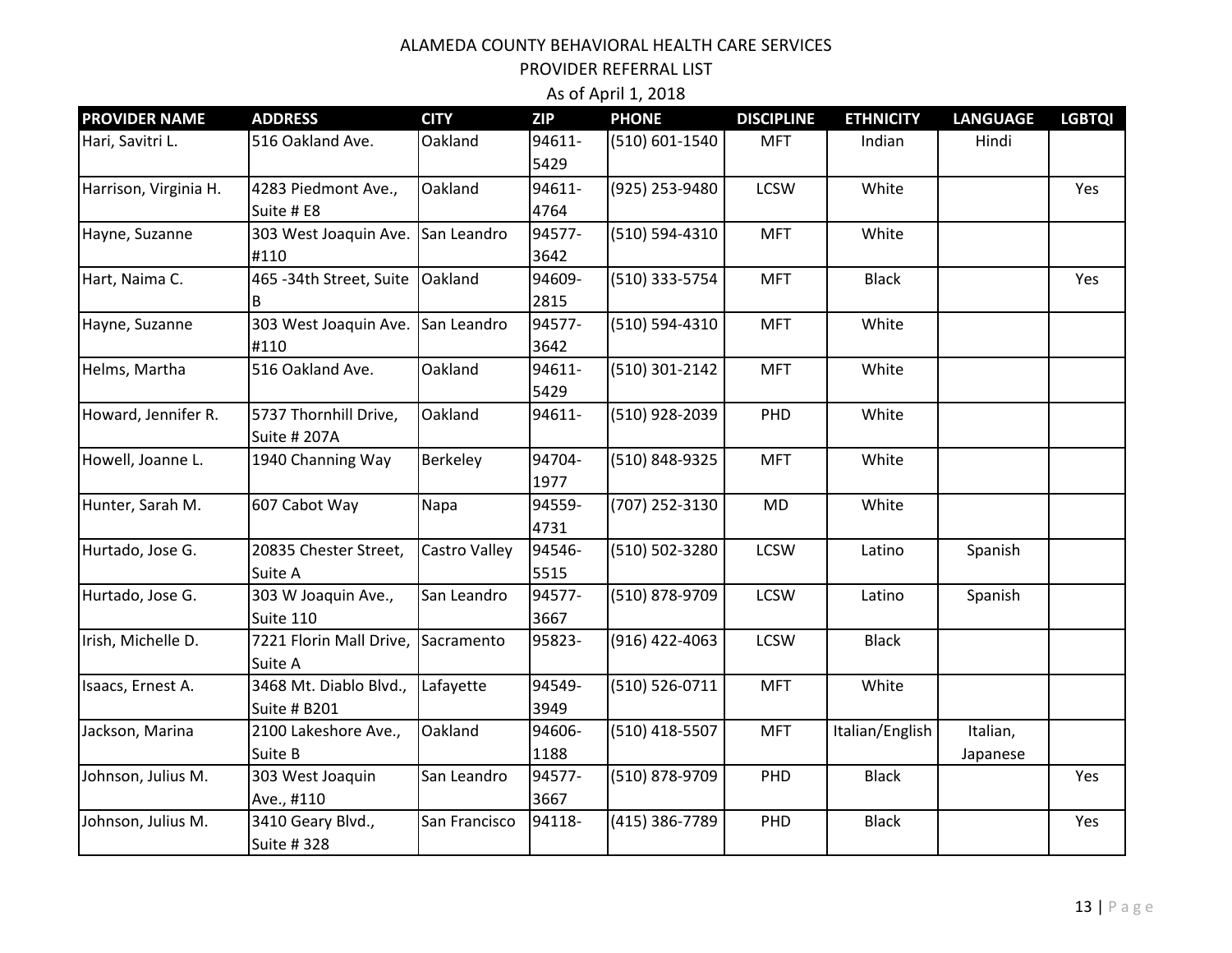ALAMEDA COUNTY BEHAVIORAL HEALTH CARE SERVICES

PROVIDER REFERRAL LIST

As of April 1, 2018

| PROVIDER NAME | ADDRESS | CITY | ZIP | PHONE | DISCIPLINE | ETHNICITY | LANGUAGE | LGBTQI |
|---|---|---|---|---|---|---|---|---|
| Hari, Savitri L. | 516 Oakland Ave. | Oakland | 94611-5429 | (510) 601-1540 | MFT | Indian | Hindi | |
| Harrison, Virginia H. | 4283 Piedmont Ave., Suite # E8 | Oakland | 94611-4764 | (925) 253-9480 | LCSW | White | | Yes |
| Hayne, Suzanne | 303 West Joaquin Ave. #110 | San Leandro | 94577-3642 | (510) 594-4310 | MFT | White | | |
| Hart, Naima C. | 465 -34th Street, Suite B | Oakland | 94609-2815 | (510) 333-5754 | MFT | Black | | Yes |
| Hayne, Suzanne | 303 West Joaquin Ave. #110 | San Leandro | 94577-3642 | (510) 594-4310 | MFT | White | | |
| Helms, Martha | 516 Oakland Ave. | Oakland | 94611-5429 | (510) 301-2142 | MFT | White | | |
| Howard, Jennifer R. | 5737 Thornhill Drive, Suite # 207A | Oakland | 94611- | (510) 928-2039 | PHD | White | | |
| Howell, Joanne L. | 1940 Channing Way | Berkeley | 94704-1977 | (510) 848-9325 | MFT | White | | |
| Hunter, Sarah M. | 607 Cabot Way | Napa | 94559-4731 | (707) 252-3130 | MD | White | | |
| Hurtado, Jose G. | 20835 Chester Street, Suite A | Castro Valley | 94546-5515 | (510) 502-3280 | LCSW | Latino | Spanish | |
| Hurtado, Jose G. | 303 W Joaquin Ave., Suite 110 | San Leandro | 94577-3667 | (510) 878-9709 | LCSW | Latino | Spanish | |
| Irish, Michelle D. | 7221 Florin Mall Drive, Suite A | Sacramento | 95823- | (916) 422-4063 | LCSW | Black | | |
| Isaacs, Ernest A. | 3468 Mt. Diablo Blvd., Suite # B201 | Lafayette | 94549-3949 | (510) 526-0711 | MFT | White | | |
| Jackson, Marina | 2100 Lakeshore Ave., Suite B | Oakland | 94606-1188 | (510) 418-5507 | MFT | Italian/English | Italian, Japanese | |
| Johnson, Julius M. | 303 West Joaquin Ave., #110 | San Leandro | 94577-3667 | (510) 878-9709 | PHD | Black | | Yes |
| Johnson, Julius M. | 3410 Geary Blvd., Suite # 328 | San Francisco | 94118- | (415) 386-7789 | PHD | Black | | Yes |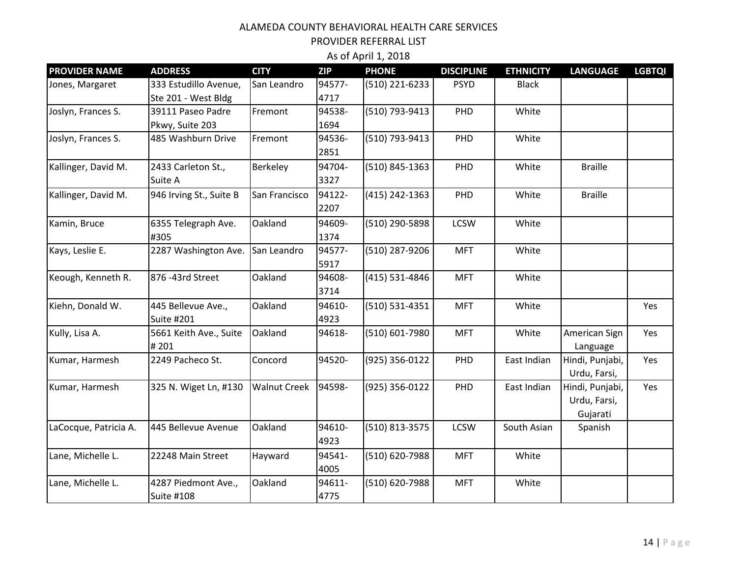ALAMEDA COUNTY BEHAVIORAL HEALTH CARE SERVICES

PROVIDER REFERRAL LIST

As of April 1, 2018

| PROVIDER NAME | ADDRESS | CITY | ZIP | PHONE | DISCIPLINE | ETHNICITY | LANGUAGE | LGBTQI |
|---|---|---|---|---|---|---|---|---|
| Jones, Margaret | 333 Estudillo Avenue, Ste 201 - West Bldg | San Leandro | 94577-4717 | (510) 221-6233 | PSYD | Black | | |
| Joslyn, Frances S. | 39111 Paseo Padre Pkwy, Suite 203 | Fremont | 94538-1694 | (510) 793-9413 | PHD | White | | |
| Joslyn, Frances S. | 485 Washburn Drive | Fremont | 94536-2851 | (510) 793-9413 | PHD | White | | |
| Kallinger, David M. | 2433 Carleton St., Suite A | Berkeley | 94704-3327 | (510) 845-1363 | PHD | White | Braille | |
| Kallinger, David M. | 946 Irving St., Suite B | San Francisco | 94122-2207 | (415) 242-1363 | PHD | White | Braille | |
| Kamin, Bruce | 6355 Telegraph Ave. #305 | Oakland | 94609-1374 | (510) 290-5898 | LCSW | White | | |
| Kays, Leslie E. | 2287 Washington Ave. | San Leandro | 94577-5917 | (510) 287-9206 | MFT | White | | |
| Keough, Kenneth R. | 876 -43rd Street | Oakland | 94608-3714 | (415) 531-4846 | MFT | White | | |
| Kiehn, Donald W. | 445 Bellevue Ave., Suite #201 | Oakland | 94610-4923 | (510) 531-4351 | MFT | White | | Yes |
| Kully, Lisa A. | 5661 Keith Ave., Suite # 201 | Oakland | 94618- | (510) 601-7980 | MFT | White | American Sign Language | Yes |
| Kumar, Harmesh | 2249 Pacheco St. | Concord | 94520- | (925) 356-0122 | PHD | East Indian | Hindi, Punjabi, Urdu, Farsi, | Yes |
| Kumar, Harmesh | 325 N. Wiget Ln, #130 | Walnut Creek | 94598- | (925) 356-0122 | PHD | East Indian | Hindi, Punjabi, Urdu, Farsi, Gujarati | Yes |
| LaCocque, Patricia A. | 445 Bellevue Avenue | Oakland | 94610-4923 | (510) 813-3575 | LCSW | South Asian | Spanish | |
| Lane, Michelle L. | 22248 Main Street | Hayward | 94541-4005 | (510) 620-7988 | MFT | White | | |
| Lane, Michelle L. | 4287 Piedmont Ave., Suite #108 | Oakland | 94611-4775 | (510) 620-7988 | MFT | White | | |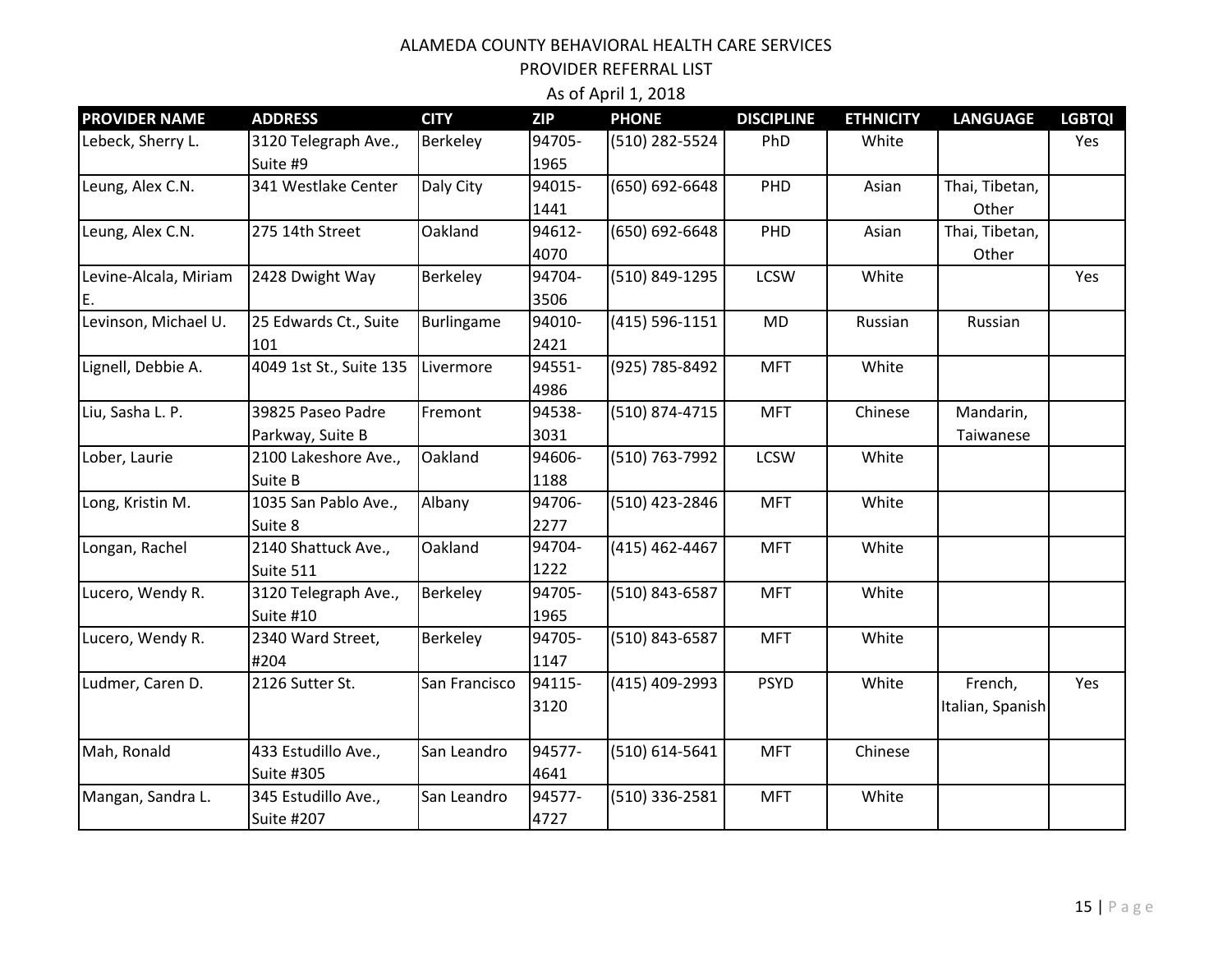ALAMEDA COUNTY BEHAVIORAL HEALTH CARE SERVICES
PROVIDER REFERRAL LIST
As of April 1, 2018

| PROVIDER NAME | ADDRESS | CITY | ZIP | PHONE | DISCIPLINE | ETHNICITY | LANGUAGE | LGBTQI |
|---|---|---|---|---|---|---|---|---|
| Lebeck, Sherry L. | 3120 Telegraph Ave., Suite #9 | Berkeley | 94705-1965 | (510) 282-5524 | PhD | White | | Yes |
| Leung, Alex C.N. | 341 Westlake Center | Daly City | 94015-1441 | (650) 692-6648 | PHD | Asian | Thai, Tibetan, Other | |
| Leung, Alex C.N. | 275 14th Street | Oakland | 94612-4070 | (650) 692-6648 | PHD | Asian | Thai, Tibetan, Other | |
| Levine-Alcala, Miriam E. | 2428 Dwight Way | Berkeley | 94704-3506 | (510) 849-1295 | LCSW | White | | Yes |
| Levinson, Michael U. | 25 Edwards Ct., Suite 101 | Burlingame | 94010-2421 | (415) 596-1151 | MD | Russian | Russian | |
| Lignell, Debbie A. | 4049 1st St., Suite 135 | Livermore | 94551-4986 | (925) 785-8492 | MFT | White | | |
| Liu, Sasha L. P. | 39825 Paseo Padre Parkway, Suite B | Fremont | 94538-3031 | (510) 874-4715 | MFT | Chinese | Mandarin, Taiwanese | |
| Lober, Laurie | 2100 Lakeshore Ave., Suite B | Oakland | 94606-1188 | (510) 763-7992 | LCSW | White | | |
| Long, Kristin M. | 1035 San Pablo Ave., Suite 8 | Albany | 94706-2277 | (510) 423-2846 | MFT | White | | |
| Longan, Rachel | 2140 Shattuck Ave., Suite 511 | Oakland | 94704-1222 | (415) 462-4467 | MFT | White | | |
| Lucero, Wendy R. | 3120 Telegraph Ave., Suite #10 | Berkeley | 94705-1965 | (510) 843-6587 | MFT | White | | |
| Lucero, Wendy R. | 2340 Ward Street, #204 | Berkeley | 94705-1147 | (510) 843-6587 | MFT | White | | |
| Ludmer, Caren D. | 2126 Sutter St. | San Francisco | 94115-3120 | (415) 409-2993 | PSYD | White | French, Italian, Spanish | Yes |
| Mah, Ronald | 433 Estudillo Ave., Suite #305 | San Leandro | 94577-4641 | (510) 614-5641 | MFT | Chinese | | |
| Mangan, Sandra L. | 345 Estudillo Ave., Suite #207 | San Leandro | 94577-4727 | (510) 336-2581 | MFT | White | | |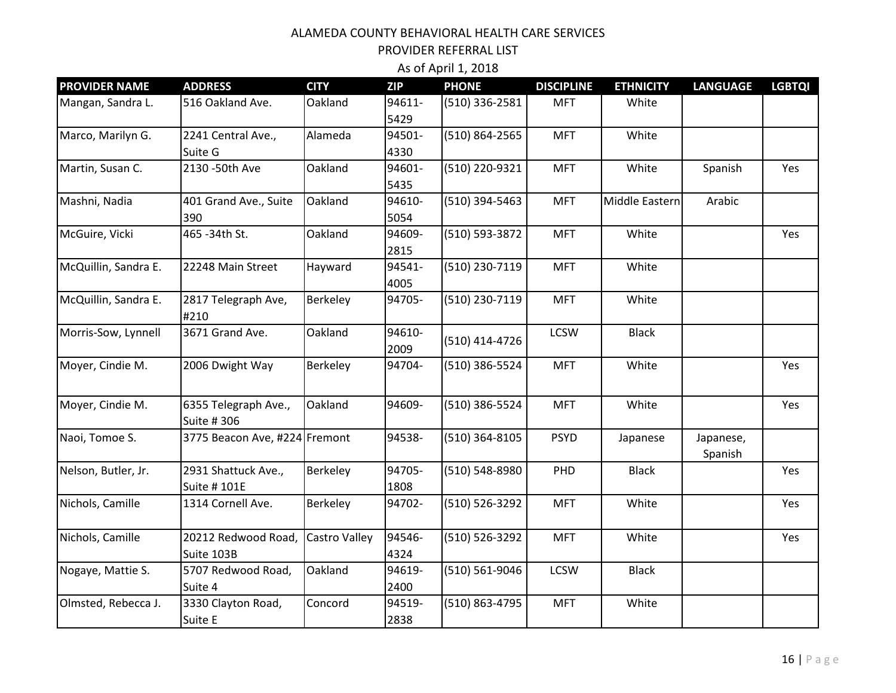ALAMEDA COUNTY BEHAVIORAL HEALTH CARE SERVICES

PROVIDER REFERRAL LIST

As of April 1, 2018

| PROVIDER NAME | ADDRESS | CITY | ZIP | PHONE | DISCIPLINE | ETHNICITY | LANGUAGE | LGBTQI |
|---|---|---|---|---|---|---|---|---|
| Mangan, Sandra L. | 516 Oakland Ave. | Oakland | 94611-5429 | (510) 336-2581 | MFT | White | | |
| Marco, Marilyn G. | 2241 Central Ave., Suite G | Alameda | 94501-4330 | (510) 864-2565 | MFT | White | | |
| Martin, Susan C. | 2130 -50th Ave | Oakland | 94601-5435 | (510) 220-9321 | MFT | White | Spanish | Yes |
| Mashni, Nadia | 401 Grand Ave., Suite 390 | Oakland | 94610-5054 | (510) 394-5463 | MFT | Middle Eastern | Arabic | |
| McGuire, Vicki | 465 -34th St. | Oakland | 94609-2815 | (510) 593-3872 | MFT | White | | Yes |
| McQuillin, Sandra E. | 22248 Main Street | Hayward | 94541-4005 | (510) 230-7119 | MFT | White | | |
| McQuillin, Sandra E. | 2817 Telegraph Ave, #210 | Berkeley | 94705- | (510) 230-7119 | MFT | White | | |
| Morris-Sow, Lynnell | 3671 Grand Ave. | Oakland | 94610-2009 | (510) 414-4726 | LCSW | Black | | |
| Moyer, Cindie M. | 2006 Dwight Way | Berkeley | 94704- | (510) 386-5524 | MFT | White | | Yes |
| Moyer, Cindie M. | 6355 Telegraph Ave., Suite # 306 | Oakland | 94609- | (510) 386-5524 | MFT | White | | Yes |
| Naoi, Tomoe S. | 3775 Beacon Ave, #224 | Fremont | 94538- | (510) 364-8105 | PSYD | Japanese | Japanese, Spanish | |
| Nelson, Butler, Jr. | 2931 Shattuck Ave., Suite # 101E | Berkeley | 94705-1808 | (510) 548-8980 | PHD | Black | | Yes |
| Nichols, Camille | 1314 Cornell Ave. | Berkeley | 94702- | (510) 526-3292 | MFT | White | | Yes |
| Nichols, Camille | 20212 Redwood Road, Suite 103B | Castro Valley | 94546-4324 | (510) 526-3292 | MFT | White | | Yes |
| Nogaye, Mattie S. | 5707 Redwood Road, Suite 4 | Oakland | 94619-2400 | (510) 561-9046 | LCSW | Black | | |
| Olmsted, Rebecca J. | 3330 Clayton Road, Suite E | Concord | 94519-2838 | (510) 863-4795 | MFT | White | | |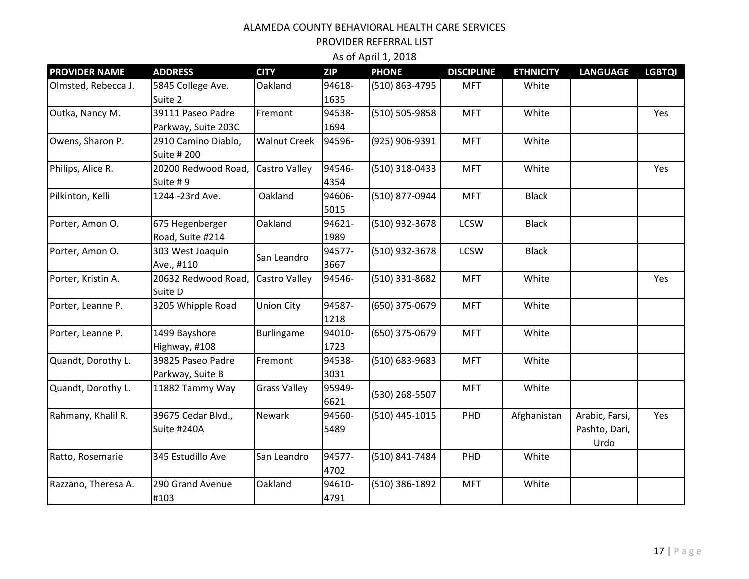ALAMEDA COUNTY BEHAVIORAL HEALTH CARE SERVICES

PROVIDER REFERRAL LIST

As of April 1, 2018

| PROVIDER NAME | ADDRESS | CITY | ZIP | PHONE | DISCIPLINE | ETHNICITY | LANGUAGE | LGBTQI |
|---|---|---|---|---|---|---|---|---|
| Olmsted, Rebecca J. | 5845 College Ave. Suite 2 | Oakland | 94618-1635 | (510) 863-4795 | MFT | White | | |
| Outka, Nancy M. | 39111 Paseo Padre Parkway, Suite 203C | Fremont | 94538-1694 | (510) 505-9858 | MFT | White | | Yes |
| Owens, Sharon P. | 2910 Camino Diablo, Suite # 200 | Walnut Creek | 94596- | (925) 906-9391 | MFT | White | | |
| Philips, Alice R. | 20200 Redwood Road, Suite # 9 | Castro Valley | 94546-4354 | (510) 318-0433 | MFT | White | | Yes |
| Pilkinton, Kelli | 1244 -23rd Ave. | Oakland | 94606-5015 | (510) 877-0944 | MFT | Black | | |
| Porter, Amon O. | 675 Hegenberger Road, Suite #214 | Oakland | 94621-1989 | (510) 932-3678 | LCSW | Black | | |
| Porter, Amon O. | 303 West Joaquin Ave., #110 | San Leandro | 94577-3667 | (510) 932-3678 | LCSW | Black | | |
| Porter, Kristin A. | 20632 Redwood Road, Suite D | Castro Valley | 94546- | (510) 331-8682 | MFT | White | | Yes |
| Porter, Leanne P. | 3205 Whipple Road | Union City | 94587-1218 | (650) 375-0679 | MFT | White | | |
| Porter, Leanne P. | 1499 Bayshore Highway, #108 | Burlingame | 94010-1723 | (650) 375-0679 | MFT | White | | |
| Quandt, Dorothy L. | 39825 Paseo Padre Parkway, Suite B | Fremont | 94538-3031 | (510) 683-9683 | MFT | White | | |
| Quandt, Dorothy L. | 11882 Tammy Way | Grass Valley | 95949-6621 | (530) 268-5507 | MFT | White | | |
| Rahmany, Khalil R. | 39675 Cedar Blvd., Suite #240A | Newark | 94560-5489 | (510) 445-1015 | PHD | Afghanistan | Arabic, Farsi, Pashto, Dari, Urdo | Yes |
| Ratto, Rosemarie | 345 Estudillo Ave | San Leandro | 94577-4702 | (510) 841-7484 | PHD | White | | |
| Razzano, Theresa A. | 290 Grand Avenue #103 | Oakland | 94610-4791 | (510) 386-1892 | MFT | White | | |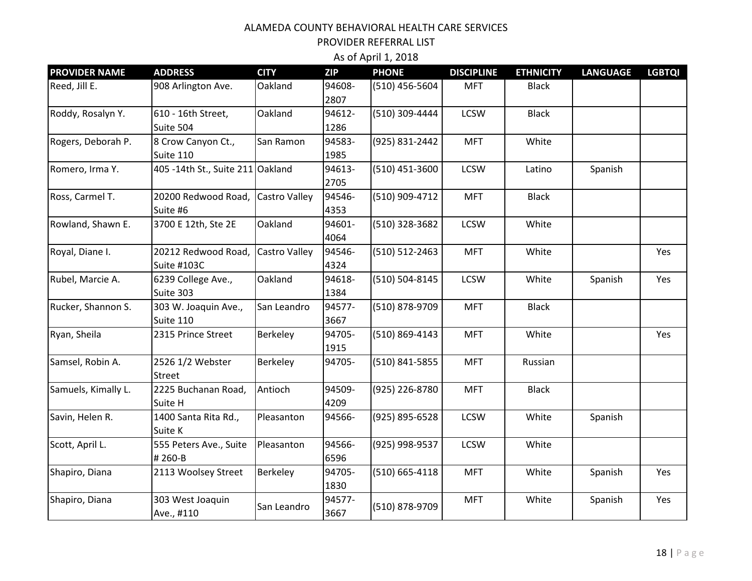# ALAMEDA COUNTY BEHAVIORAL HEALTH CARE SERVICES

## PROVIDER REFERRAL LIST

As of April 1, 2018

| PROVIDER NAME | ADDRESS | CITY | ZIP | PHONE | DISCIPLINE | ETHNICITY | LANGUAGE | LGBTQI |
|---|---|---|---|---|---|---|---|---|
| Reed, Jill E. | 908 Arlington Ave. | Oakland | 94608-2807 | (510) 456-5604 | MFT | Black | | |
| Roddy, Rosalyn Y. | 610 - 16th Street, Suite 504 | Oakland | 94612-1286 | (510) 309-4444 | LCSW | Black | | |
| Rogers, Deborah P. | 8 Crow Canyon Ct., Suite 110 | San Ramon | 94583-1985 | (925) 831-2442 | MFT | White | | |
| Romero, Irma Y. | 405 -14th St., Suite 211 | Oakland | 94613-2705 | (510) 451-3600 | LCSW | Latino | Spanish | |
| Ross, Carmel T. | 20200 Redwood Road, Suite #6 | Castro Valley | 94546-4353 | (510) 909-4712 | MFT | Black | | |
| Rowland, Shawn E. | 3700 E 12th, Ste 2E | Oakland | 94601-4064 | (510) 328-3682 | LCSW | White | | |
| Royal, Diane I. | 20212 Redwood Road, Suite #103C | Castro Valley | 94546-4324 | (510) 512-2463 | MFT | White | | Yes |
| Rubel, Marcie A. | 6239 College Ave., Suite 303 | Oakland | 94618-1384 | (510) 504-8145 | LCSW | White | Spanish | Yes |
| Rucker, Shannon S. | 303 W. Joaquin Ave., Suite 110 | San Leandro | 94577-3667 | (510) 878-9709 | MFT | Black | | |
| Ryan, Sheila | 2315 Prince Street | Berkeley | 94705-1915 | (510) 869-4143 | MFT | White | | Yes |
| Samsel, Robin A. | 2526 1/2 Webster Street | Berkeley | 94705- | (510) 841-5855 | MFT | Russian | | |
| Samuels, Kimally L. | 2225 Buchanan Road, Suite H | Antioch | 94509-4209 | (925) 226-8780 | MFT | Black | | |
| Savin, Helen R. | 1400 Santa Rita Rd., Suite K | Pleasanton | 94566- | (925) 895-6528 | LCSW | White | Spanish | |
| Scott, April L. | 555 Peters Ave., Suite # 260-B | Pleasanton | 94566-6596 | (925) 998-9537 | LCSW | White | | |
| Shapiro, Diana | 2113 Woolsey Street | Berkeley | 94705-1830 | (510) 665-4118 | MFT | White | Spanish | Yes |
| Shapiro, Diana | 303 West Joaquin Ave., #110 | San Leandro | 94577-3667 | (510) 878-9709 | MFT | White | Spanish | Yes |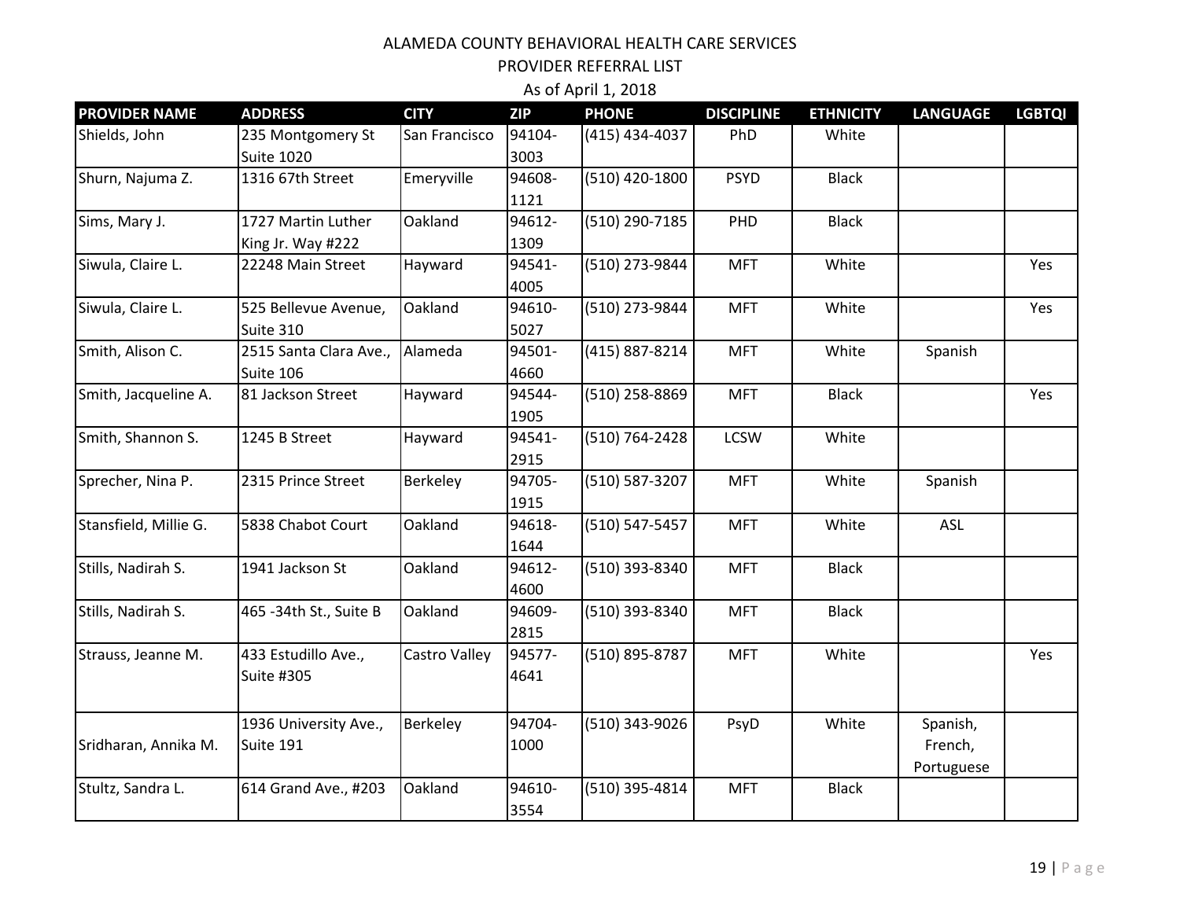ALAMEDA COUNTY BEHAVIORAL HEALTH CARE SERVICES

PROVIDER REFERRAL LIST

As of April 1, 2018

| PROVIDER NAME | ADDRESS | CITY | ZIP | PHONE | DISCIPLINE | ETHNICITY | LANGUAGE | LGBTQI |
|---|---|---|---|---|---|---|---|---|
| Shields, John | 235 Montgomery St Suite 1020 | San Francisco | 94104-3003 | (415) 434-4037 | PhD | White | | |
| Shurn, Najuma Z. | 1316 67th Street | Emeryville | 94608-1121 | (510) 420-1800 | PSYD | Black | | |
| Sims, Mary J. | 1727 Martin Luther King Jr. Way #222 | Oakland | 94612-1309 | (510) 290-7185 | PHD | Black | | |
| Siwula, Claire L. | 22248 Main Street | Hayward | 94541-4005 | (510) 273-9844 | MFT | White | | Yes |
| Siwula, Claire L. | 525 Bellevue Avenue, Suite 310 | Oakland | 94610-5027 | (510) 273-9844 | MFT | White | | Yes |
| Smith, Alison C. | 2515 Santa Clara Ave., Suite 106 | Alameda | 94501-4660 | (415) 887-8214 | MFT | White | Spanish | |
| Smith, Jacqueline A. | 81 Jackson Street | Hayward | 94544-1905 | (510) 258-8869 | MFT | Black | | Yes |
| Smith, Shannon S. | 1245 B Street | Hayward | 94541-2915 | (510) 764-2428 | LCSW | White | | |
| Sprecher, Nina P. | 2315 Prince Street | Berkeley | 94705-1915 | (510) 587-3207 | MFT | White | Spanish | |
| Stansfield, Millie G. | 5838 Chabot Court | Oakland | 94618-1644 | (510) 547-5457 | MFT | White | ASL | |
| Stills, Nadirah S. | 1941 Jackson St | Oakland | 94612-4600 | (510) 393-8340 | MFT | Black | | |
| Stills, Nadirah S. | 465 -34th St., Suite B | Oakland | 94609-2815 | (510) 393-8340 | MFT | Black | | |
| Strauss, Jeanne M. | 433 Estudillo Ave., Suite #305 | Castro Valley | 94577-4641 | (510) 895-8787 | MFT | White | | Yes |
| Sridharan, Annika M. | 1936 University Ave., Suite 191 | Berkeley | 94704-1000 | (510) 343-9026 | PsyD | White | Spanish, French, Portuguese | |
| Stultz, Sandra L. | 614 Grand Ave., #203 | Oakland | 94610-3554 | (510) 395-4814 | MFT | Black | | |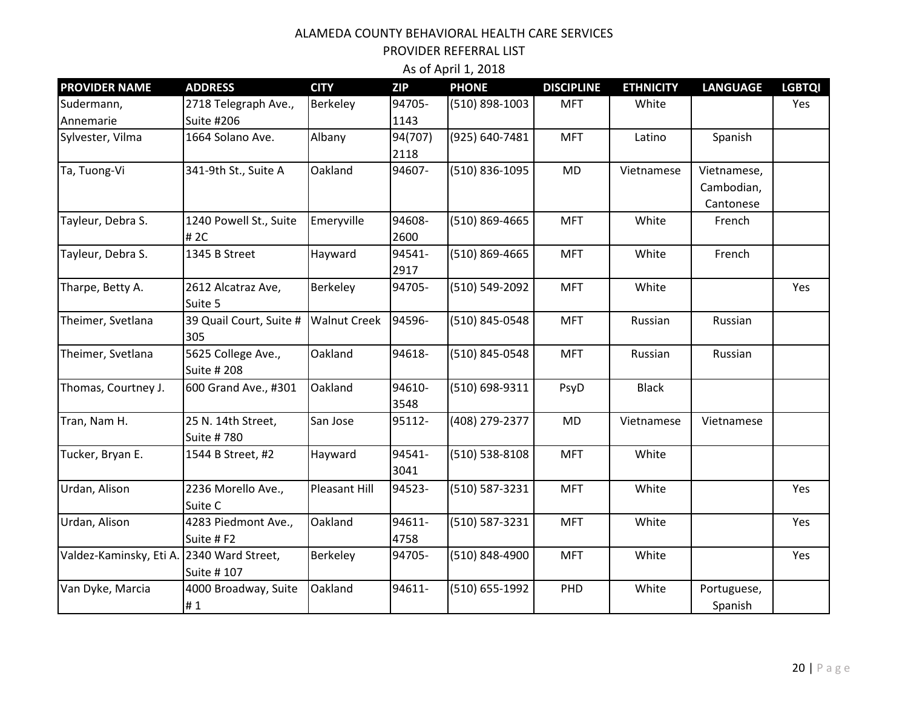# ALAMEDA COUNTY BEHAVIORAL HEALTH CARE SERVICES

## PROVIDER REFERRAL LIST

As of April 1, 2018

| PROVIDER NAME | ADDRESS | CITY | ZIP | PHONE | DISCIPLINE | ETHNICITY | LANGUAGE | LGBTQI |
|---|---|---|---|---|---|---|---|---|
| Sudermann, Annemarie | 2718 Telegraph Ave., Suite #206 | Berkeley | 94705-1143 | (510) 898-1003 | MFT | White | | Yes |
| Sylvester, Vilma | 1664 Solano Ave. | Albany | 94(707) 2118 | (925) 640-7481 | MFT | Latino | Spanish | |
| Ta, Tuong-Vi | 341-9th St., Suite A | Oakland | 94607- | (510) 836-1095 | MD | Vietnamese | Vietnamese, Cambodian, Cantonese | |
| Tayleur, Debra S. | 1240 Powell St., Suite # 2C | Emeryville | 94608-2600 | (510) 869-4665 | MFT | White | French | |
| Tayleur, Debra S. | 1345 B Street | Hayward | 94541-2917 | (510) 869-4665 | MFT | White | French | |
| Tharpe, Betty A. | 2612 Alcatraz Ave, Suite 5 | Berkeley | 94705- | (510) 549-2092 | MFT | White | | Yes |
| Theimer, Svetlana | 39 Quail Court, Suite # 305 | Walnut Creek | 94596- | (510) 845-0548 | MFT | Russian | Russian | |
| Theimer, Svetlana | 5625 College Ave., Suite # 208 | Oakland | 94618- | (510) 845-0548 | MFT | Russian | Russian | |
| Thomas, Courtney J. | 600 Grand Ave., #301 | Oakland | 94610-3548 | (510) 698-9311 | PsyD | Black | | |
| Tran, Nam H. | 25 N. 14th Street, Suite # 780 | San Jose | 95112- | (408) 279-2377 | MD | Vietnamese | Vietnamese | |
| Tucker, Bryan E. | 1544 B Street, #2 | Hayward | 94541-3041 | (510) 538-8108 | MFT | White | | |
| Urdan, Alison | 2236 Morello Ave., Suite C | Pleasant Hill | 94523- | (510) 587-3231 | MFT | White | | Yes |
| Urdan, Alison | 4283 Piedmont Ave., Suite # F2 | Oakland | 94611-4758 | (510) 587-3231 | MFT | White | | Yes |
| Valdez-Kaminsky, Eti A. | 2340 Ward Street, Suite # 107 | Berkeley | 94705- | (510) 848-4900 | MFT | White | | Yes |
| Van Dyke, Marcia | 4000 Broadway, Suite # 1 | Oakland | 94611- | (510) 655-1992 | PHD | White | Portuguese, Spanish | |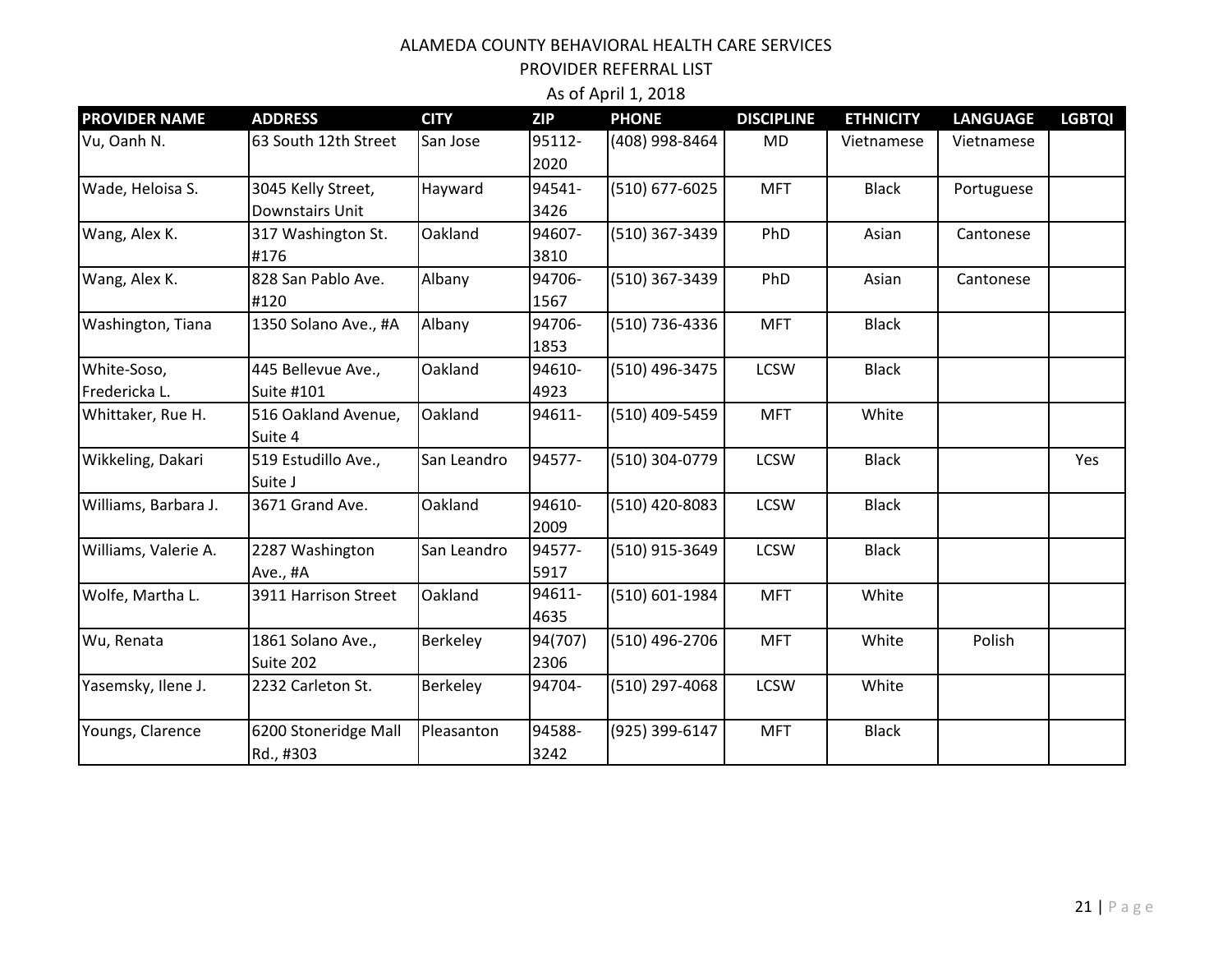ALAMEDA COUNTY BEHAVIORAL HEALTH CARE SERVICES

PROVIDER REFERRAL LIST

As of April 1, 2018

| PROVIDER NAME | ADDRESS | CITY | ZIP | PHONE | DISCIPLINE | ETHNICITY | LANGUAGE | LGBTQI |
|---|---|---|---|---|---|---|---|---|
| Vu, Oanh N. | 63 South 12th Street | San Jose | 95112-2020 | (408) 998-8464 | MD | Vietnamese | Vietnamese | |
| Wade, Heloisa S. | 3045 Kelly Street, Downstairs Unit | Hayward | 94541-3426 | (510) 677-6025 | MFT | Black | Portuguese | |
| Wang, Alex K. | 317 Washington St. #176 | Oakland | 94607-3810 | (510) 367-3439 | PhD | Asian | Cantonese | |
| Wang, Alex K. | 828 San Pablo Ave. #120 | Albany | 94706-1567 | (510) 367-3439 | PhD | Asian | Cantonese | |
| Washington, Tiana | 1350 Solano Ave., #A | Albany | 94706-1853 | (510) 736-4336 | MFT | Black | | |
| White-Soso, Fredericka L. | 445 Bellevue Ave., Suite #101 | Oakland | 94610-4923 | (510) 496-3475 | LCSW | Black | | |
| Whittaker, Rue H. | 516 Oakland Avenue, Suite 4 | Oakland | 94611- | (510) 409-5459 | MFT | White | | |
| Wikkeling, Dakari | 519 Estudillo Ave., Suite J | San Leandro | 94577- | (510) 304-0779 | LCSW | Black | | Yes |
| Williams, Barbara J. | 3671 Grand Ave. | Oakland | 94610-2009 | (510) 420-8083 | LCSW | Black | | |
| Williams, Valerie A. | 2287 Washington Ave., #A | San Leandro | 94577-5917 | (510) 915-3649 | LCSW | Black | | |
| Wolfe, Martha L. | 3911 Harrison Street | Oakland | 94611-4635 | (510) 601-1984 | MFT | White | | |
| Wu, Renata | 1861 Solano Ave., Suite 202 | Berkeley | 94(707) 2306 | (510) 496-2706 | MFT | White | Polish | |
| Yasemsky, Ilene J. | 2232 Carleton St. | Berkeley | 94704- | (510) 297-4068 | LCSW | White | | |
| Youngs, Clarence | 6200 Stoneridge Mall Rd., #303 | Pleasanton | 94588-3242 | (925) 399-6147 | MFT | Black | | |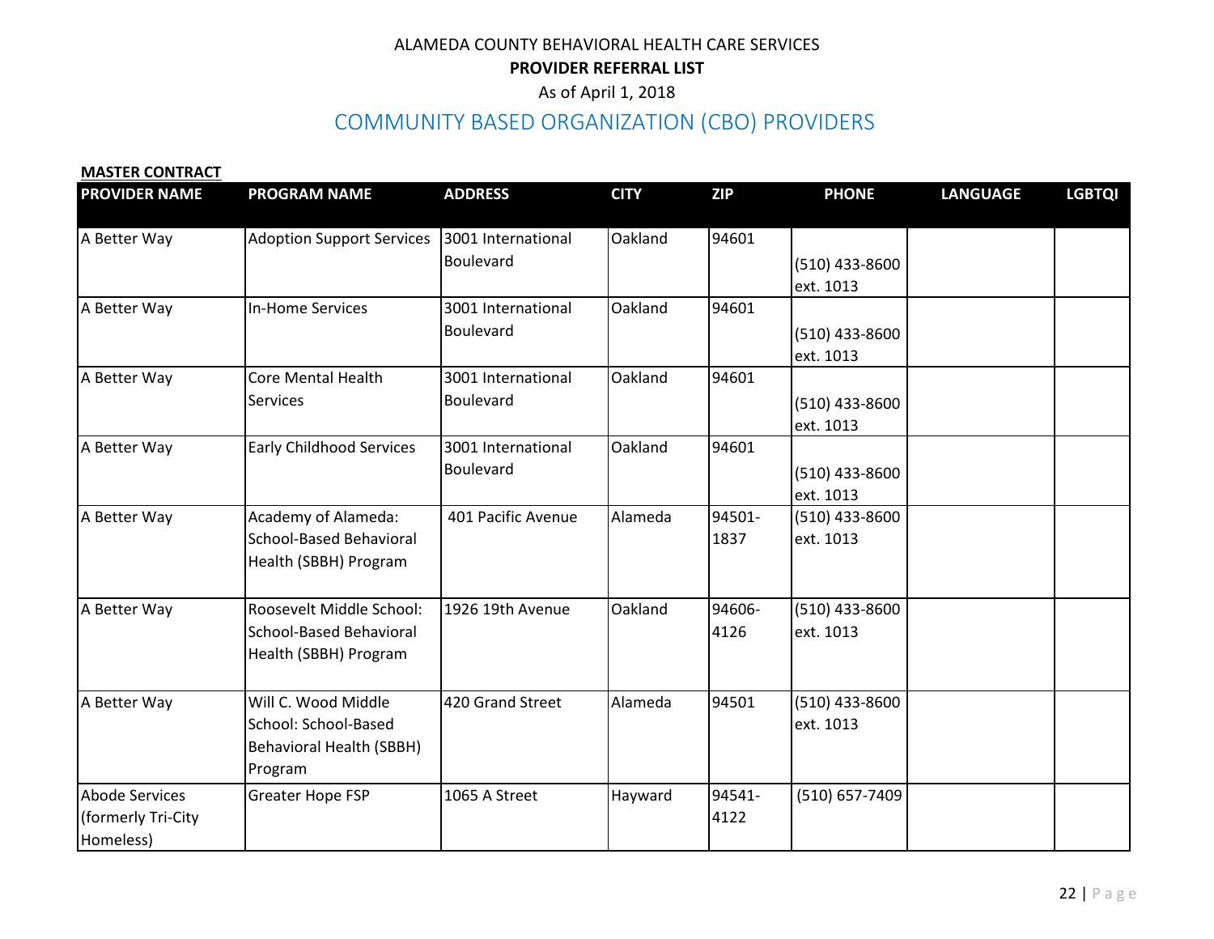ALAMEDA COUNTY BEHAVIORAL HEALTH CARE SERVICES

**PROVIDER REFERRAL LIST**

As of April 1, 2018

## COMMUNITY BASED ORGANIZATION (CBO) PROVIDERS

**MASTER CONTRACT**

| PROVIDER NAME | PROGRAM NAME | ADDRESS | CITY | ZIP | PHONE | LANGUAGE | LGBTQI |
|---|---|---|---|---|---|---|---|
| A Better Way | Adoption Support Services | 3001 International Boulevard | Oakland | 94601 | (510) 433-8600 ext. 1013 | | |
| A Better Way | In-Home Services | 3001 International Boulevard | Oakland | 94601 | (510) 433-8600 ext. 1013 | | |
| A Better Way | Core Mental Health Services | 3001 International Boulevard | Oakland | 94601 | (510) 433-8600 ext. 1013 | | |
| A Better Way | Early Childhood Services | 3001 International Boulevard | Oakland | 94601 | (510) 433-8600 ext. 1013 | | |
| A Better Way | Academy of Alameda: School-Based Behavioral Health (SBBH) Program | 401 Pacific Avenue | Alameda | 94501-1837 | (510) 433-8600 ext. 1013 | | |
| A Better Way | Roosevelt Middle School: School-Based Behavioral Health (SBBH) Program | 1926 19th Avenue | Oakland | 94606-4126 | (510) 433-8600 ext. 1013 | | |
| A Better Way | Will C. Wood Middle School: School-Based Behavioral Health (SBBH) Program | 420 Grand Street | Alameda | 94501 | (510) 433-8600 ext. 1013 | | |
| Abode Services (formerly Tri-City Homeless) | Greater Hope FSP | 1065 A Street | Hayward | 94541-4122 | (510) 657-7409 | | |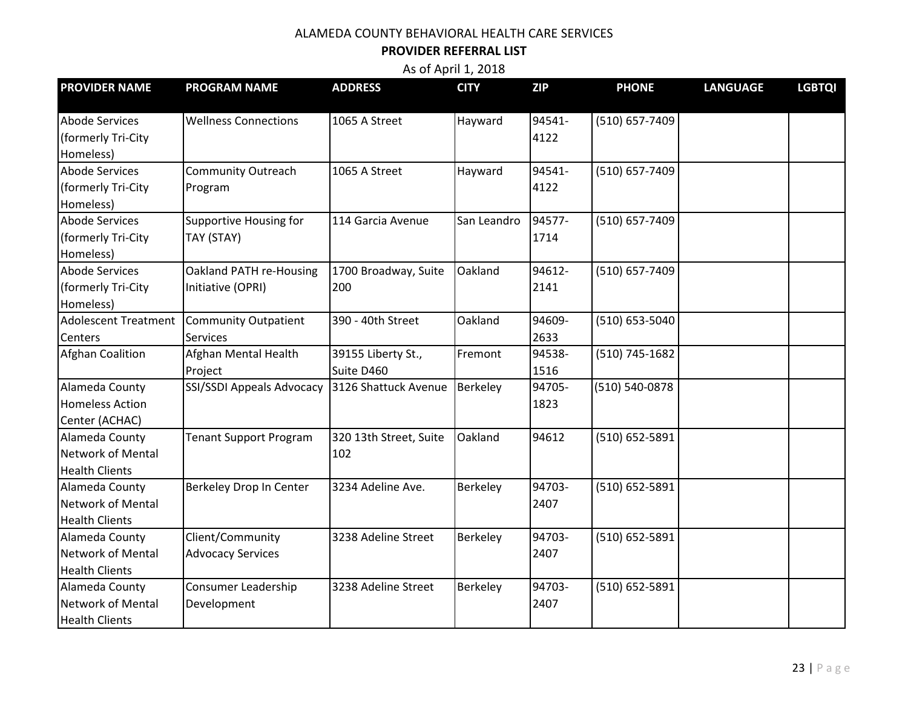ALAMEDA COUNTY BEHAVIORAL HEALTH CARE SERVICES

**PROVIDER REFERRAL LIST**

As of April 1, 2018

| PROVIDER NAME | PROGRAM NAME | ADDRESS | CITY | ZIP | PHONE | LANGUAGE | LGBTQI |
|---|---|---|---|---|---|---|---|
| Abode Services (formerly Tri-City Homeless) | Wellness Connections | 1065 A Street | Hayward | 94541-4122 | (510) 657-7409 | | |
| Abode Services (formerly Tri-City Homeless) | Community Outreach Program | 1065 A Street | Hayward | 94541-4122 | (510) 657-7409 | | |
| Abode Services (formerly Tri-City Homeless) | Supportive Housing for TAY (STAY) | 114 Garcia Avenue | San Leandro | 94577-1714 | (510) 657-7409 | | |
| Abode Services (formerly Tri-City Homeless) | Oakland PATH re-Housing Initiative (OPRI) | 1700 Broadway, Suite 200 | Oakland | 94612-2141 | (510) 657-7409 | | |
| Adolescent Treatment Centers | Community Outpatient Services | 390 - 40th Street | Oakland | 94609-2633 | (510) 653-5040 | | |
| Afghan Coalition | Afghan Mental Health Project | 39155 Liberty St., Suite D460 | Fremont | 94538-1516 | (510) 745-1682 | | |
| Alameda County Homeless Action Center (ACHAC) | SSI/SSDI Appeals Advocacy | 3126 Shattuck Avenue | Berkeley | 94705-1823 | (510) 540-0878 | | |
| Alameda County Network of Mental Health Clients | Tenant Support Program | 320 13th Street, Suite 102 | Oakland | 94612 | (510) 652-5891 | | |
| Alameda County Network of Mental Health Clients | Berkeley Drop In Center | 3234 Adeline Ave. | Berkeley | 94703-2407 | (510) 652-5891 | | |
| Alameda County Network of Mental Health Clients | Client/Community Advocacy Services | 3238 Adeline Street | Berkeley | 94703-2407 | (510) 652-5891 | | |
| Alameda County Network of Mental Health Clients | Consumer Leadership Development | 3238 Adeline Street | Berkeley | 94703-2407 | (510) 652-5891 | | |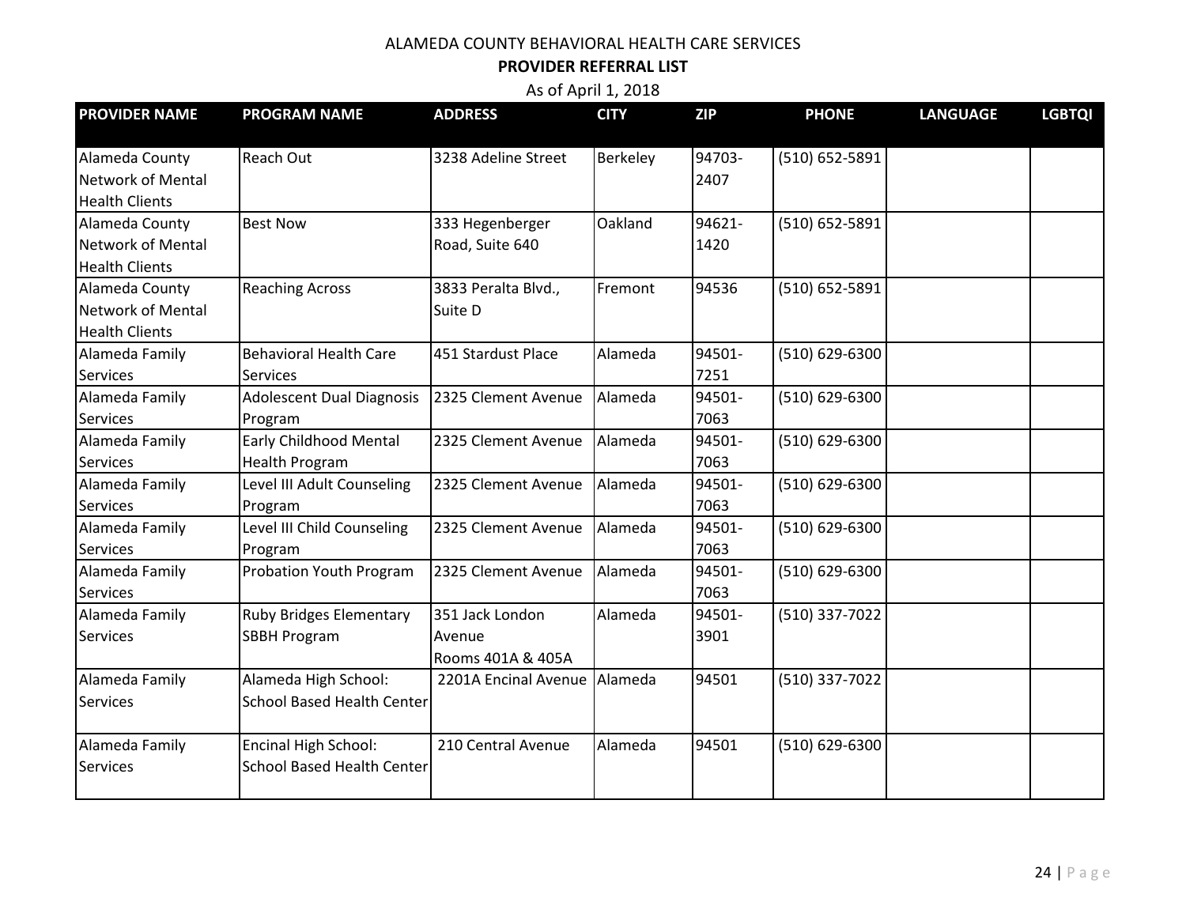ALAMEDA COUNTY BEHAVIORAL HEALTH CARE SERVICES

**PROVIDER REFERRAL LIST**

As of April 1, 2018

| PROVIDER NAME | PROGRAM NAME | ADDRESS | CITY | ZIP | PHONE | LANGUAGE | LGBTQI |
|---|---|---|---|---|---|---|---|
| Alameda County Network of Mental Health Clients | Reach Out | 3238 Adeline Street | Berkeley | 94703-2407 | (510) 652-5891 | | |
| Alameda County Network of Mental Health Clients | Best Now | 333 Hegenberger Road, Suite 640 | Oakland | 94621-1420 | (510) 652-5891 | | |
| Alameda County Network of Mental Health Clients | Reaching Across | 3833 Peralta Blvd., Suite D | Fremont | 94536 | (510) 652-5891 | | |
| Alameda Family Services | Behavioral Health Care Services | 451 Stardust Place | Alameda | 94501-7251 | (510) 629-6300 | | |
| Alameda Family Services | Adolescent Dual Diagnosis Program | 2325 Clement Avenue | Alameda | 94501-7063 | (510) 629-6300 | | |
| Alameda Family Services | Early Childhood Mental Health Program | 2325 Clement Avenue | Alameda | 94501-7063 | (510) 629-6300 | | |
| Alameda Family Services | Level III Adult Counseling Program | 2325 Clement Avenue | Alameda | 94501-7063 | (510) 629-6300 | | |
| Alameda Family Services | Level III Child Counseling Program | 2325 Clement Avenue | Alameda | 94501-7063 | (510) 629-6300 | | |
| Alameda Family Services | Probation Youth Program | 2325 Clement Avenue | Alameda | 94501-7063 | (510) 629-6300 | | |
| Alameda Family Services | Ruby Bridges Elementary SBBH Program | 351 Jack London Avenue Rooms 401A & 405A | Alameda | 94501-3901 | (510) 337-7022 | | |
| Alameda Family Services | Alameda High School: School Based Health Center | 2201A Encinal Avenue | Alameda | 94501 | (510) 337-7022 | | |
| Alameda Family Services | Encinal High School: School Based Health Center | 210 Central Avenue | Alameda | 94501 | (510) 629-6300 | | |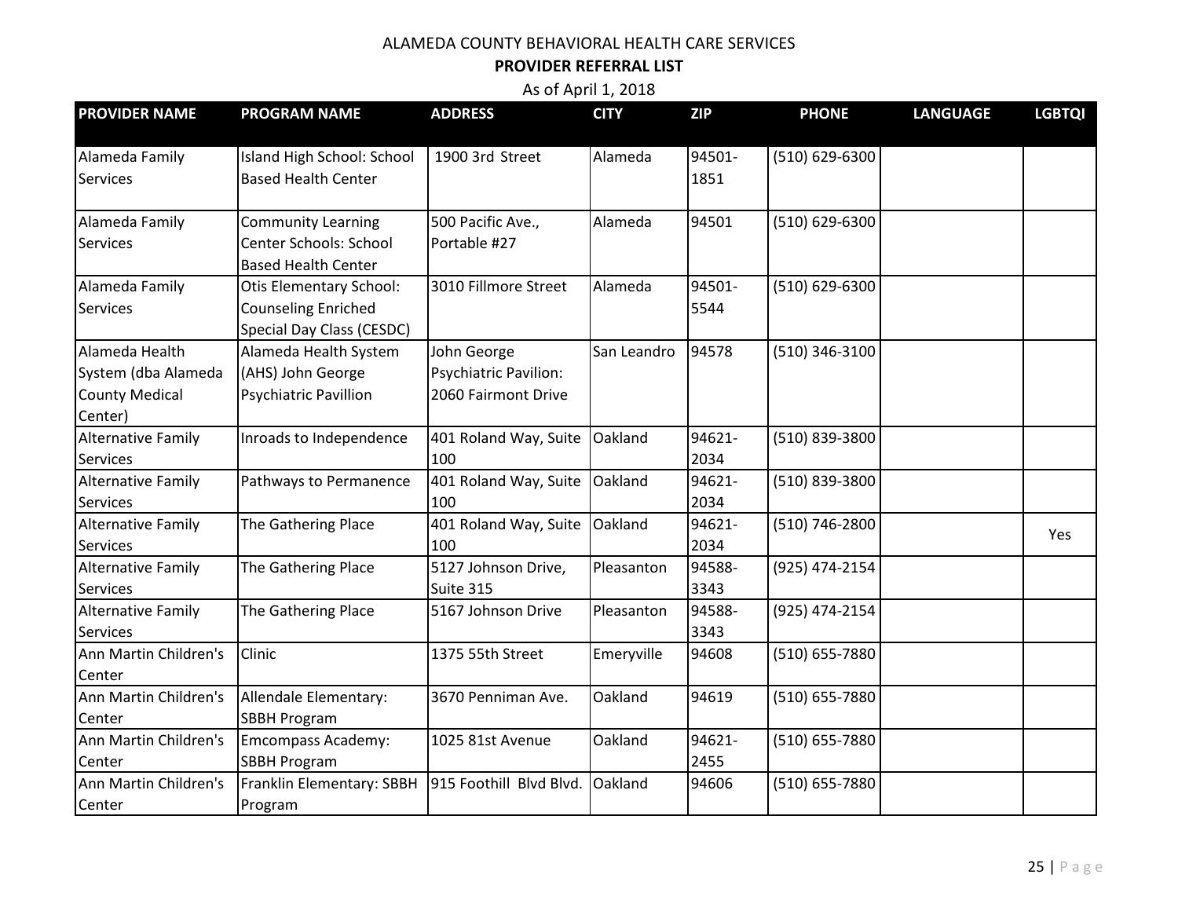ALAMEDA COUNTY BEHAVIORAL HEALTH CARE SERVICES

**PROVIDER REFERRAL LIST**

As of April 1, 2018

| PROVIDER NAME | PROGRAM NAME | ADDRESS | CITY | ZIP | PHONE | LANGUAGE | LGBTQI |
|---|---|---|---|---|---|---|---|
| Alameda Family Services | Island High School: School Based Health Center | 1900 3rd Street | Alameda | 94501-1851 | (510) 629-6300 | | |
| Alameda Family Services | Community Learning Center Schools: School Based Health Center | 500 Pacific Ave., Portable #27 | Alameda | 94501 | (510) 629-6300 | | |
| Alameda Family Services | Otis Elementary School: Counseling Enriched Special Day Class (CESDC) | 3010 Fillmore Street | Alameda | 94501-5544 | (510) 629-6300 | | |
| Alameda Health System (dba Alameda County Medical Center) | Alameda Health System (AHS) John George Psychiatric Pavillion | John George Psychiatric Pavilion: 2060 Fairmont Drive | San Leandro | 94578 | (510) 346-3100 | | |
| Alternative Family Services | Inroads to Independence | 401 Roland Way, Suite 100 | Oakland | 94621-2034 | (510) 839-3800 | | |
| Alternative Family Services | Pathways to Permanence | 401 Roland Way, Suite 100 | Oakland | 94621-2034 | (510) 839-3800 | | |
| Alternative Family Services | The Gathering Place | 401 Roland Way, Suite 100 | Oakland | 94621-2034 | (510) 746-2800 | | Yes |
| Alternative Family Services | The Gathering Place | 5127 Johnson Drive, Suite 315 | Pleasanton | 94588-3343 | (925) 474-2154 | | |
| Alternative Family Services | The Gathering Place | 5167 Johnson Drive | Pleasanton | 94588-3343 | (925) 474-2154 | | |
| Ann Martin Children's Center | Clinic | 1375 55th Street | Emeryville | 94608 | (510) 655-7880 | | |
| Ann Martin Children's Center | Allendale Elementary: SBBH Program | 3670 Penniman Ave. | Oakland | 94619 | (510) 655-7880 | | |
| Ann Martin Children's Center | Emcompass Academy: SBBH Program | 1025 81st Avenue | Oakland | 94621-2455 | (510) 655-7880 | | |
| Ann Martin Children's Center | Franklin Elementary: SBBH Program | 915 Foothill Blvd Blvd. | Oakland | 94606 | (510) 655-7880 | | |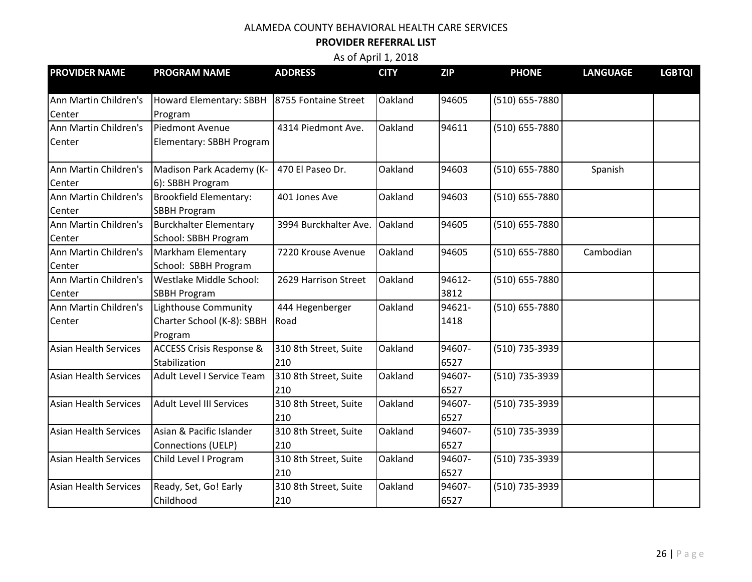ALAMEDA COUNTY BEHAVIORAL HEALTH CARE SERVICES

**PROVIDER REFERRAL LIST**

As of April 1, 2018

| PROVIDER NAME | PROGRAM NAME | ADDRESS | CITY | ZIP | PHONE | LANGUAGE | LGBTQI |
|---|---|---|---|---|---|---|---|
| Ann Martin Children's Center | Howard Elementary: SBBH Program | 8755 Fontaine Street | Oakland | 94605 | (510) 655-7880 | | |
| Ann Martin Children's Center | Piedmont Avenue Elementary: SBBH Program | 4314 Piedmont Ave. | Oakland | 94611 | (510) 655-7880 | | |
| Ann Martin Children's Center | Madison Park Academy (K-6): SBBH Program | 470 El Paseo Dr. | Oakland | 94603 | (510) 655-7880 | Spanish | |
| Ann Martin Children's Center | Brookfield Elementary: SBBH Program | 401 Jones Ave | Oakland | 94603 | (510) 655-7880 | | |
| Ann Martin Children's Center | Burckhalter Elementary School: SBBH Program | 3994 Burckhalter Ave. | Oakland | 94605 | (510) 655-7880 | | |
| Ann Martin Children's Center | Markham Elementary School: SBBH Program | 7220 Krouse Avenue | Oakland | 94605 | (510) 655-7880 | Cambodian | |
| Ann Martin Children's Center | Westlake Middle School: SBBH Program | 2629 Harrison Street | Oakland | 94612-3812 | (510) 655-7880 | | |
| Ann Martin Children's Center | Lighthouse Community Charter School (K-8): SBBH Program | 444 Hegenberger Road | Oakland | 94621-1418 | (510) 655-7880 | | |
| Asian Health Services | ACCESS Crisis Response & Stabilization | 310 8th Street, Suite 210 | Oakland | 94607-6527 | (510) 735-3939 | | |
| Asian Health Services | Adult Level I Service Team | 310 8th Street, Suite 210 | Oakland | 94607-6527 | (510) 735-3939 | | |
| Asian Health Services | Adult Level III Services | 310 8th Street, Suite 210 | Oakland | 94607-6527 | (510) 735-3939 | | |
| Asian Health Services | Asian & Pacific Islander Connections (UELP) | 310 8th Street, Suite 210 | Oakland | 94607-6527 | (510) 735-3939 | | |
| Asian Health Services | Child Level I Program | 310 8th Street, Suite 210 | Oakland | 94607-6527 | (510) 735-3939 | | |
| Asian Health Services | Ready, Set, Go! Early Childhood | 310 8th Street, Suite 210 | Oakland | 94607-6527 | (510) 735-3939 | | |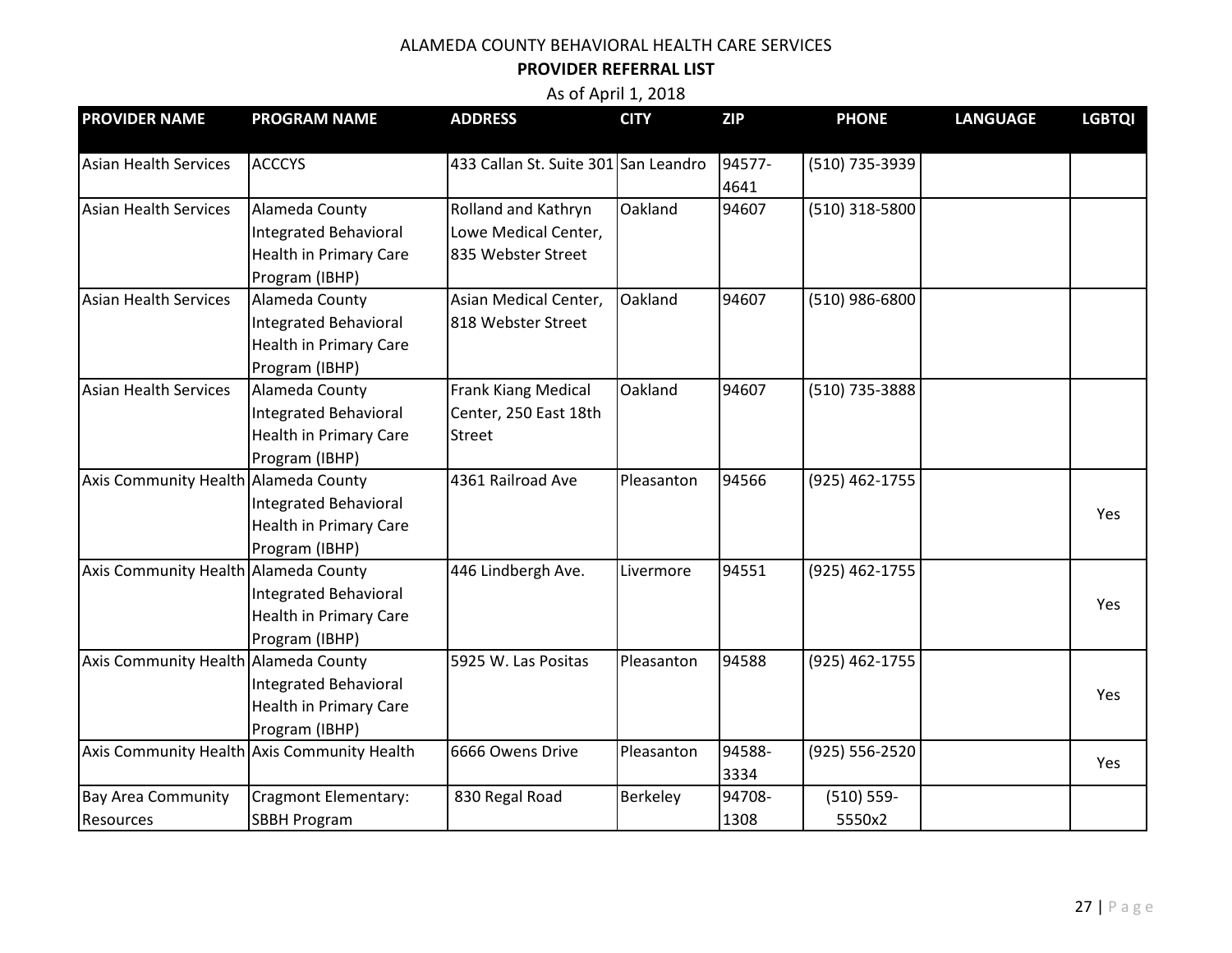ALAMEDA COUNTY BEHAVIORAL HEALTH CARE SERVICES

**PROVIDER REFERRAL LIST**

As of April 1, 2018

| PROVIDER NAME | PROGRAM NAME | ADDRESS | CITY | ZIP | PHONE | LANGUAGE | LGBTQI |
|---|---|---|---|---|---|---|---|
| Asian Health Services | ACCCYS | 433 Callan St. Suite 301 | San Leandro | 94577-4641 | (510) 735-3939 | | |
| Asian Health Services | Alameda County Integrated Behavioral Health in Primary Care Program (IBHP) | Rolland and Kathryn Lowe Medical Center, 835 Webster Street | Oakland | 94607 | (510) 318-5800 | | |
| Asian Health Services | Alameda County Integrated Behavioral Health in Primary Care Program (IBHP) | Asian Medical Center, 818 Webster Street | Oakland | 94607 | (510) 986-6800 | | |
| Asian Health Services | Alameda County Integrated Behavioral Health in Primary Care Program (IBHP) | Frank Kiang Medical Center, 250 East 18th Street | Oakland | 94607 | (510) 735-3888 | | |
| Axis Community Health | Alameda County Integrated Behavioral Health in Primary Care Program (IBHP) | 4361 Railroad Ave | Pleasanton | 94566 | (925) 462-1755 | | Yes |
| Axis Community Health | Alameda County Integrated Behavioral Health in Primary Care Program (IBHP) | 446 Lindbergh Ave. | Livermore | 94551 | (925) 462-1755 | | Yes |
| Axis Community Health | Alameda County Integrated Behavioral Health in Primary Care Program (IBHP) | 5925 W. Las Positas | Pleasanton | 94588 | (925) 462-1755 | | Yes |
| Axis Community Health | Axis Community Health | 6666 Owens Drive | Pleasanton | 94588-3334 | (925) 556-2520 | | Yes |
| Bay Area Community Resources | Cragmont Elementary: SBBH Program | 830 Regal Road | Berkeley | 94708-1308 | (510) 559-5550x2 | | |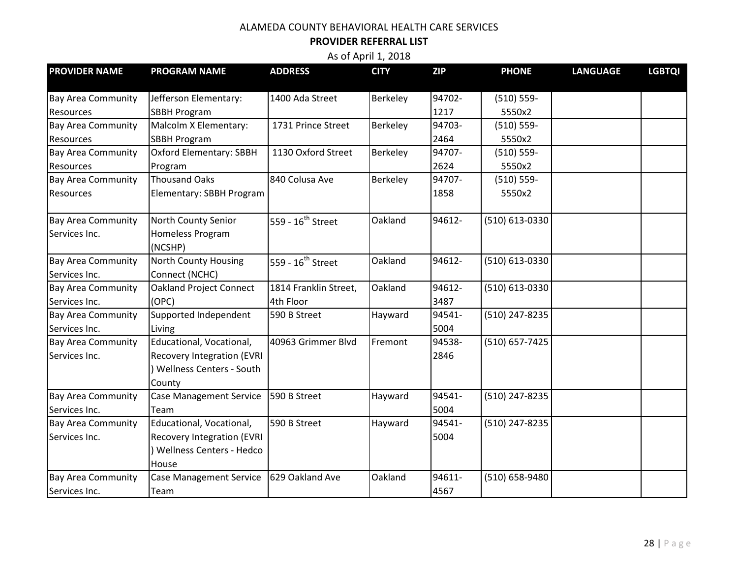ALAMEDA COUNTY BEHAVIORAL HEALTH CARE SERVICES

**PROVIDER REFERRAL LIST**

As of April 1, 2018

| PROVIDER NAME | PROGRAM NAME | ADDRESS | CITY | ZIP | PHONE | LANGUAGE | LGBTQI |
|---|---|---|---|---|---|---|---|
| Bay Area Community Resources | Jefferson Elementary: SBBH Program | 1400 Ada Street | Berkeley | 94702-1217 | (510) 559-5550x2 | | |
| Bay Area Community Resources | Malcolm X Elementary: SBBH Program | 1731 Prince Street | Berkeley | 94703-2464 | (510) 559-5550x2 | | |
| Bay Area Community Resources | Oxford Elementary: SBBH Program | 1130 Oxford Street | Berkeley | 94707-2624 | (510) 559-5550x2 | | |
| Bay Area Community Resources | Thousand Oaks Elementary: SBBH Program | 840 Colusa Ave | Berkeley | 94707-1858 | (510) 559-5550x2 | | |
| Bay Area Community Services Inc. | North County Senior Homeless Program (NCSHP) | 559 - 16th Street | Oakland | 94612- | (510) 613-0330 | | |
| Bay Area Community Services Inc. | North County Housing Connect (NCHC) | 559 - 16th Street | Oakland | 94612- | (510) 613-0330 | | |
| Bay Area Community Services Inc. | Oakland Project Connect (OPC) | 1814 Franklin Street, 4th Floor | Oakland | 94612-3487 | (510) 613-0330 | | |
| Bay Area Community Services Inc. | Supported Independent Living | 590 B Street | Hayward | 94541-5004 | (510) 247-8235 | | |
| Bay Area Community Services Inc. | Educational, Vocational, Recovery Integration (EVRI) Wellness Centers - South County | 40963 Grimmer Blvd | Fremont | 94538-2846 | (510) 657-7425 | | |
| Bay Area Community Services Inc. | Case Management Service Team | 590 B Street | Hayward | 94541-5004 | (510) 247-8235 | | |
| Bay Area Community Services Inc. | Educational, Vocational, Recovery Integration (EVRI) Wellness Centers - Hedco House | 590 B Street | Hayward | 94541-5004 | (510) 247-8235 | | |
| Bay Area Community Services Inc. | Case Management Service Team | 629 Oakland Ave | Oakland | 94611-4567 | (510) 658-9480 | | |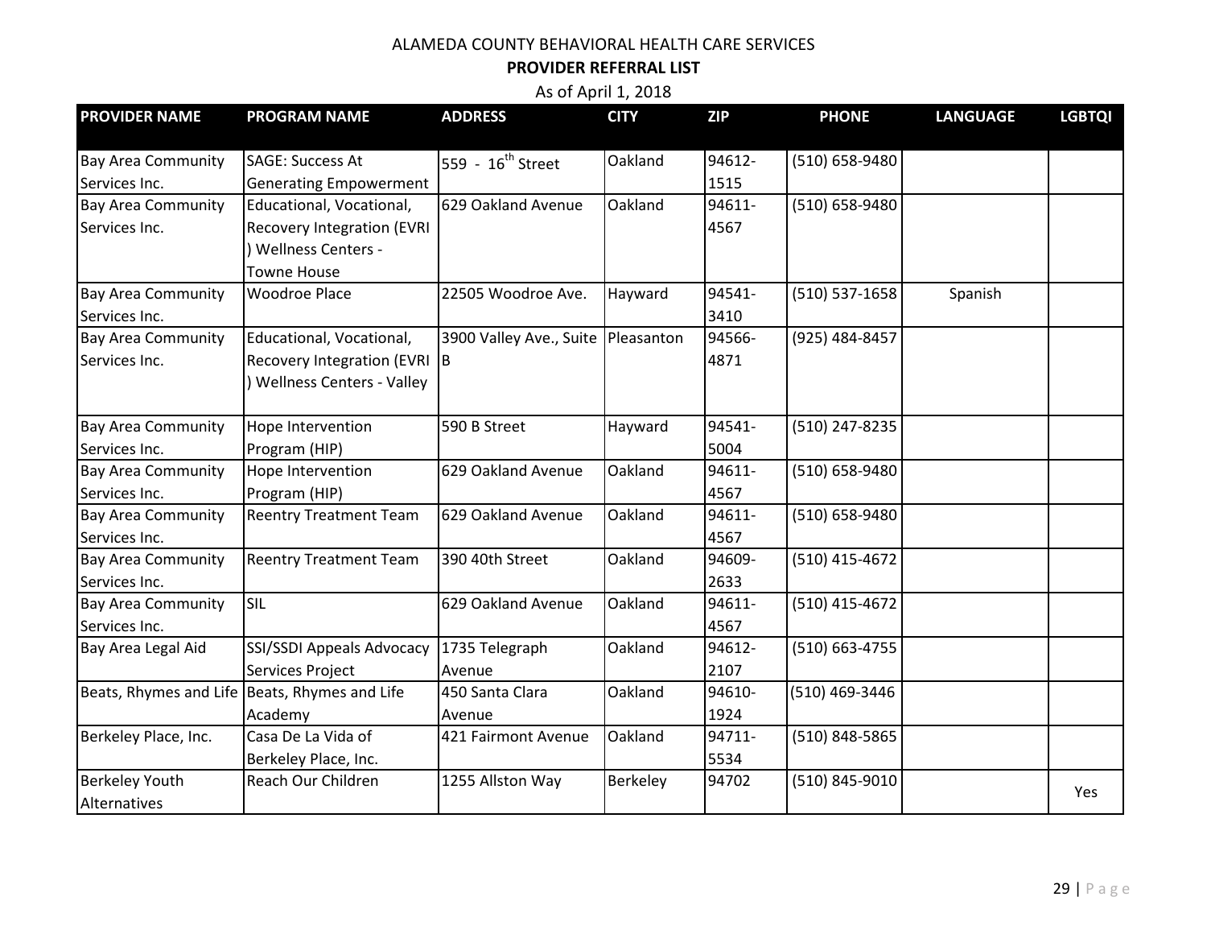ALAMEDA COUNTY BEHAVIORAL HEALTH CARE SERVICES

**PROVIDER REFERRAL LIST**

As of April 1, 2018

| PROVIDER NAME | PROGRAM NAME | ADDRESS | CITY | ZIP | PHONE | LANGUAGE | LGBTQI |
|---|---|---|---|---|---|---|---|
| Bay Area Community Services Inc. | SAGE: Success At Generating Empowerment | 559 - 16$^{th}$ Street | Oakland | 94612-1515 | (510) 658-9480 | | |
| Bay Area Community Services Inc. | Educational, Vocational, Recovery Integration (EVRI ) Wellness Centers - Towne House | 629 Oakland Avenue | Oakland | 94611-4567 | (510) 658-9480 | | |
| Bay Area Community Services Inc. | Woodroe Place | 22505 Woodroe Ave. | Hayward | 94541-3410 | (510) 537-1658 | Spanish | |
| Bay Area Community Services Inc. | Educational, Vocational, Recovery Integration (EVRI ) Wellness Centers - Valley | 3900 Valley Ave., Suite B | Pleasanton | 94566-4871 | (925) 484-8457 | | |
| Bay Area Community Services Inc. | Hope Intervention Program (HIP) | 590 B Street | Hayward | 94541-5004 | (510) 247-8235 | | |
| Bay Area Community Services Inc. | Hope Intervention Program (HIP) | 629 Oakland Avenue | Oakland | 94611-4567 | (510) 658-9480 | | |
| Bay Area Community Services Inc. | Reentry Treatment Team | 629 Oakland Avenue | Oakland | 94611-4567 | (510) 658-9480 | | |
| Bay Area Community Services Inc. | Reentry Treatment Team | 390 40th Street | Oakland | 94609-2633 | (510) 415-4672 | | |
| Bay Area Community Services Inc. | SIL | 629 Oakland Avenue | Oakland | 94611-4567 | (510) 415-4672 | | |
| Bay Area Legal Aid | SSI/SSDI Appeals Advocacy Services Project | 1735 Telegraph Avenue | Oakland | 94612-2107 | (510) 663-4755 | | |
| Beats, Rhymes and Life | Beats, Rhymes and Life Academy | 450 Santa Clara Avenue | Oakland | 94610-1924 | (510) 469-3446 | | |
| Berkeley Place, Inc. | Casa De La Vida of Berkeley Place, Inc. | 421 Fairmont Avenue | Oakland | 94711-5534 | (510) 848-5865 | | |
| Berkeley Youth Alternatives | Reach Our Children | 1255 Allston Way | Berkeley | 94702 | (510) 845-9010 | | Yes |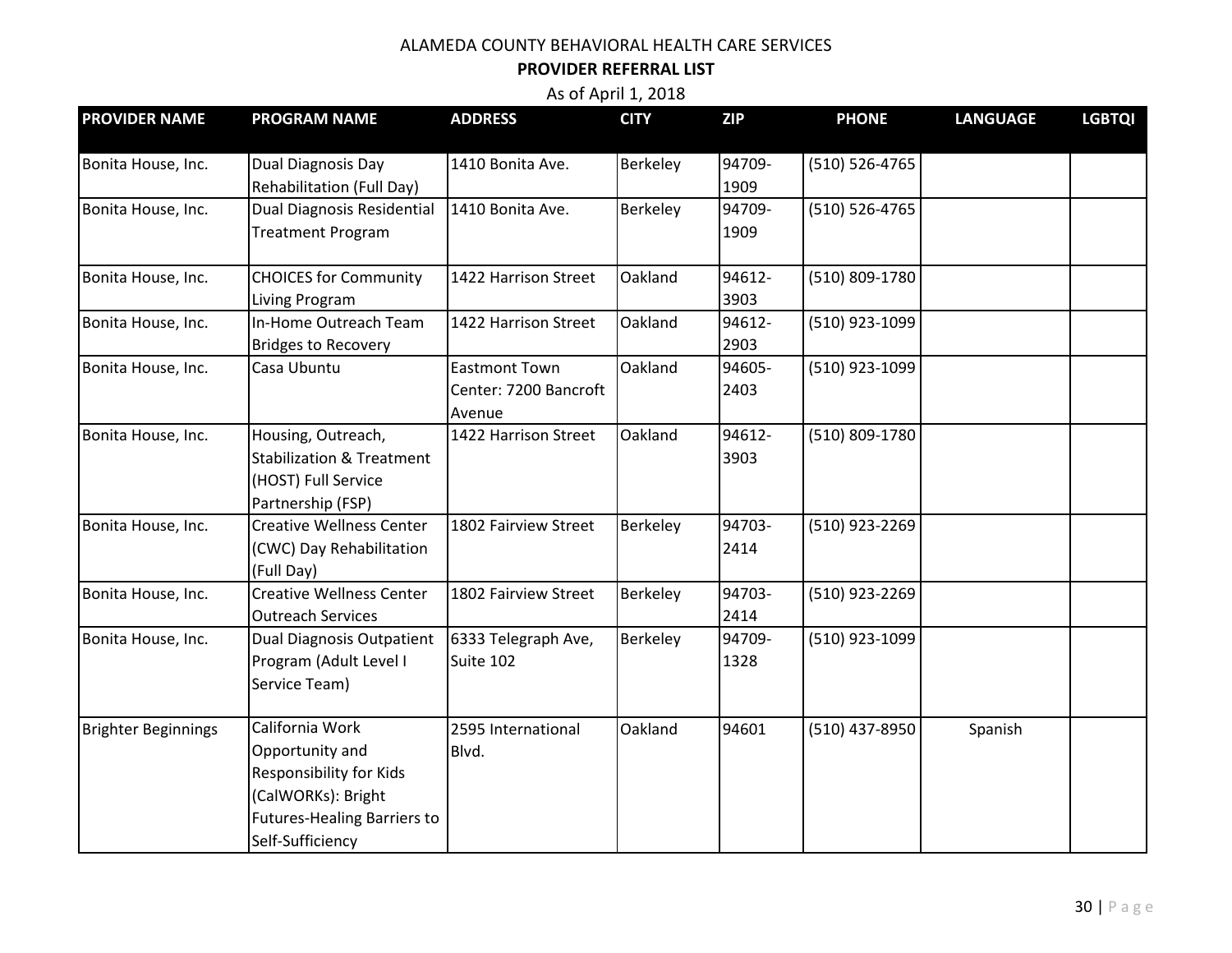ALAMEDA COUNTY BEHAVIORAL HEALTH CARE SERVICES

**PROVIDER REFERRAL LIST**

As of April 1, 2018

| PROVIDER NAME | PROGRAM NAME | ADDRESS | CITY | ZIP | PHONE | LANGUAGE | LGBTQI |
|---|---|---|---|---|---|---|---|
| Bonita House, Inc. | Dual Diagnosis Day Rehabilitation (Full Day) | 1410 Bonita Ave. | Berkeley | 94709-1909 | (510) 526-4765 | | |
| Bonita House, Inc. | Dual Diagnosis Residential Treatment Program | 1410 Bonita Ave. | Berkeley | 94709-1909 | (510) 526-4765 | | |
| Bonita House, Inc. | CHOICES for Community Living Program | 1422 Harrison Street | Oakland | 94612-3903 | (510) 809-1780 | | |
| Bonita House, Inc. | In-Home Outreach Team Bridges to Recovery | 1422 Harrison Street | Oakland | 94612-2903 | (510) 923-1099 | | |
| Bonita House, Inc. | Casa Ubuntu | Eastmont Town Center: 7200 Bancroft Avenue | Oakland | 94605-2403 | (510) 923-1099 | | |
| Bonita House, Inc. | Housing, Outreach, Stabilization & Treatment (HOST) Full Service Partnership (FSP) | 1422 Harrison Street | Oakland | 94612-3903 | (510) 809-1780 | | |
| Bonita House, Inc. | Creative Wellness Center (CWC) Day Rehabilitation (Full Day) | 1802 Fairview Street | Berkeley | 94703-2414 | (510) 923-2269 | | |
| Bonita House, Inc. | Creative Wellness Center Outreach Services | 1802 Fairview Street | Berkeley | 94703-2414 | (510) 923-2269 | | |
| Bonita House, Inc. | Dual Diagnosis Outpatient Program (Adult Level I Service Team) | 6333 Telegraph Ave, Suite 102 | Berkeley | 94709-1328 | (510) 923-1099 | | |
| Brighter Beginnings | California Work Opportunity and Responsibility for Kids (CalWORKs): Bright Futures-Healing Barriers to Self-Sufficiency | 2595 International Blvd. | Oakland | 94601 | (510) 437-8950 | Spanish | |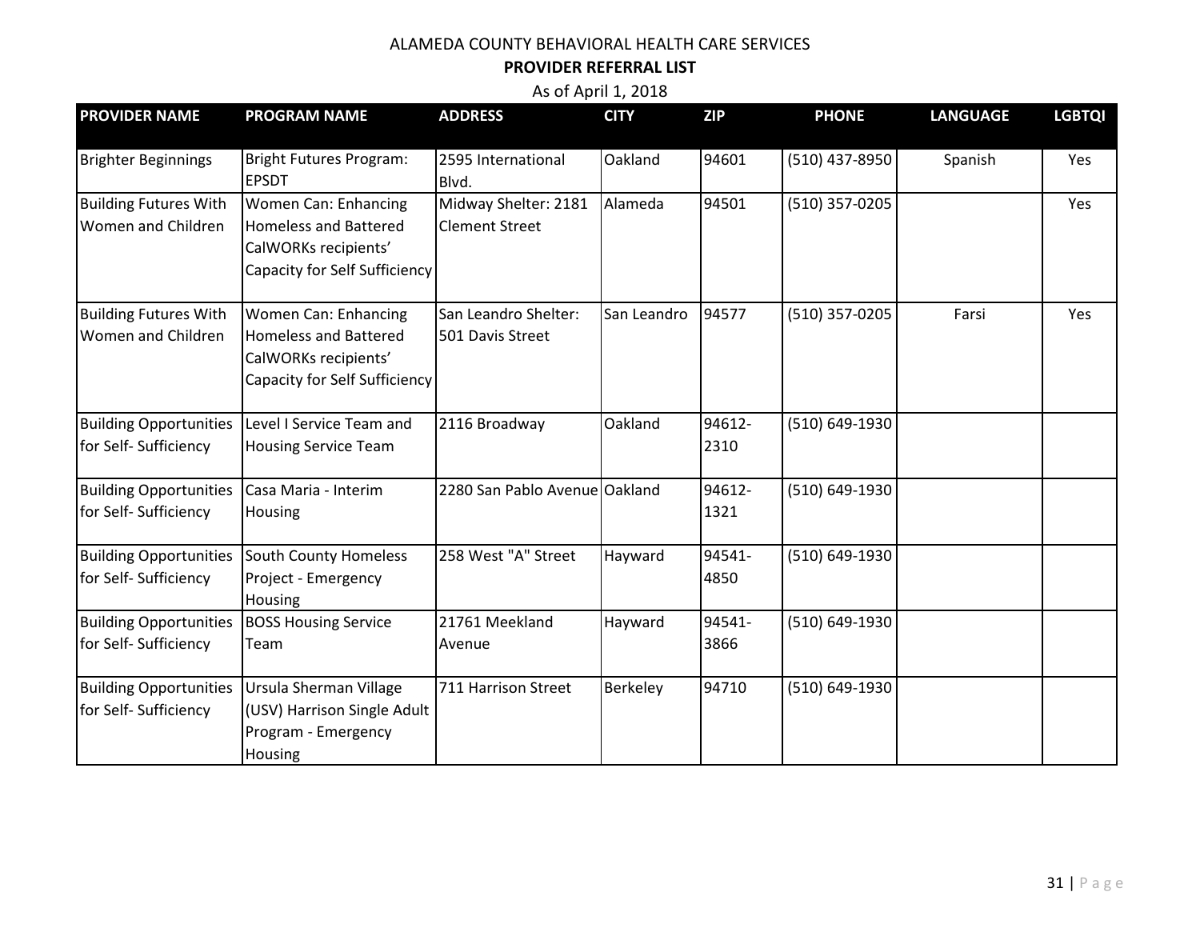ALAMEDA COUNTY BEHAVIORAL HEALTH CARE SERVICES

**PROVIDER REFERRAL LIST**

As of April 1, 2018

| PROVIDER NAME | PROGRAM NAME | ADDRESS | CITY | ZIP | PHONE | LANGUAGE | LGBTQI |
|---|---|---|---|---|---|---|---|
| Brighter Beginnings | Bright Futures Program: EPSDT | 2595 International Blvd. | Oakland | 94601 | (510) 437-8950 | Spanish | Yes |
| Building Futures With Women and Children | Women Can: Enhancing Homeless and Battered CalWORKs recipients' Capacity for Self Sufficiency | Midway Shelter: 2181 Clement Street | Alameda | 94501 | (510) 357-0205 | | Yes |
| Building Futures With Women and Children | Women Can: Enhancing Homeless and Battered CalWORKs recipients' Capacity for Self Sufficiency | San Leandro Shelter: 501 Davis Street | San Leandro | 94577 | (510) 357-0205 | Farsi | Yes |
| Building Opportunities for Self- Sufficiency | Level I Service Team and Housing Service Team | 2116 Broadway | Oakland | 94612-2310 | (510) 649-1930 | | |
| Building Opportunities for Self- Sufficiency | Casa Maria - Interim Housing | 2280 San Pablo Avenue | Oakland | 94612-1321 | (510) 649-1930 | | |
| Building Opportunities for Self- Sufficiency | South County Homeless Project - Emergency Housing | 258 West "A" Street | Hayward | 94541-4850 | (510) 649-1930 | | |
| Building Opportunities for Self- Sufficiency | BOSS Housing Service Team | 21761 Meekland Avenue | Hayward | 94541-3866 | (510) 649-1930 | | |
| Building Opportunities for Self- Sufficiency | Ursula Sherman Village (USV) Harrison Single Adult Program - Emergency Housing | 711 Harrison Street | Berkeley | 94710 | (510) 649-1930 | | |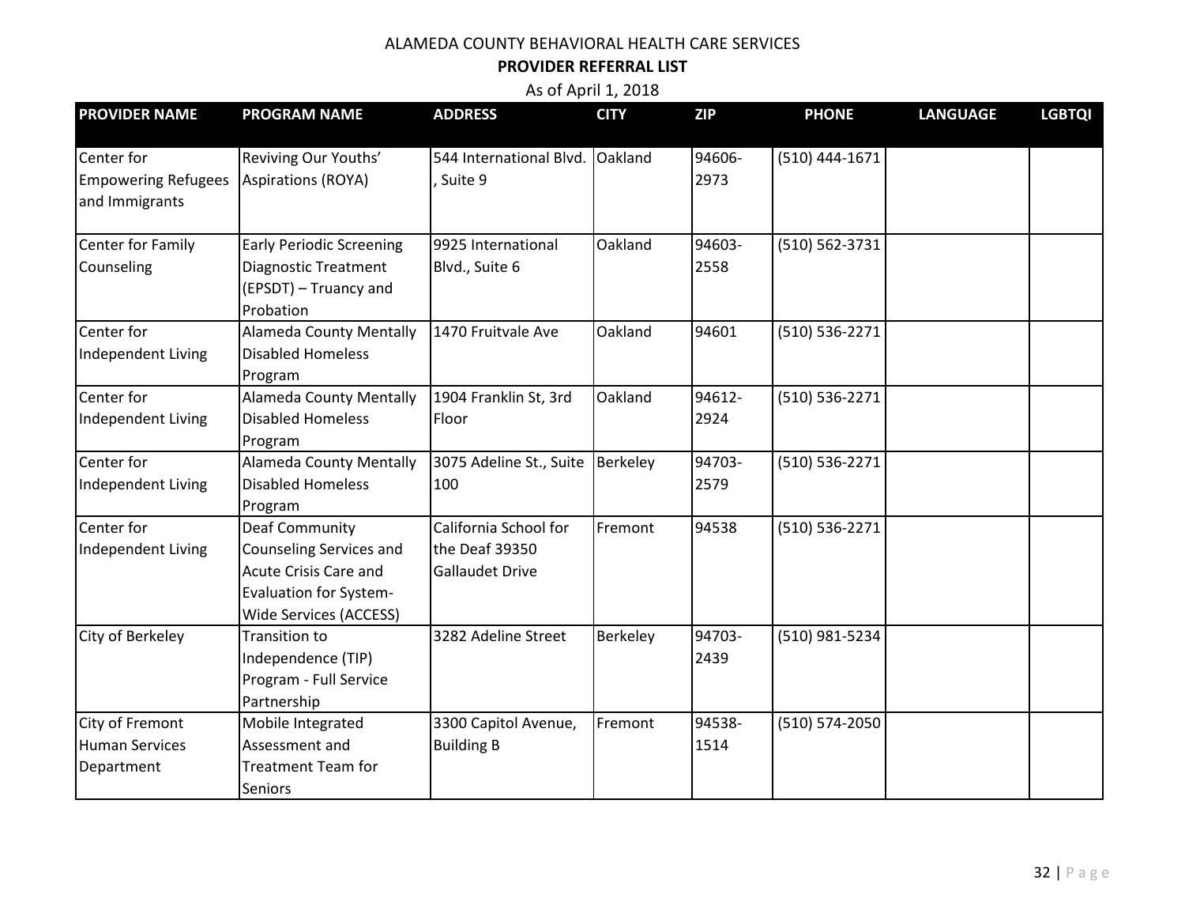ALAMEDA COUNTY BEHAVIORAL HEALTH CARE SERVICES

**PROVIDER REFERRAL LIST**

As of April 1, 2018

| PROVIDER NAME | PROGRAM NAME | ADDRESS | CITY | ZIP | PHONE | LANGUAGE | LGBTQI |
|---|---|---|---|---|---|---|---|
| Center for Empowering Refugees and Immigrants | Reviving Our Youths' Aspirations (ROYA) | 544 International Blvd. , Suite 9 | Oakland | 94606-2973 | (510) 444-1671 | | |
| Center for Family Counseling | Early Periodic Screening Diagnostic Treatment (EPSDT) – Truancy and Probation | 9925 International Blvd., Suite 6 | Oakland | 94603-2558 | (510) 562-3731 | | |
| Center for Independent Living | Alameda County Mentally Disabled Homeless Program | 1470 Fruitvale Ave | Oakland | 94601 | (510) 536-2271 | | |
| Center for Independent Living | Alameda County Mentally Disabled Homeless Program | 1904 Franklin St, 3rd Floor | Oakland | 94612-2924 | (510) 536-2271 | | |
| Center for Independent Living | Alameda County Mentally Disabled Homeless Program | 3075 Adeline St., Suite 100 | Berkeley | 94703-2579 | (510) 536-2271 | | |
| Center for Independent Living | Deaf Community Counseling Services and Acute Crisis Care and Evaluation for System-Wide Services (ACCESS) | California School for the Deaf 39350 Gallaudet Drive | Fremont | 94538 | (510) 536-2271 | | |
| City of Berkeley | Transition to Independence (TIP) Program - Full Service Partnership | 3282 Adeline Street | Berkeley | 94703-2439 | (510) 981-5234 | | |
| City of Fremont Human Services Department | Mobile Integrated Assessment and Treatment Team for Seniors | 3300 Capitol Avenue, Building B | Fremont | 94538-1514 | (510) 574-2050 | | |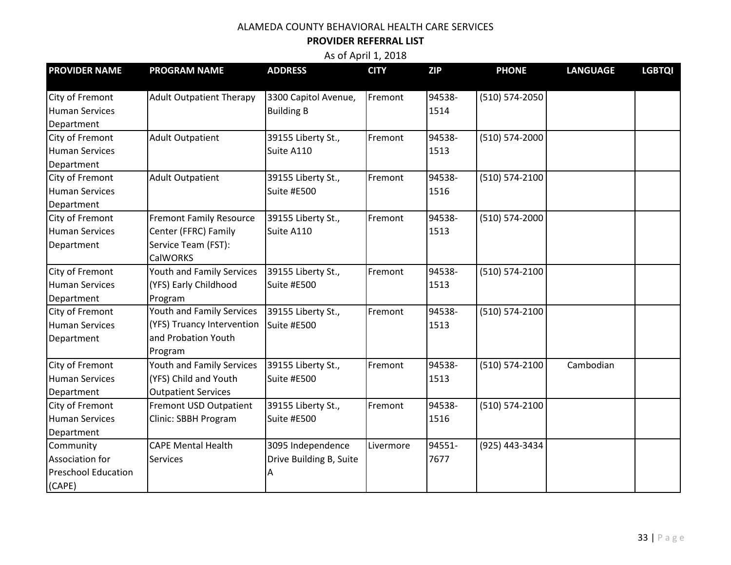ALAMEDA COUNTY BEHAVIORAL HEALTH CARE SERVICES

**PROVIDER REFERRAL LIST**

As of April 1, 2018

| PROVIDER NAME | PROGRAM NAME | ADDRESS | CITY | ZIP | PHONE | LANGUAGE | LGBTQI |
|---|---|---|---|---|---|---|---|
| City of Fremont Human Services Department | Adult Outpatient Therapy | 3300 Capitol Avenue, Building B | Fremont | 94538-1514 | (510) 574-2050 | | |
| City of Fremont Human Services Department | Adult Outpatient | 39155 Liberty St., Suite A110 | Fremont | 94538-1513 | (510) 574-2000 | | |
| City of Fremont Human Services Department | Adult Outpatient | 39155 Liberty St., Suite #E500 | Fremont | 94538-1516 | (510) 574-2100 | | |
| City of Fremont Human Services Department | Fremont Family Resource Center (FFRC) Family Service Team (FST): CalWORKS | 39155 Liberty St., Suite A110 | Fremont | 94538-1513 | (510) 574-2000 | | |
| City of Fremont Human Services Department | Youth and Family Services (YFS) Early Childhood Program | 39155 Liberty St., Suite #E500 | Fremont | 94538-1513 | (510) 574-2100 | | |
| City of Fremont Human Services Department | Youth and Family Services (YFS) Truancy Intervention and Probation Youth Program | 39155 Liberty St., Suite #E500 | Fremont | 94538-1513 | (510) 574-2100 | | |
| City of Fremont Human Services Department | Youth and Family Services (YFS) Child and Youth Outpatient Services | 39155 Liberty St., Suite #E500 | Fremont | 94538-1513 | (510) 574-2100 | Cambodian | |
| City of Fremont Human Services Department | Fremont USD Outpatient Clinic: SBBH Program | 39155 Liberty St., Suite #E500 | Fremont | 94538-1516 | (510) 574-2100 | | |
| Community Association for Preschool Education (CAPE) | CAPE Mental Health Services | 3095 Independence Drive Building B, Suite A | Livermore | 94551-7677 | (925) 443-3434 | | |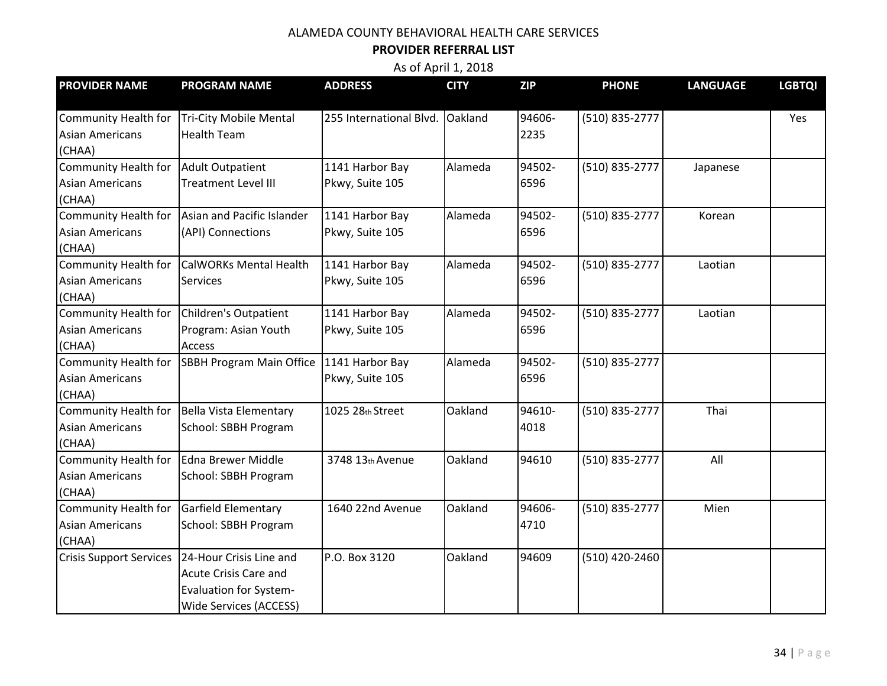ALAMEDA COUNTY BEHAVIORAL HEALTH CARE SERVICES

**PROVIDER REFERRAL LIST**

As of April 1, 2018

| PROVIDER NAME | PROGRAM NAME | ADDRESS | CITY | ZIP | PHONE | LANGUAGE | LGBTQI |
|---|---|---|---|---|---|---|---|
| Community Health for Asian Americans (CHAA) | Tri-City Mobile Mental Health Team | 255 International Blvd. | Oakland | 94606-2235 | (510) 835-2777 | | Yes |
| Community Health for Asian Americans (CHAA) | Adult Outpatient Treatment Level III | 1141 Harbor Bay Pkwy, Suite 105 | Alameda | 94502-6596 | (510) 835-2777 | Japanese | |
| Community Health for Asian Americans (CHAA) | Asian and Pacific Islander (API) Connections | 1141 Harbor Bay Pkwy, Suite 105 | Alameda | 94502-6596 | (510) 835-2777 | Korean | |
| Community Health for Asian Americans (CHAA) | CalWORKs Mental Health Services | 1141 Harbor Bay Pkwy, Suite 105 | Alameda | 94502-6596 | (510) 835-2777 | Laotian | |
| Community Health for Asian Americans (CHAA) | Children's Outpatient Program: Asian Youth Access | 1141 Harbor Bay Pkwy, Suite 105 | Alameda | 94502-6596 | (510) 835-2777 | Laotian | |
| Community Health for Asian Americans (CHAA) | SBBH Program Main Office | 1141 Harbor Bay Pkwy, Suite 105 | Alameda | 94502-6596 | (510) 835-2777 | | |
| Community Health for Asian Americans (CHAA) | Bella Vista Elementary School: SBBH Program | 1025 28th Street | Oakland | 94610-4018 | (510) 835-2777 | Thai | |
| Community Health for Asian Americans (CHAA) | Edna Brewer Middle School: SBBH Program | 3748 13th Avenue | Oakland | 94610 | (510) 835-2777 | All | |
| Community Health for Asian Americans (CHAA) | Garfield Elementary School: SBBH Program | 1640 22nd Avenue | Oakland | 94606-4710 | (510) 835-2777 | Mien | |
| Crisis Support Services | 24-Hour Crisis Line and Acute Crisis Care and Evaluation for System-Wide Services (ACCESS) | P.O. Box 3120 | Oakland | 94609 | (510) 420-2460 | | |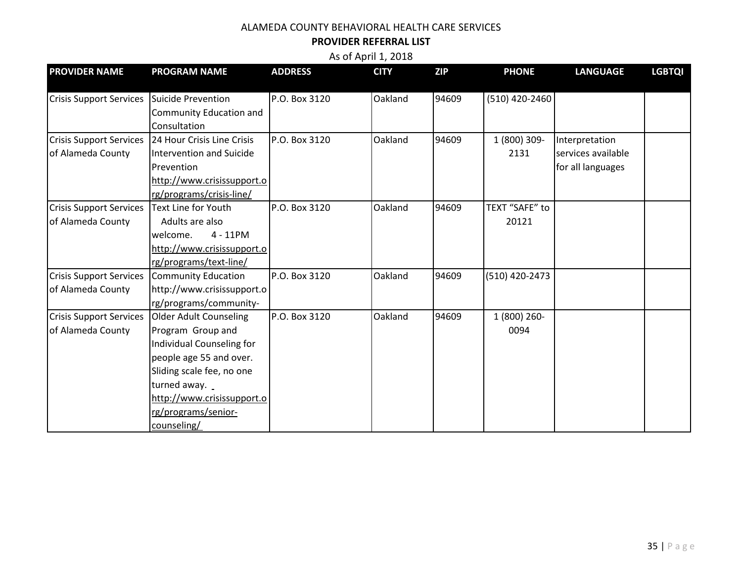ALAMEDA COUNTY BEHAVIORAL HEALTH CARE SERVICES

**PROVIDER REFERRAL LIST**

As of April 1, 2018

| PROVIDER NAME | PROGRAM NAME | ADDRESS | CITY | ZIP | PHONE | LANGUAGE | LGBTQI |
|---|---|---|---|---|---|---|---|
| Crisis Support Services | Suicide Prevention Community Education and Consultation | P.O. Box 3120 | Oakland | 94609 | (510) 420-2460 | | |
| Crisis Support Services of Alameda County | 24 Hour Crisis Line Crisis Intervention and Suicide Prevention http://www.crisissupport.org/programs/crisis-line/ | P.O. Box 3120 | Oakland | 94609 | 1 (800) 309-2131 | Interpretation services available for all languages | |
| Crisis Support Services of Alameda County | Text Line for Youth Adults are also welcome. 4 - 11PM http://www.crisissupport.org/programs/text-line/ | P.O. Box 3120 | Oakland | 94609 | TEXT “SAFE” to 20121 | | |
| Crisis Support Services of Alameda County | Community Education http://www.crisissupport.org/programs/community- | P.O. Box 3120 | Oakland | 94609 | (510) 420-2473 | | |
| Crisis Support Services of Alameda County | Older Adult Counseling Program Group and Individual Counseling for people age 55 and over. Sliding scale fee, no one turned away. http://www.crisissupport.org/programs/senior-counseling/ | P.O. Box 3120 | Oakland | 94609 | 1 (800) 260-0094 | | |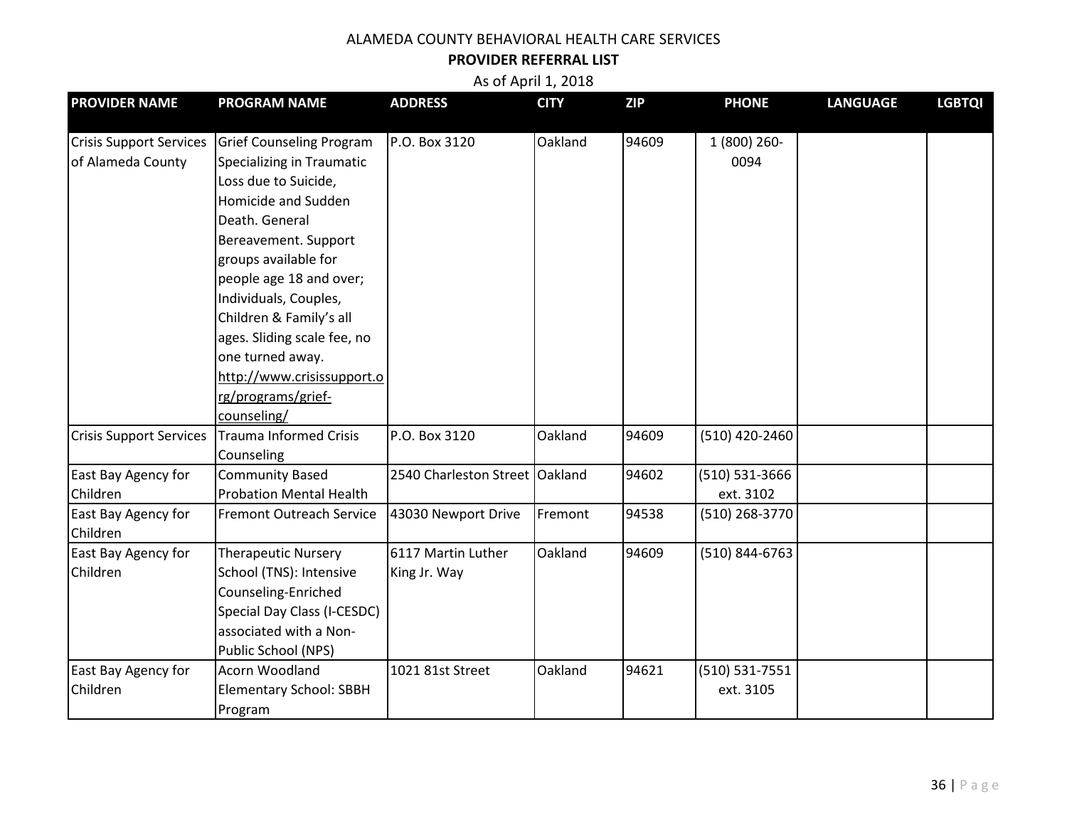ALAMEDA COUNTY BEHAVIORAL HEALTH CARE SERVICES

**PROVIDER REFERRAL LIST**

As of April 1, 2018

| PROVIDER NAME | PROGRAM NAME | ADDRESS | CITY | ZIP | PHONE | LANGUAGE | LGBTQI |
|---|---|---|---|---|---|---|---|
| Crisis Support Services of Alameda County | Grief Counseling Program Specializing in Traumatic Loss due to Suicide, Homicide and Sudden Death. General Bereavement. Support groups available for people age 18 and over; Individuals, Couples, Children & Family's all ages. Sliding scale fee, no one turned away. http://www.crisissupport.org/programs/grief-counseling/ | P.O. Box 3120 | Oakland | 94609 | 1 (800) 260-0094 | | |
| Crisis Support Services | Trauma Informed Crisis Counseling | P.O. Box 3120 | Oakland | 94609 | (510) 420-2460 | | |
| East Bay Agency for Children | Community Based Probation Mental Health | 2540 Charleston Street | Oakland | 94602 | (510) 531-3666 ext. 3102 | | |
| East Bay Agency for Children | Fremont Outreach Service | 43030 Newport Drive | Fremont | 94538 | (510) 268-3770 | | |
| East Bay Agency for Children | Therapeutic Nursery School (TNS): Intensive Counseling-Enriched Special Day Class (I-CESDC) associated with a Non-Public School (NPS) | 6117 Martin Luther King Jr. Way | Oakland | 94609 | (510) 844-6763 | | |
| East Bay Agency for Children | Acorn Woodland Elementary School: SBBH Program | 1021 81st Street | Oakland | 94621 | (510) 531-7551 ext. 3105 | | |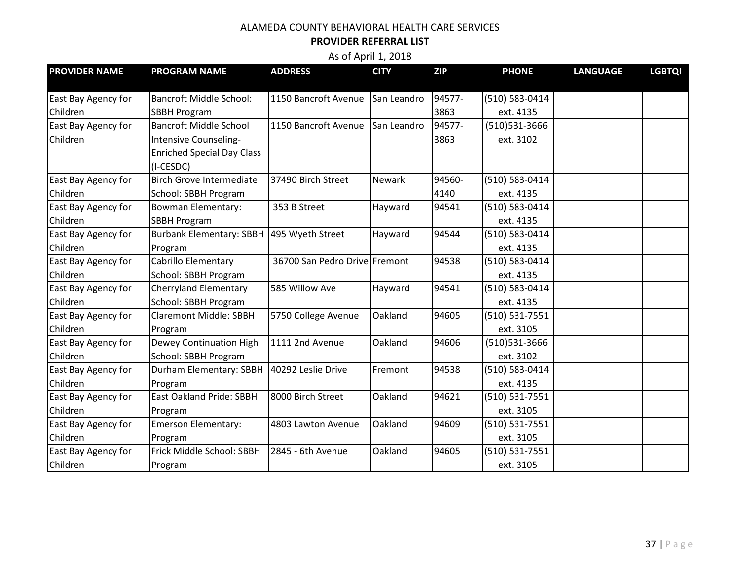ALAMEDA COUNTY BEHAVIORAL HEALTH CARE SERVICES

**PROVIDER REFERRAL LIST**

As of April 1, 2018

| PROVIDER NAME | PROGRAM NAME | ADDRESS | CITY | ZIP | PHONE | LANGUAGE | LGBTQI |
|---|---|---|---|---|---|---|---|
| East Bay Agency for Children | Bancroft Middle School: SBBH Program | 1150 Bancroft Avenue | San Leandro | 94577-3863 | (510) 583-0414 ext. 4135 | | |
| East Bay Agency for Children | Bancroft Middle School Intensive Counseling-Enriched Special Day Class (I-CESDC) | 1150 Bancroft Avenue | San Leandro | 94577-3863 | (510)531-3666 ext. 3102 | | |
| East Bay Agency for Children | Birch Grove Intermediate School: SBBH Program | 37490 Birch Street | Newark | 94560-4140 | (510) 583-0414 ext. 4135 | | |
| East Bay Agency for Children | Bowman Elementary: SBBH Program | 353 B Street | Hayward | 94541 | (510) 583-0414 ext. 4135 | | |
| East Bay Agency for Children | Burbank Elementary: SBBH Program | 495 Wyeth Street | Hayward | 94544 | (510) 583-0414 ext. 4135 | | |
| East Bay Agency for Children | Cabrillo Elementary School: SBBH Program | 36700 San Pedro Drive | Fremont | 94538 | (510) 583-0414 ext. 4135 | | |
| East Bay Agency for Children | Cherryland Elementary School: SBBH Program | 585 Willow Ave | Hayward | 94541 | (510) 583-0414 ext. 4135 | | |
| East Bay Agency for Children | Claremont Middle: SBBH Program | 5750 College Avenue | Oakland | 94605 | (510) 531-7551 ext. 3105 | | |
| East Bay Agency for Children | Dewey Continuation High School: SBBH Program | 1111 2nd Avenue | Oakland | 94606 | (510)531-3666 ext. 3102 | | |
| East Bay Agency for Children | Durham Elementary: SBBH Program | 40292 Leslie Drive | Fremont | 94538 | (510) 583-0414 ext. 4135 | | |
| East Bay Agency for Children | East Oakland Pride: SBBH Program | 8000 Birch Street | Oakland | 94621 | (510) 531-7551 ext. 3105 | | |
| East Bay Agency for Children | Emerson Elementary: Program | 4803 Lawton Avenue | Oakland | 94609 | (510) 531-7551 ext. 3105 | | |
| East Bay Agency for Children | Frick Middle School: SBBH Program | 2845 - 6th Avenue | Oakland | 94605 | (510) 531-7551 ext. 3105 | | |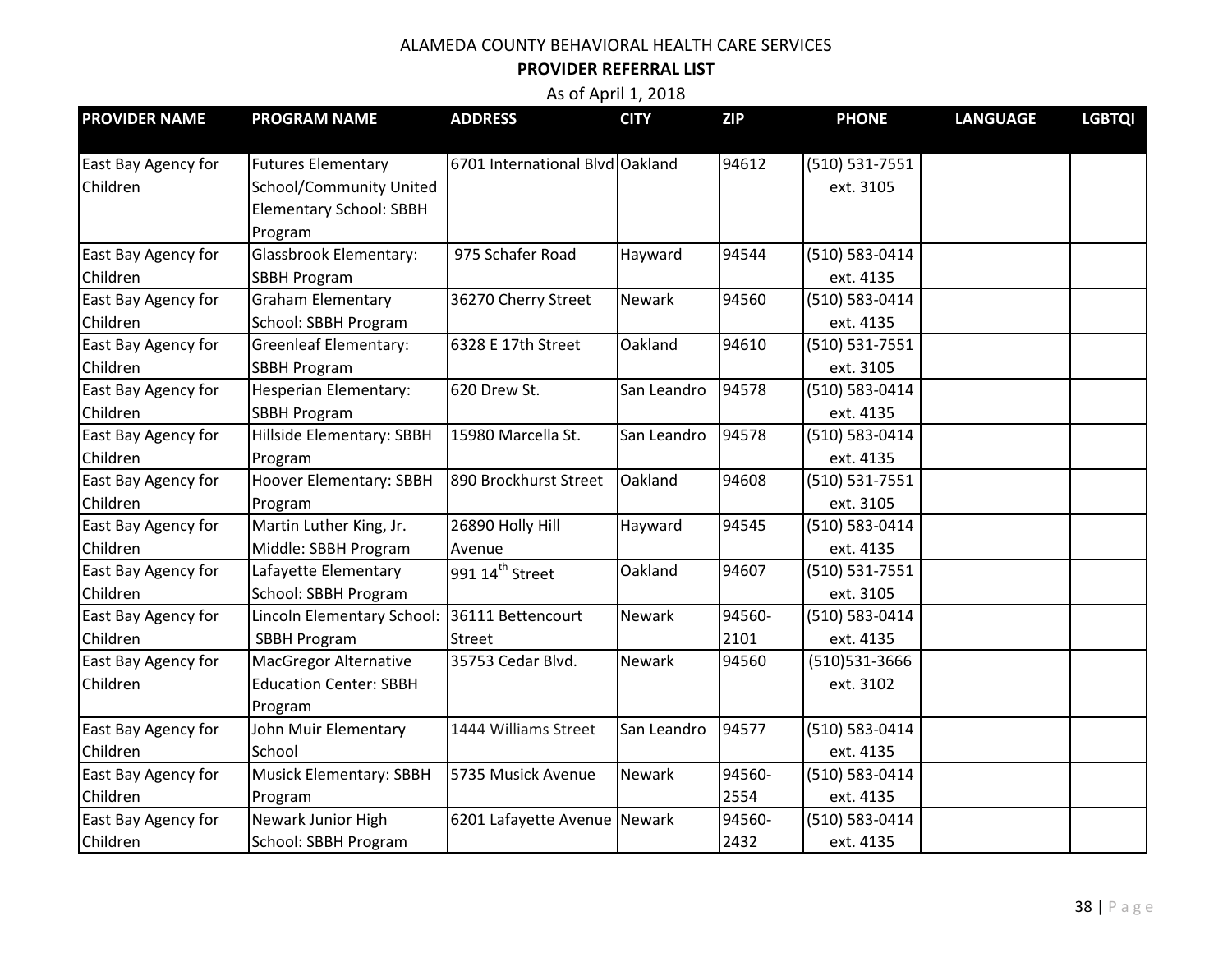ALAMEDA COUNTY BEHAVIORAL HEALTH CARE SERVICES

**PROVIDER REFERRAL LIST**

As of April 1, 2018

| PROVIDER NAME | PROGRAM NAME | ADDRESS | CITY | ZIP | PHONE | LANGUAGE | LGBTQI |
|---|---|---|---|---|---|---|---|
| East Bay Agency for Children | Futures Elementary School/Community United Elementary School: SBBH Program | 6701 International Blvd | Oakland | 94612 | (510) 531-7551 ext. 3105 | | |
| East Bay Agency for Children | Glassbrook Elementary: SBBH Program | 975 Schafer Road | Hayward | 94544 | (510) 583-0414 ext. 4135 | | |
| East Bay Agency for Children | Graham Elementary School: SBBH Program | 36270 Cherry Street | Newark | 94560 | (510) 583-0414 ext. 4135 | | |
| East Bay Agency for Children | Greenleaf Elementary: SBBH Program | 6328 E 17th Street | Oakland | 94610 | (510) 531-7551 ext. 3105 | | |
| East Bay Agency for Children | Hesperian Elementary: SBBH Program | 620 Drew St. | San Leandro | 94578 | (510) 583-0414 ext. 4135 | | |
| East Bay Agency for Children | Hillside Elementary: SBBH Program | 15980 Marcella St. | San Leandro | 94578 | (510) 583-0414 ext. 4135 | | |
| East Bay Agency for Children | Hoover Elementary: SBBH Program | 890 Brockhurst Street | Oakland | 94608 | (510) 531-7551 ext. 3105 | | |
| East Bay Agency for Children | Martin Luther King, Jr. Middle: SBBH Program | 26890 Holly Hill Avenue | Hayward | 94545 | (510) 583-0414 ext. 4135 | | |
| East Bay Agency for Children | Lafayette Elementary School: SBBH Program | 991 14th Street | Oakland | 94607 | (510) 531-7551 ext. 3105 | | |
| East Bay Agency for Children | Lincoln Elementary School: SBBH Program | 36111 Bettencourt Street | Newark | 94560-2101 | (510) 583-0414 ext. 4135 | | |
| East Bay Agency for Children | MacGregor Alternative Education Center: SBBH Program | 35753 Cedar Blvd. | Newark | 94560 | (510)531-3666 ext. 3102 | | |
| East Bay Agency for Children | John Muir Elementary School | 1444 Williams Street | San Leandro | 94577 | (510) 583-0414 ext. 4135 | | |
| East Bay Agency for Children | Musick Elementary: SBBH Program | 5735 Musick Avenue | Newark | 94560-2554 | (510) 583-0414 ext. 4135 | | |
| East Bay Agency for Children | Newark Junior High School: SBBH Program | 6201 Lafayette Avenue | Newark | 94560-2432 | (510) 583-0414 ext. 4135 | | |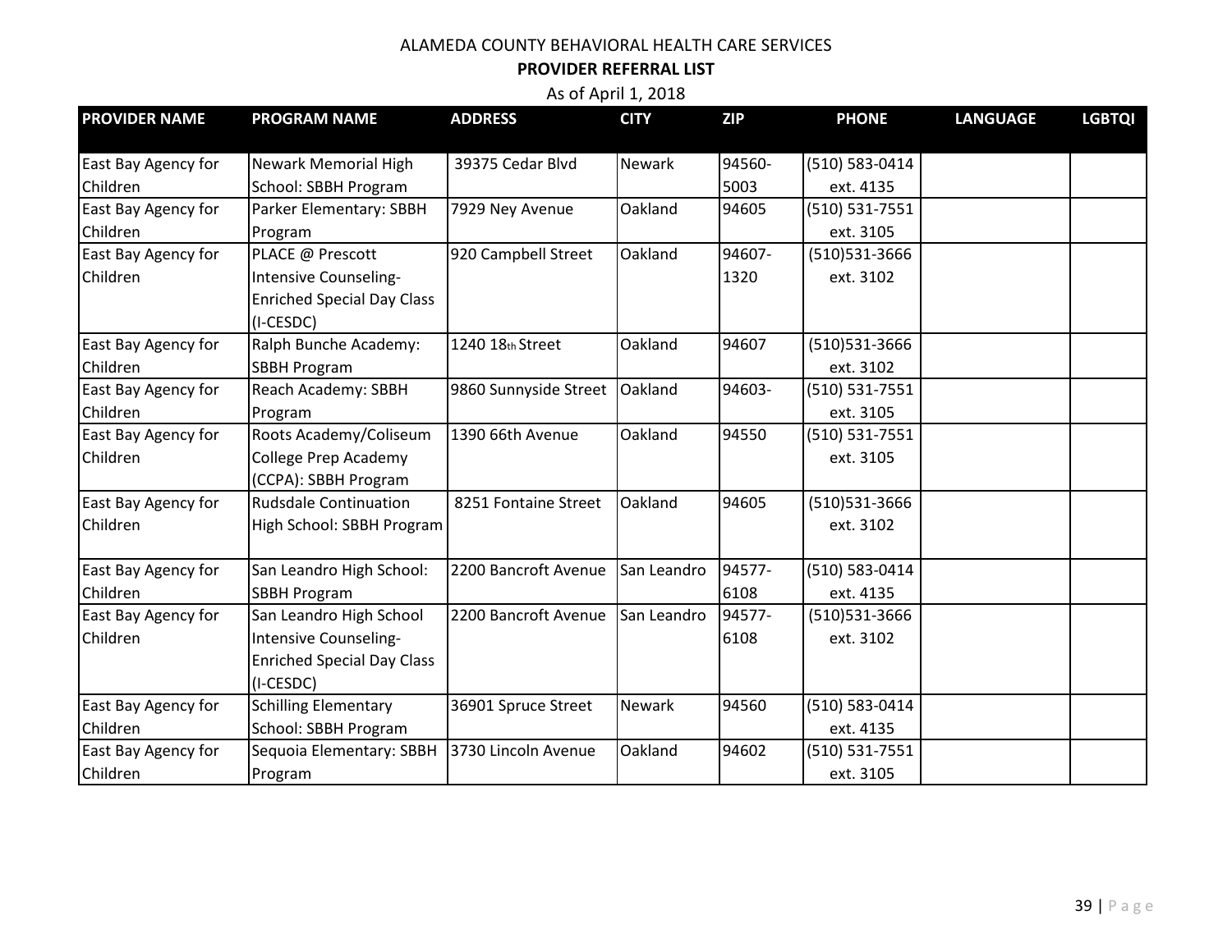ALAMEDA COUNTY BEHAVIORAL HEALTH CARE SERVICES

**PROVIDER REFERRAL LIST**

As of April 1, 2018

| PROVIDER NAME | PROGRAM NAME | ADDRESS | CITY | ZIP | PHONE | LANGUAGE | LGBTQI |
|---|---|---|---|---|---|---|---|
| East Bay Agency for Children | Newark Memorial High School: SBBH Program | 39375 Cedar Blvd | Newark | 94560-5003 | (510) 583-0414 ext. 4135 | | |
| East Bay Agency for Children | Parker Elementary: SBBH Program | 7929 Ney Avenue | Oakland | 94605 | (510) 531-7551 ext. 3105 | | |
| East Bay Agency for Children | PLACE @ Prescott Intensive Counseling-Enriched Special Day Class (I-CESDC) | 920 Campbell Street | Oakland | 94607-1320 | (510)531-3666 ext. 3102 | | |
| East Bay Agency for Children | Ralph Bunche Academy: SBBH Program | 1240 18th Street | Oakland | 94607 | (510)531-3666 ext. 3102 | | |
| East Bay Agency for Children | Reach Academy: SBBH Program | 9860 Sunnyside Street | Oakland | 94603- | (510) 531-7551 ext. 3105 | | |
| East Bay Agency for Children | Roots Academy/Coliseum College Prep Academy (CCPA): SBBH Program | 1390 66th Avenue | Oakland | 94550 | (510) 531-7551 ext. 3105 | | |
| East Bay Agency for Children | Rudsdale Continuation High School: SBBH Program | 8251 Fontaine Street | Oakland | 94605 | (510)531-3666 ext. 3102 | | |
| East Bay Agency for Children | San Leandro High School: SBBH Program | 2200 Bancroft Avenue | San Leandro | 94577-6108 | (510) 583-0414 ext. 4135 | | |
| East Bay Agency for Children | San Leandro High School Intensive Counseling-Enriched Special Day Class (I-CESDC) | 2200 Bancroft Avenue | San Leandro | 94577-6108 | (510)531-3666 ext. 3102 | | |
| East Bay Agency for Children | Schilling Elementary School: SBBH Program | 36901 Spruce Street | Newark | 94560 | (510) 583-0414 ext. 4135 | | |
| East Bay Agency for Children | Sequoia Elementary: SBBH Program | 3730 Lincoln Avenue | Oakland | 94602 | (510) 531-7551 ext. 3105 | | |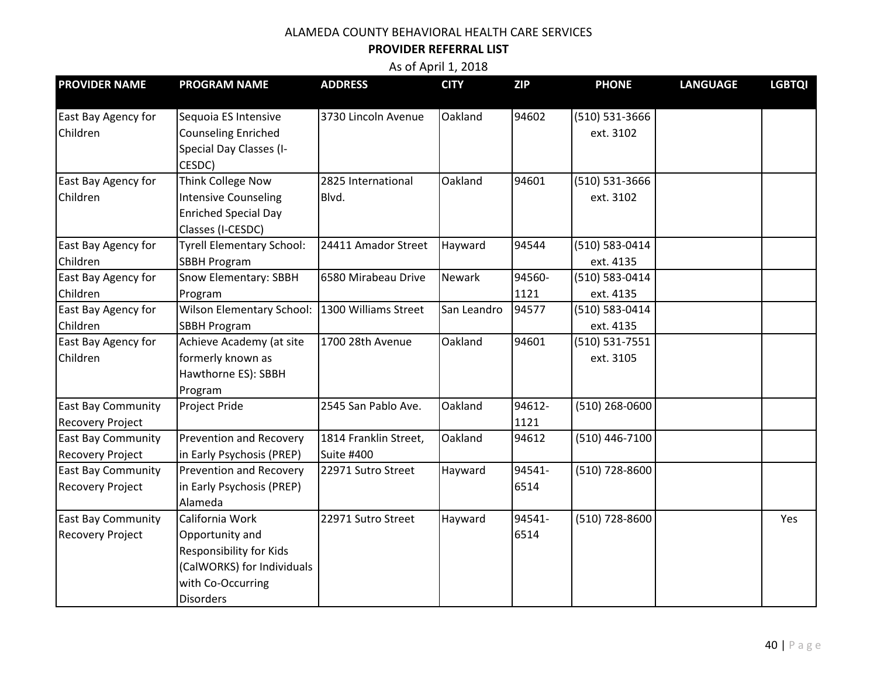ALAMEDA COUNTY BEHAVIORAL HEALTH CARE SERVICES

**PROVIDER REFERRAL LIST**

As of April 1, 2018

| PROVIDER NAME | PROGRAM NAME | ADDRESS | CITY | ZIP | PHONE | LANGUAGE | LGBTQI |
|---|---|---|---|---|---|---|---|
| East Bay Agency for Children | Sequoia ES Intensive Counseling Enriched Special Day Classes (I-CESDC) | 3730 Lincoln Avenue | Oakland | 94602 | (510) 531-3666 ext. 3102 | | |
| East Bay Agency for Children | Think College Now Intensive Counseling Enriched Special Day Classes (I-CESDC) | 2825 International Blvd. | Oakland | 94601 | (510) 531-3666 ext. 3102 | | |
| East Bay Agency for Children | Tyrell Elementary School: SBBH Program | 24411 Amador Street | Hayward | 94544 | (510) 583-0414 ext. 4135 | | |
| East Bay Agency for Children | Snow Elementary: SBBH Program | 6580 Mirabeau Drive | Newark | 94560-1121 | (510) 583-0414 ext. 4135 | | |
| East Bay Agency for Children | Wilson Elementary School: SBBH Program | 1300 Williams Street | San Leandro | 94577 | (510) 583-0414 ext. 4135 | | |
| East Bay Agency for Children | Achieve Academy (at site formerly known as Hawthorne ES): SBBH Program | 1700 28th Avenue | Oakland | 94601 | (510) 531-7551 ext. 3105 | | |
| East Bay Community Recovery Project | Project Pride | 2545 San Pablo Ave. | Oakland | 94612-1121 | (510) 268-0600 | | |
| East Bay Community Recovery Project | Prevention and Recovery in Early Psychosis (PREP) | 1814 Franklin Street, Suite #400 | Oakland | 94612 | (510) 446-7100 | | |
| East Bay Community Recovery Project | Prevention and Recovery in Early Psychosis (PREP) Alameda | 22971 Sutro Street | Hayward | 94541-6514 | (510) 728-8600 | | |
| East Bay Community Recovery Project | California Work Opportunity and Responsibility for Kids (CalWORKS) for Individuals with Co-Occurring Disorders | 22971 Sutro Street | Hayward | 94541-6514 | (510) 728-8600 | | Yes |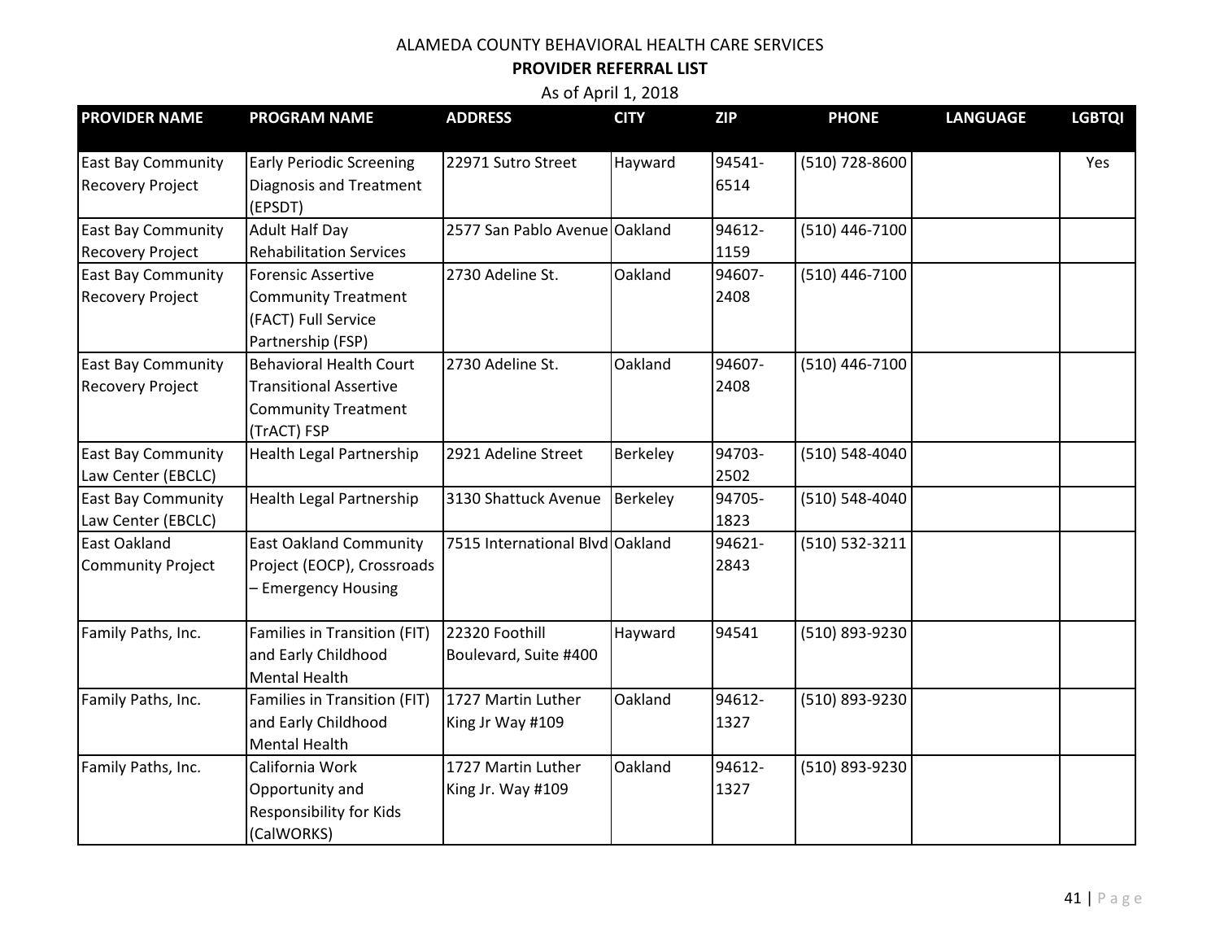ALAMEDA COUNTY BEHAVIORAL HEALTH CARE SERVICES

**PROVIDER REFERRAL LIST**

As of April 1, 2018

| PROVIDER NAME | PROGRAM NAME | ADDRESS | CITY | ZIP | PHONE | LANGUAGE | LGBTQI |
|---|---|---|---|---|---|---|---|
| East Bay Community Recovery Project | Early Periodic Screening Diagnosis and Treatment (EPSDT) | 22971 Sutro Street | Hayward | 94541-6514 | (510) 728-8600 | | Yes |
| East Bay Community Recovery Project | Adult Half Day Rehabilitation Services | 2577 San Pablo Avenue | Oakland | 94612-1159 | (510) 446-7100 | | |
| East Bay Community Recovery Project | Forensic Assertive Community Treatment (FACT) Full Service Partnership (FSP) | 2730 Adeline St. | Oakland | 94607-2408 | (510) 446-7100 | | |
| East Bay Community Recovery Project | Behavioral Health Court Transitional Assertive Community Treatment (TrACT) FSP | 2730 Adeline St. | Oakland | 94607-2408 | (510) 446-7100 | | |
| East Bay Community Law Center (EBCLC) | Health Legal Partnership | 2921 Adeline Street | Berkeley | 94703-2502 | (510) 548-4040 | | |
| East Bay Community Law Center (EBCLC) | Health Legal Partnership | 3130 Shattuck Avenue | Berkeley | 94705-1823 | (510) 548-4040 | | |
| East Oakland Community Project | East Oakland Community Project (EOCP), Crossroads – Emergency Housing | 7515 International Blvd | Oakland | 94621-2843 | (510) 532-3211 | | |
| Family Paths, Inc. | Families in Transition (FIT) and Early Childhood Mental Health | 22320 Foothill Boulevard, Suite #400 | Hayward | 94541 | (510) 893-9230 | | |
| Family Paths, Inc. | Families in Transition (FIT) and Early Childhood Mental Health | 1727 Martin Luther King Jr Way #109 | Oakland | 94612-1327 | (510) 893-9230 | | |
| Family Paths, Inc. | California Work Opportunity and Responsibility for Kids (CalWORKS) | 1727 Martin Luther King Jr. Way #109 | Oakland | 94612-1327 | (510) 893-9230 | | |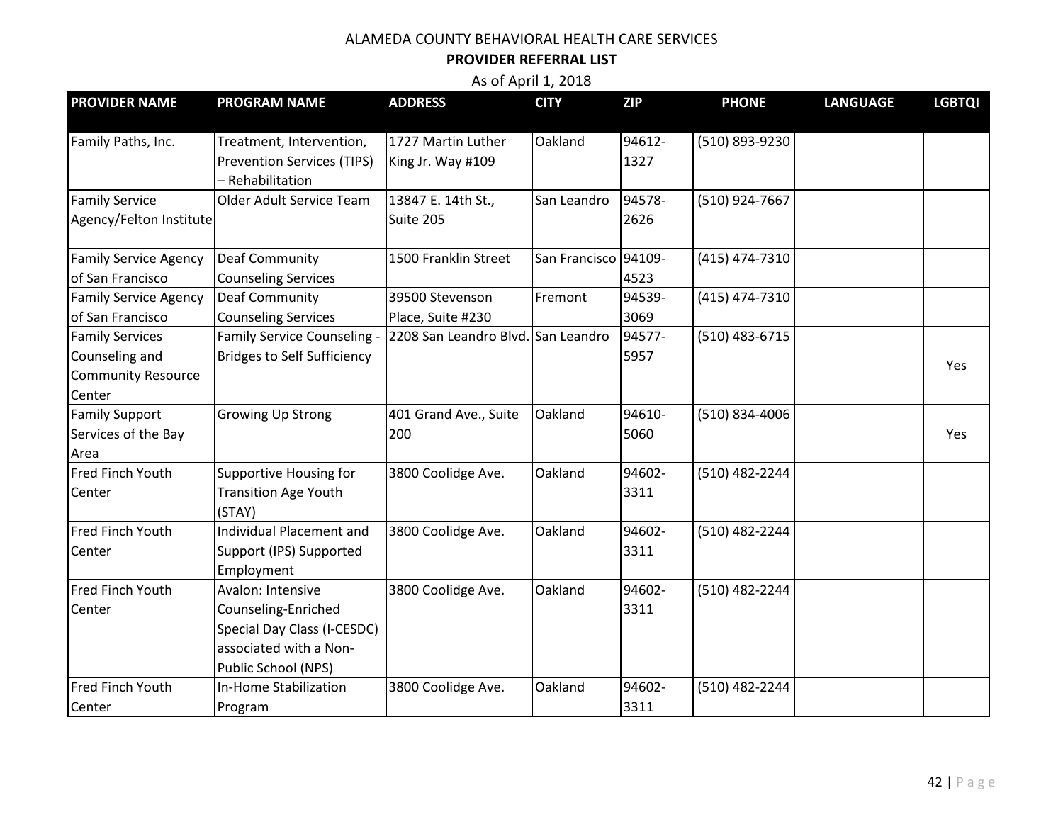ALAMEDA COUNTY BEHAVIORAL HEALTH CARE SERVICES

**PROVIDER REFERRAL LIST**

As of April 1, 2018

| PROVIDER NAME | PROGRAM NAME | ADDRESS | CITY | ZIP | PHONE | LANGUAGE | LGBTQI |
|---|---|---|---|---|---|---|---|
| Family Paths, Inc. | Treatment, Intervention, Prevention Services (TIPS) – Rehabilitation | 1727 Martin Luther King Jr. Way #109 | Oakland | 94612-1327 | (510) 893-9230 | | |
| Family Service Agency/Felton Institute | Older Adult Service Team | 13847 E. 14th St., Suite 205 | San Leandro | 94578-2626 | (510) 924-7667 | | |
| Family Service Agency of San Francisco | Deaf Community Counseling Services | 1500 Franklin Street | San Francisco | 94109-4523 | (415) 474-7310 | | |
| Family Service Agency of San Francisco | Deaf Community Counseling Services | 39500 Stevenson Place, Suite #230 | Fremont | 94539-3069 | (415) 474-7310 | | |
| Family Services Counseling and Community Resource Center | Family Service Counseling - Bridges to Self Sufficiency | 2208 San Leandro Blvd. | San Leandro | 94577-5957 | (510) 483-6715 | | Yes |
| Family Support Services of the Bay Area | Growing Up Strong | 401 Grand Ave., Suite 200 | Oakland | 94610-5060 | (510) 834-4006 | | Yes |
| Fred Finch Youth Center | Supportive Housing for Transition Age Youth (STAY) | 3800 Coolidge Ave. | Oakland | 94602-3311 | (510) 482-2244 | | |
| Fred Finch Youth Center | Individual Placement and Support (IPS) Supported Employment | 3800 Coolidge Ave. | Oakland | 94602-3311 | (510) 482-2244 | | |
| Fred Finch Youth Center | Avalon: Intensive Counseling-Enriched Special Day Class (I-CESDC) associated with a Non-Public School (NPS) | 3800 Coolidge Ave. | Oakland | 94602-3311 | (510) 482-2244 | | |
| Fred Finch Youth Center | In-Home Stabilization Program | 3800 Coolidge Ave. | Oakland | 94602-3311 | (510) 482-2244 | | |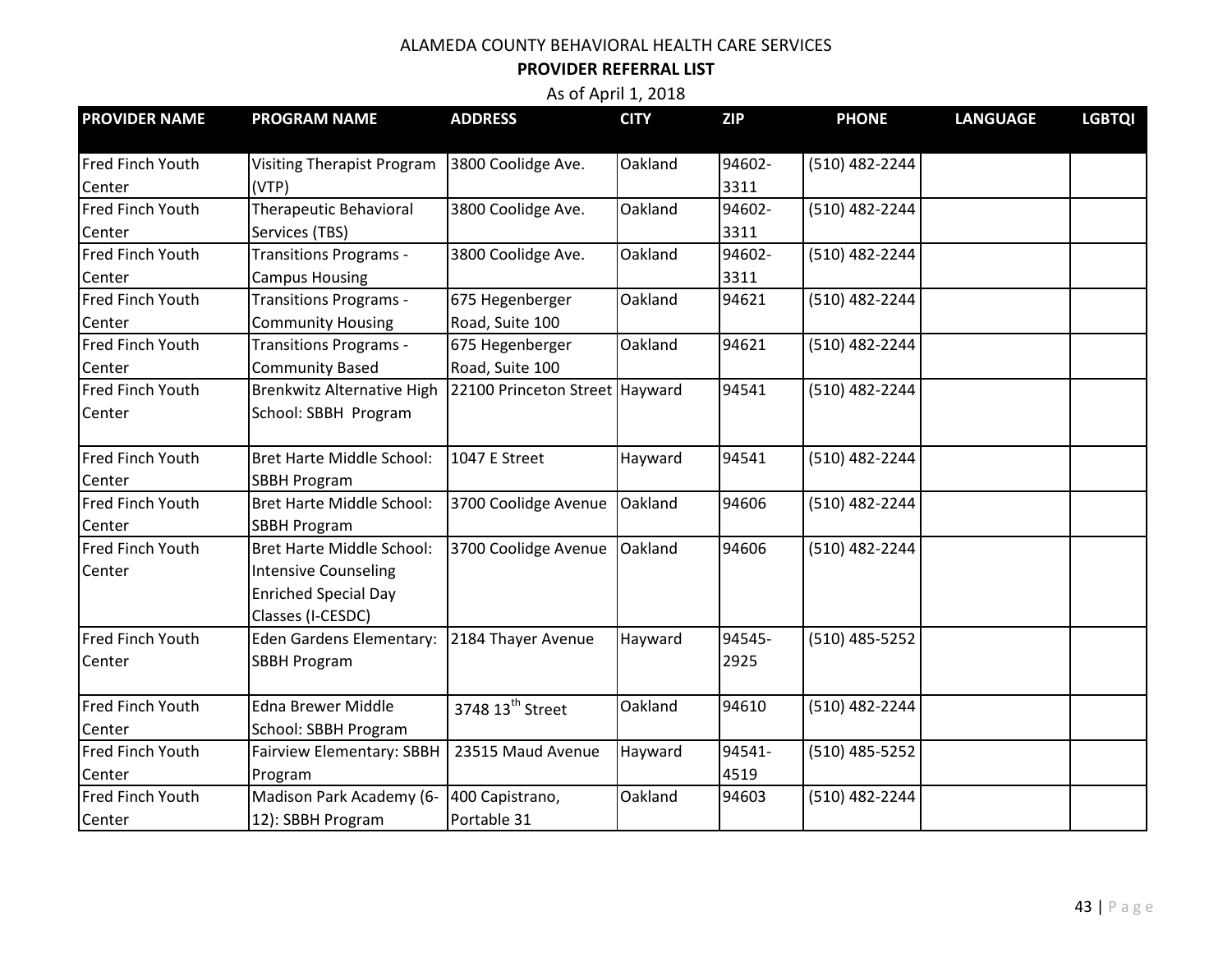ALAMEDA COUNTY BEHAVIORAL HEALTH CARE SERVICES

**PROVIDER REFERRAL LIST**

As of April 1, 2018

| PROVIDER NAME | PROGRAM NAME | ADDRESS | CITY | ZIP | PHONE | LANGUAGE | LGBTQI |
|---|---|---|---|---|---|---|---|
| Fred Finch Youth Center | Visiting Therapist Program (VTP) | 3800 Coolidge Ave. | Oakland | 94602-3311 | (510) 482-2244 | | |
| Fred Finch Youth Center | Therapeutic Behavioral Services (TBS) | 3800 Coolidge Ave. | Oakland | 94602-3311 | (510) 482-2244 | | |
| Fred Finch Youth Center | Transitions Programs - Campus Housing | 3800 Coolidge Ave. | Oakland | 94602-3311 | (510) 482-2244 | | |
| Fred Finch Youth Center | Transitions Programs - Community Housing | 675 Hegenberger Road, Suite 100 | Oakland | 94621 | (510) 482-2244 | | |
| Fred Finch Youth Center | Transitions Programs - Community Based | 675 Hegenberger Road, Suite 100 | Oakland | 94621 | (510) 482-2244 | | |
| Fred Finch Youth Center | Brenkwitz Alternative High School: SBBH Program | 22100 Princeton Street | Hayward | 94541 | (510) 482-2244 | | |
| Fred Finch Youth Center | Bret Harte Middle School: SBBH Program | 1047 E Street | Hayward | 94541 | (510) 482-2244 | | |
| Fred Finch Youth Center | Bret Harte Middle School: SBBH Program | 3700 Coolidge Avenue | Oakland | 94606 | (510) 482-2244 | | |
| Fred Finch Youth Center | Bret Harte Middle School: Intensive Counseling Enriched Special Day Classes (I-CESDC) | 3700 Coolidge Avenue | Oakland | 94606 | (510) 482-2244 | | |
| Fred Finch Youth Center | Eden Gardens Elementary: SBBH Program | 2184 Thayer Avenue | Hayward | 94545-2925 | (510) 485-5252 | | |
| Fred Finch Youth Center | Edna Brewer Middle School: SBBH Program | 3748 13th Street | Oakland | 94610 | (510) 482-2244 | | |
| Fred Finch Youth Center | Fairview Elementary: SBBH Program | 23515 Maud Avenue | Hayward | 94541-4519 | (510) 485-5252 | | |
| Fred Finch Youth Center | Madison Park Academy (6-12): SBBH Program | 400 Capistrano, Portable 31 | Oakland | 94603 | (510) 482-2244 | | |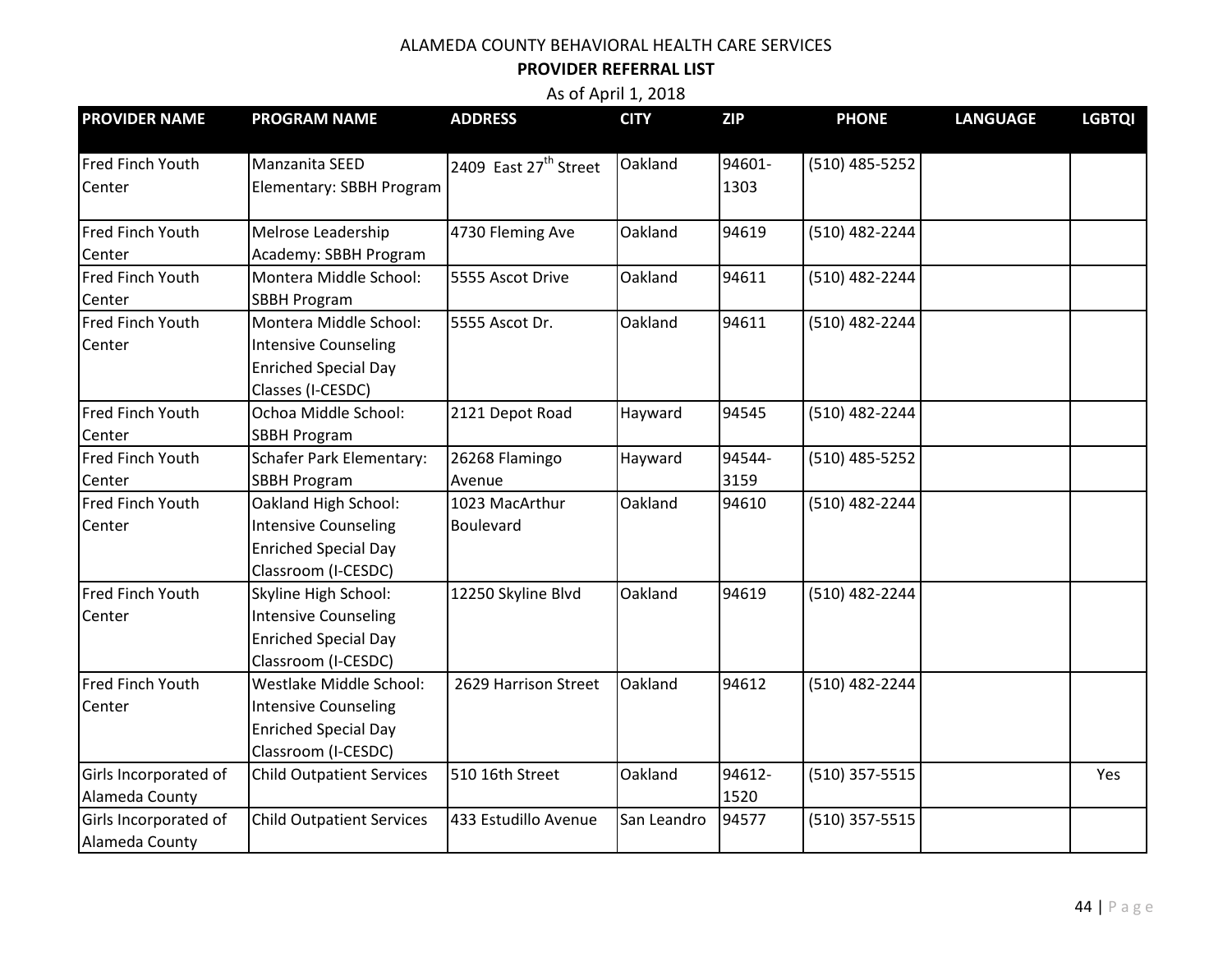ALAMEDA COUNTY BEHAVIORAL HEALTH CARE SERVICES

**PROVIDER REFERRAL LIST**

As of April 1, 2018

| PROVIDER NAME | PROGRAM NAME | ADDRESS | CITY | ZIP | PHONE | LANGUAGE | LGBTQI |
|---|---|---|---|---|---|---|---|
| Fred Finch Youth Center | Manzanita SEED Elementary: SBBH Program | 2409 East 27th Street | Oakland | 94601-1303 | (510) 485-5252 | | |
| Fred Finch Youth Center | Melrose Leadership Academy: SBBH Program | 4730 Fleming Ave | Oakland | 94619 | (510) 482-2244 | | |
| Fred Finch Youth Center | Montera Middle School: SBBH Program | 5555 Ascot Drive | Oakland | 94611 | (510) 482-2244 | | |
| Fred Finch Youth Center | Montera Middle School: Intensive Counseling Enriched Special Day Classes (I-CESDC) | 5555 Ascot Dr. | Oakland | 94611 | (510) 482-2244 | | |
| Fred Finch Youth Center | Ochoa Middle School: SBBH Program | 2121 Depot Road | Hayward | 94545 | (510) 482-2244 | | |
| Fred Finch Youth Center | Schafer Park Elementary: SBBH Program | 26268 Flamingo Avenue | Hayward | 94544-3159 | (510) 485-5252 | | |
| Fred Finch Youth Center | Oakland High School: Intensive Counseling Enriched Special Day Classroom (I-CESDC) | 1023 MacArthur Boulevard | Oakland | 94610 | (510) 482-2244 | | |
| Fred Finch Youth Center | Skyline High School: Intensive Counseling Enriched Special Day Classroom (I-CESDC) | 12250 Skyline Blvd | Oakland | 94619 | (510) 482-2244 | | |
| Fred Finch Youth Center | Westlake Middle School: Intensive Counseling Enriched Special Day Classroom (I-CESDC) | 2629 Harrison Street | Oakland | 94612 | (510) 482-2244 | | |
| Girls Incorporated of Alameda County | Child Outpatient Services | 510 16th Street | Oakland | 94612-1520 | (510) 357-5515 | | Yes |
| Girls Incorporated of Alameda County | Child Outpatient Services | 433 Estudillo Avenue | San Leandro | 94577 | (510) 357-5515 | | |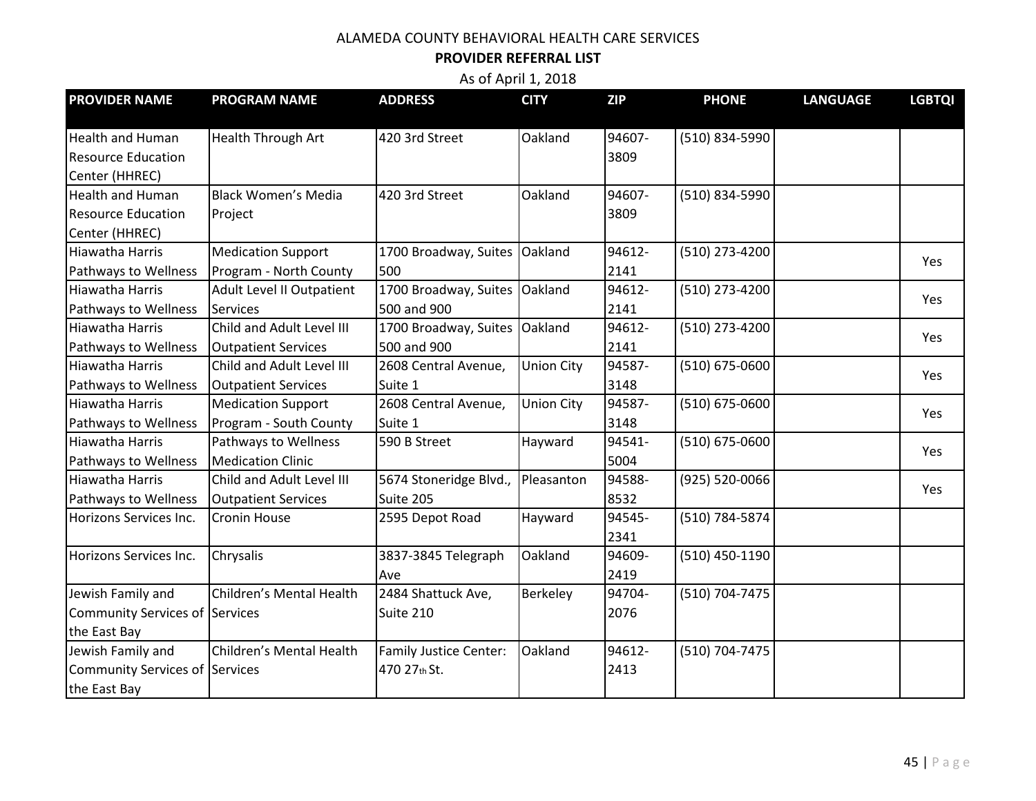ALAMEDA COUNTY BEHAVIORAL HEALTH CARE SERVICES

**PROVIDER REFERRAL LIST**

As of April 1, 2018

| PROVIDER NAME | PROGRAM NAME | ADDRESS | CITY | ZIP | PHONE | LANGUAGE | LGBTQI |
|---|---|---|---|---|---|---|---|
| Health and Human Resource Education Center (HHREC) | Health Through Art | 420 3rd Street | Oakland | 94607-3809 | (510) 834-5990 | | |
| Health and Human Resource Education Center (HHREC) | Black Women's Media Project | 420 3rd Street | Oakland | 94607-3809 | (510) 834-5990 | | |
| Hiawatha Harris Pathways to Wellness | Medication Support Program - North County | 1700 Broadway, Suites 500 | Oakland | 94612-2141 | (510) 273-4200 | | Yes |
| Hiawatha Harris Pathways to Wellness | Adult Level II Outpatient Services | 1700 Broadway, Suites 500 and 900 | Oakland | 94612-2141 | (510) 273-4200 | | Yes |
| Hiawatha Harris Pathways to Wellness | Child and Adult Level III Outpatient Services | 1700 Broadway, Suites 500 and 900 | Oakland | 94612-2141 | (510) 273-4200 | | Yes |
| Hiawatha Harris Pathways to Wellness | Child and Adult Level III Outpatient Services | 2608 Central Avenue, Suite 1 | Union City | 94587-3148 | (510) 675-0600 | | Yes |
| Hiawatha Harris Pathways to Wellness | Medication Support Program - South County | 2608 Central Avenue, Suite 1 | Union City | 94587-3148 | (510) 675-0600 | | Yes |
| Hiawatha Harris Pathways to Wellness | Pathways to Wellness Medication Clinic | 590 B Street | Hayward | 94541-5004 | (510) 675-0600 | | Yes |
| Hiawatha Harris Pathways to Wellness | Child and Adult Level III Outpatient Services | 5674 Stoneridge Blvd., Suite 205 | Pleasanton | 94588-8532 | (925) 520-0066 | | Yes |
| Horizons Services Inc. | Cronin House | 2595 Depot Road | Hayward | 94545-2341 | (510) 784-5874 | | |
| Horizons Services Inc. | Chrysalis | 3837-3845 Telegraph Ave | Oakland | 94609-2419 | (510) 450-1190 | | |
| Jewish Family and Community Services of the East Bay | Children's Mental Health Services | 2484 Shattuck Ave, Suite 210 | Berkeley | 94704-2076 | (510) 704-7475 | | |
| Jewish Family and Community Services of the East Bay | Children's Mental Health Services | Family Justice Center: 470 27th St. | Oakland | 94612-2413 | (510) 704-7475 | | |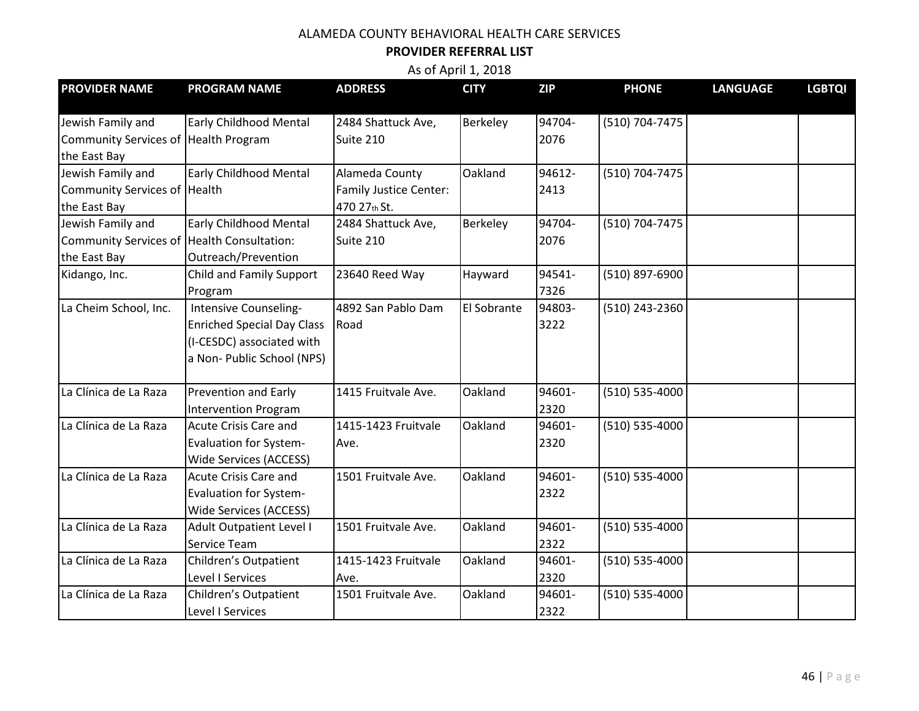ALAMEDA COUNTY BEHAVIORAL HEALTH CARE SERVICES

**PROVIDER REFERRAL LIST**

As of April 1, 2018

| PROVIDER NAME | PROGRAM NAME | ADDRESS | CITY | ZIP | PHONE | LANGUAGE | LGBTQI |
|---|---|---|---|---|---|---|---|
| Jewish Family and Community Services of the East Bay | Early Childhood Mental Health Program | 2484 Shattuck Ave, Suite 210 | Berkeley | 94704-2076 | (510) 704-7475 | | |
| Jewish Family and Community Services of the East Bay | Early Childhood Mental Health | Alameda County Family Justice Center: 470 27th St. | Oakland | 94612-2413 | (510) 704-7475 | | |
| Jewish Family and Community Services of the East Bay | Early Childhood Mental Health Consultation: Outreach/Prevention | 2484 Shattuck Ave, Suite 210 | Berkeley | 94704-2076 | (510) 704-7475 | | |
| Kidango, Inc. | Child and Family Support Program | 23640 Reed Way | Hayward | 94541-7326 | (510) 897-6900 | | |
| La Cheim School, Inc. | Intensive Counseling-Enriched Special Day Class (I-CESDC) associated with a Non- Public School (NPS) | 4892 San Pablo Dam Road | El Sobrante | 94803-3222 | (510) 243-2360 | | |
| La Clínica de La Raza | Prevention and Early Intervention Program | 1415 Fruitvale Ave. | Oakland | 94601-2320 | (510) 535-4000 | | |
| La Clínica de La Raza | Acute Crisis Care and Evaluation for System-Wide Services (ACCESS) | 1415-1423 Fruitvale Ave. | Oakland | 94601-2320 | (510) 535-4000 | | |
| La Clínica de La Raza | Acute Crisis Care and Evaluation for System-Wide Services (ACCESS) | 1501 Fruitvale Ave. | Oakland | 94601-2322 | (510) 535-4000 | | |
| La Clínica de La Raza | Adult Outpatient Level I Service Team | 1501 Fruitvale Ave. | Oakland | 94601-2322 | (510) 535-4000 | | |
| La Clínica de La Raza | Children's Outpatient Level I Services | 1415-1423 Fruitvale Ave. | Oakland | 94601-2320 | (510) 535-4000 | | |
| La Clínica de La Raza | Children's Outpatient Level I Services | 1501 Fruitvale Ave. | Oakland | 94601-2322 | (510) 535-4000 | | |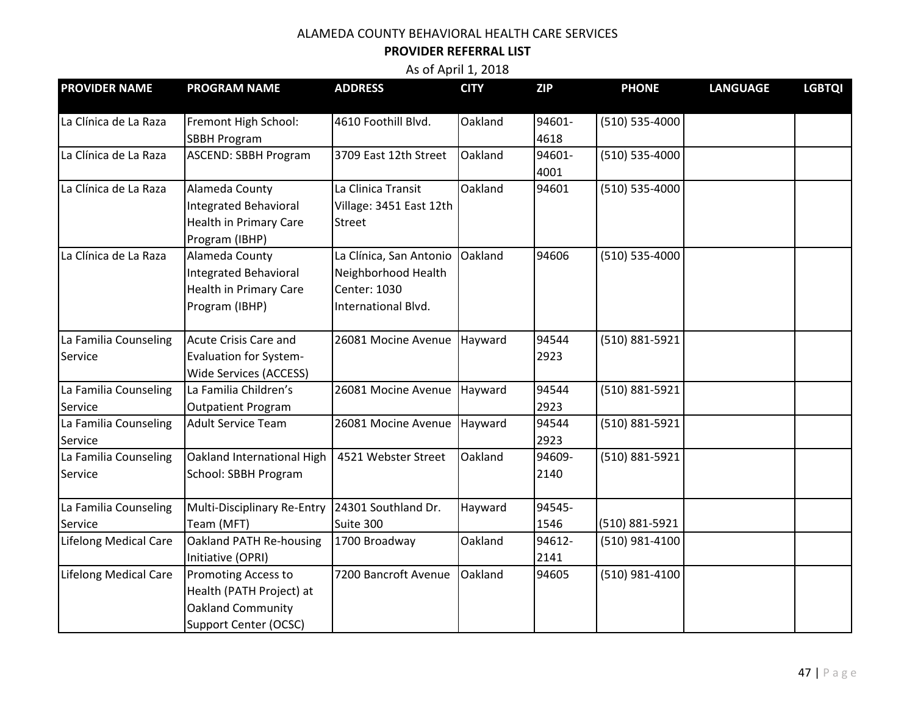ALAMEDA COUNTY BEHAVIORAL HEALTH CARE SERVICES

**PROVIDER REFERRAL LIST**

As of April 1, 2018

| PROVIDER NAME | PROGRAM NAME | ADDRESS | CITY | ZIP | PHONE | LANGUAGE | LGBTQI |
|---|---|---|---|---|---|---|---|
| La Clínica de La Raza | Fremont High School: SBBH Program | 4610 Foothill Blvd. | Oakland | 94601-4618 | (510) 535-4000 | | |
| La Clínica de La Raza | ASCEND: SBBH Program | 3709 East 12th Street | Oakland | 94601-4001 | (510) 535-4000 | | |
| La Clínica de La Raza | Alameda County Integrated Behavioral Health in Primary Care Program (IBHP) | La Clinica Transit Village: 3451 East 12th Street | Oakland | 94601 | (510) 535-4000 | | |
| La Clínica de La Raza | Alameda County Integrated Behavioral Health in Primary Care Program (IBHP) | La Clínica, San Antonio Neighborhood Health Center: 1030 International Blvd. | Oakland | 94606 | (510) 535-4000 | | |
| La Familia Counseling Service | Acute Crisis Care and Evaluation for System-Wide Services (ACCESS) | 26081 Mocine Avenue | Hayward | 94544 2923 | (510) 881-5921 | | |
| La Familia Counseling Service | La Familia Children's Outpatient Program | 26081 Mocine Avenue | Hayward | 94544 2923 | (510) 881-5921 | | |
| La Familia Counseling Service | Adult Service Team | 26081 Mocine Avenue | Hayward | 94544 2923 | (510) 881-5921 | | |
| La Familia Counseling Service | Oakland International High School: SBBH Program | 4521 Webster Street | Oakland | 94609-2140 | (510) 881-5921 | | |
| La Familia Counseling Service | Multi-Disciplinary Re-Entry Team (MFT) | 24301 Southland Dr. Suite 300 | Hayward | 94545-1546 | (510) 881-5921 | | |
| Lifelong Medical Care | Oakland PATH Re-housing Initiative (OPRI) | 1700 Broadway | Oakland | 94612-2141 | (510) 981-4100 | | |
| Lifelong Medical Care | Promoting Access to Health (PATH Project) at Oakland Community Support Center (OCSC) | 7200 Bancroft Avenue | Oakland | 94605 | (510) 981-4100 | | |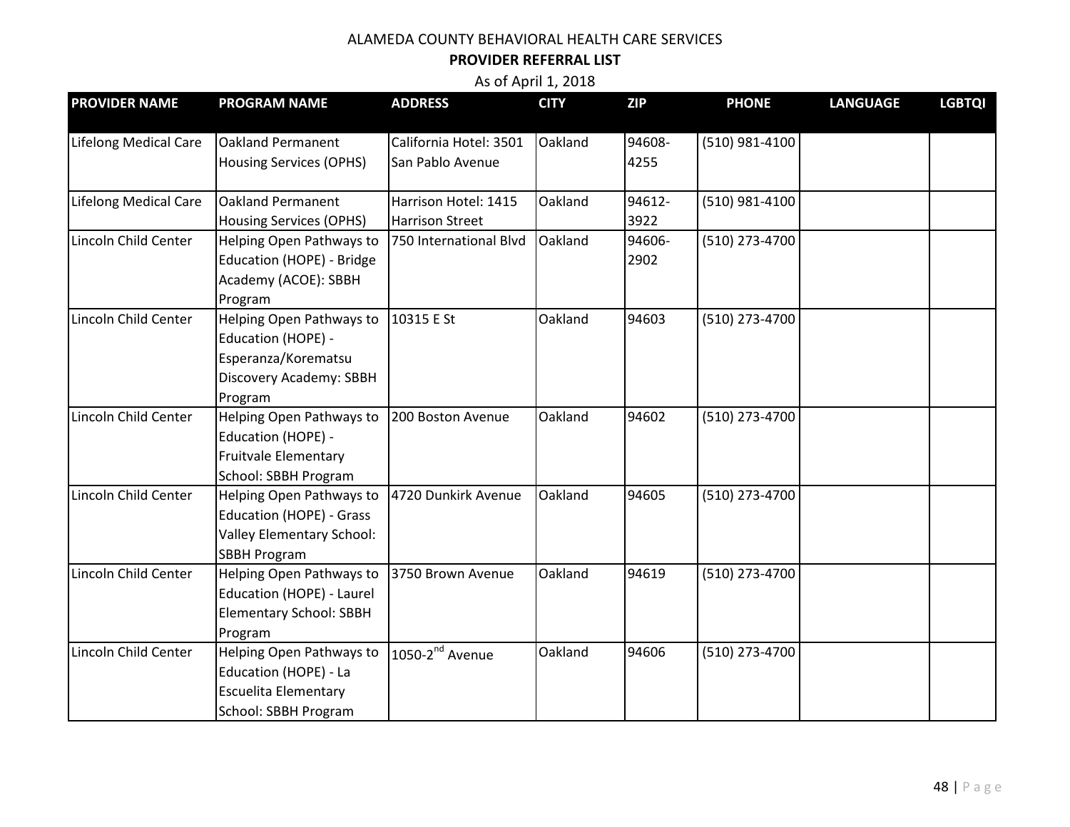ALAMEDA COUNTY BEHAVIORAL HEALTH CARE SERVICES

**PROVIDER REFERRAL LIST**

As of April 1, 2018

| PROVIDER NAME | PROGRAM NAME | ADDRESS | CITY | ZIP | PHONE | LANGUAGE | LGBTQI |
|---|---|---|---|---|---|---|---|
| Lifelong Medical Care | Oakland Permanent Housing Services (OPHS) | California Hotel: 3501 San Pablo Avenue | Oakland | 94608-4255 | (510) 981-4100 | | |
| Lifelong Medical Care | Oakland Permanent Housing Services (OPHS) | Harrison Hotel: 1415 Harrison Street | Oakland | 94612-3922 | (510) 981-4100 | | |
| Lincoln Child Center | Helping Open Pathways to Education (HOPE) - Bridge Academy (ACOE): SBBH Program | 750 International Blvd | Oakland | 94606-2902 | (510) 273-4700 | | |
| Lincoln Child Center | Helping Open Pathways to Education (HOPE) - Esperanza/Korematsu Discovery Academy: SBBH Program | 10315 E St | Oakland | 94603 | (510) 273-4700 | | |
| Lincoln Child Center | Helping Open Pathways to Education (HOPE) - Fruitvale Elementary School: SBBH Program | 200 Boston Avenue | Oakland | 94602 | (510) 273-4700 | | |
| Lincoln Child Center | Helping Open Pathways to Education (HOPE) - Grass Valley Elementary School: SBBH Program | 4720 Dunkirk Avenue | Oakland | 94605 | (510) 273-4700 | | |
| Lincoln Child Center | Helping Open Pathways to Education (HOPE) - Laurel Elementary School: SBBH Program | 3750 Brown Avenue | Oakland | 94619 | (510) 273-4700 | | |
| Lincoln Child Center | Helping Open Pathways to Education (HOPE) - La Escuelita Elementary School: SBBH Program | 1050-2nd Avenue | Oakland | 94606 | (510) 273-4700 | | |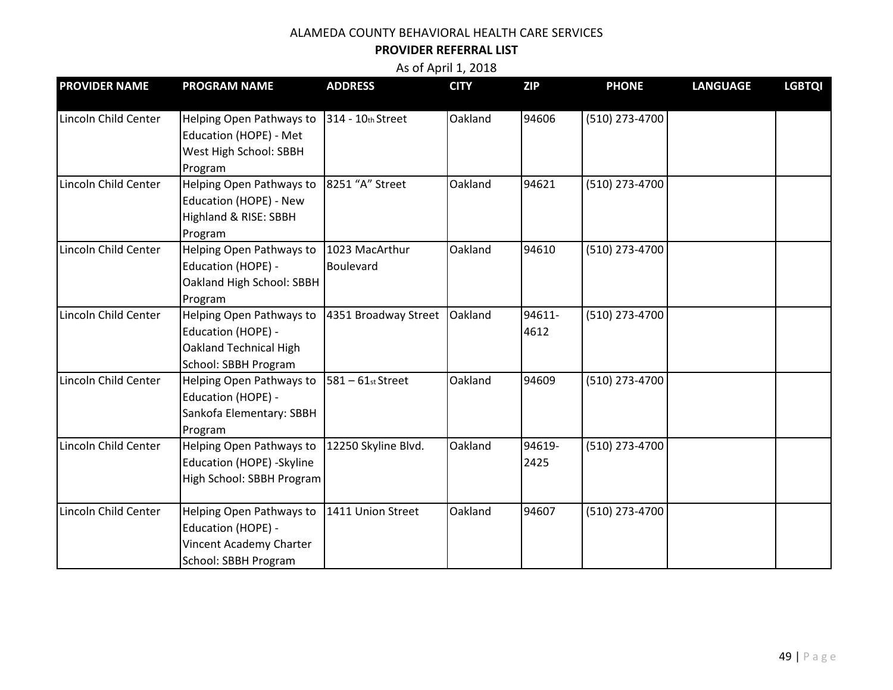ALAMEDA COUNTY BEHAVIORAL HEALTH CARE SERVICES

**PROVIDER REFERRAL LIST**

As of April 1, 2018

| PROVIDER NAME | PROGRAM NAME | ADDRESS | CITY | ZIP | PHONE | LANGUAGE | LGBTQI |
|---|---|---|---|---|---|---|---|
| Lincoln Child Center | Helping Open Pathways to Education (HOPE) - Met West High School: SBBH Program | 314 - 10th Street | Oakland | 94606 | (510) 273-4700 | | |
| Lincoln Child Center | Helping Open Pathways to Education (HOPE) - New Highland & RISE: SBBH Program | 8251 "A" Street | Oakland | 94621 | (510) 273-4700 | | |
| Lincoln Child Center | Helping Open Pathways to Education (HOPE) - Oakland High School: SBBH Program | 1023 MacArthur Boulevard | Oakland | 94610 | (510) 273-4700 | | |
| Lincoln Child Center | Helping Open Pathways to Education (HOPE) - Oakland Technical High School: SBBH Program | 4351 Broadway Street | Oakland | 94611-4612 | (510) 273-4700 | | |
| Lincoln Child Center | Helping Open Pathways to Education (HOPE) - Sankofa Elementary: SBBH Program | 581 – 61st Street | Oakland | 94609 | (510) 273-4700 | | |
| Lincoln Child Center | Helping Open Pathways to Education (HOPE) -Skyline High School: SBBH Program | 12250 Skyline Blvd. | Oakland | 94619-2425 | (510) 273-4700 | | |
| Lincoln Child Center | Helping Open Pathways to Education (HOPE) - Vincent Academy Charter School: SBBH Program | 1411 Union Street | Oakland | 94607 | (510) 273-4700 | | |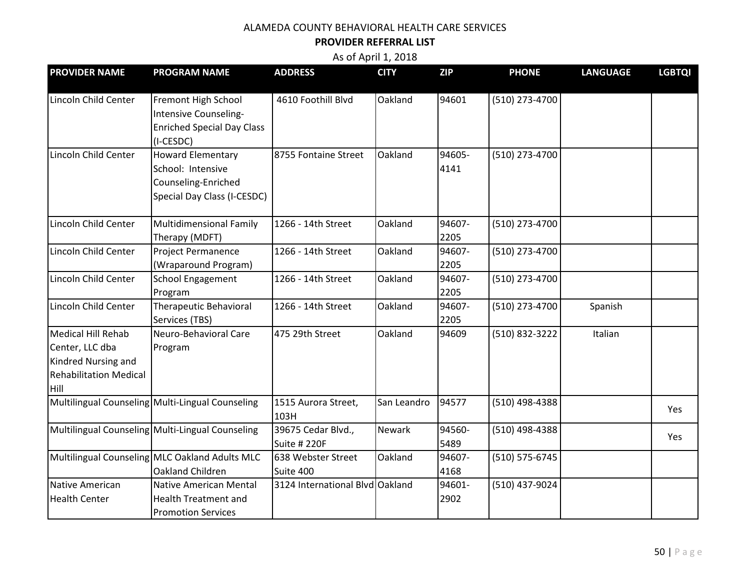ALAMEDA COUNTY BEHAVIORAL HEALTH CARE SERVICES

**PROVIDER REFERRAL LIST**

As of April 1, 2018

| PROVIDER NAME | PROGRAM NAME | ADDRESS | CITY | ZIP | PHONE | LANGUAGE | LGBTQI |
|---|---|---|---|---|---|---|---|
| Lincoln Child Center | Fremont High School Intensive Counseling-Enriched Special Day Class (I-CESDC) | 4610 Foothill Blvd | Oakland | 94601 | (510) 273-4700 | | |
| Lincoln Child Center | Howard Elementary School: Intensive Counseling-Enriched Special Day Class (I-CESDC) | 8755 Fontaine Street | Oakland | 94605-4141 | (510) 273-4700 | | |
| Lincoln Child Center | Multidimensional Family Therapy (MDFT) | 1266 - 14th Street | Oakland | 94607-2205 | (510) 273-4700 | | |
| Lincoln Child Center | Project Permanence (Wraparound Program) | 1266 - 14th Street | Oakland | 94607-2205 | (510) 273-4700 | | |
| Lincoln Child Center | School Engagement Program | 1266 - 14th Street | Oakland | 94607-2205 | (510) 273-4700 | | |
| Lincoln Child Center | Therapeutic Behavioral Services (TBS) | 1266 - 14th Street | Oakland | 94607-2205 | (510) 273-4700 | Spanish | |
| Medical Hill Rehab Center, LLC dba Kindred Nursing and Rehabilitation Medical Hill | Neuro-Behavioral Care Program | 475 29th Street | Oakland | 94609 | (510) 832-3222 | Italian | |
| Multilingual Counseling | Multi-Lingual Counseling | 1515 Aurora Street, 103H | San Leandro | 94577 | (510) 498-4388 | | Yes |
| Multilingual Counseling | Multi-Lingual Counseling | 39675 Cedar Blvd., Suite # 220F | Newark | 94560-5489 | (510) 498-4388 | | Yes |
| Multilingual Counseling | MLC Oakland Adults MLC Oakland Children | 638 Webster Street Suite 400 | Oakland | 94607-4168 | (510) 575-6745 | | |
| Native American Health Center | Native American Mental Health Treatment and Promotion Services | 3124 International Blvd | Oakland | 94601-2902 | (510) 437-9024 | | |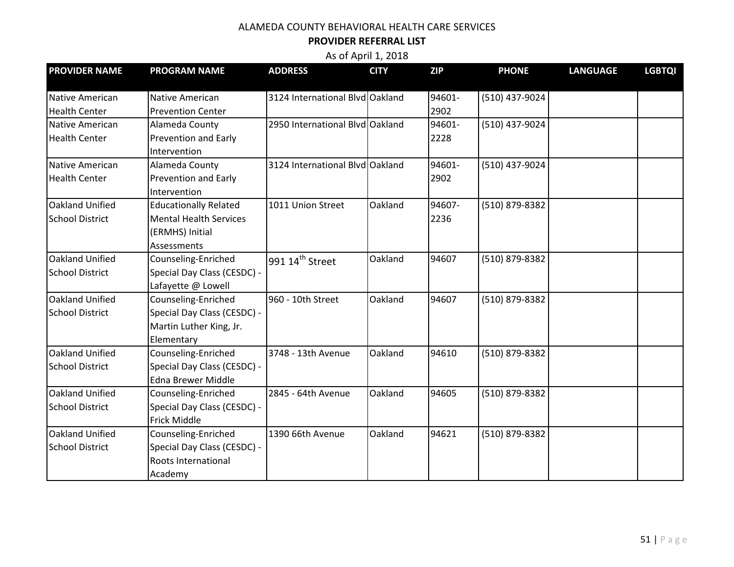ALAMEDA COUNTY BEHAVIORAL HEALTH CARE SERVICES

**PROVIDER REFERRAL LIST**

As of April 1, 2018

| PROVIDER NAME | PROGRAM NAME | ADDRESS | CITY | ZIP | PHONE | LANGUAGE | LGBTQI |
|---|---|---|---|---|---|---|---|
| Native American Health Center | Native American Prevention Center | 3124 International Blvd | Oakland | 94601-2902 | (510) 437-9024 | | |
| Native American Health Center | Alameda County Prevention and Early Intervention | 2950 International Blvd | Oakland | 94601-2228 | (510) 437-9024 | | |
| Native American Health Center | Alameda County Prevention and Early Intervention | 3124 International Blvd | Oakland | 94601-2902 | (510) 437-9024 | | |
| Oakland Unified School District | Educationally Related Mental Health Services (ERMHS) Initial Assessments | 1011 Union Street | Oakland | 94607-2236 | (510) 879-8382 | | |
| Oakland Unified School District | Counseling-Enriched Special Day Class (CESDC) - Lafayette @ Lowell | 991 14th Street | Oakland | 94607 | (510) 879-8382 | | |
| Oakland Unified School District | Counseling-Enriched Special Day Class (CESDC) - Martin Luther King, Jr. Elementary | 960 - 10th Street | Oakland | 94607 | (510) 879-8382 | | |
| Oakland Unified School District | Counseling-Enriched Special Day Class (CESDC) - Edna Brewer Middle | 3748 - 13th Avenue | Oakland | 94610 | (510) 879-8382 | | |
| Oakland Unified School District | Counseling-Enriched Special Day Class (CESDC) - Frick Middle | 2845 - 64th Avenue | Oakland | 94605 | (510) 879-8382 | | |
| Oakland Unified School District | Counseling-Enriched Special Day Class (CESDC) - Roots International Academy | 1390 66th Avenue | Oakland | 94621 | (510) 879-8382 | | |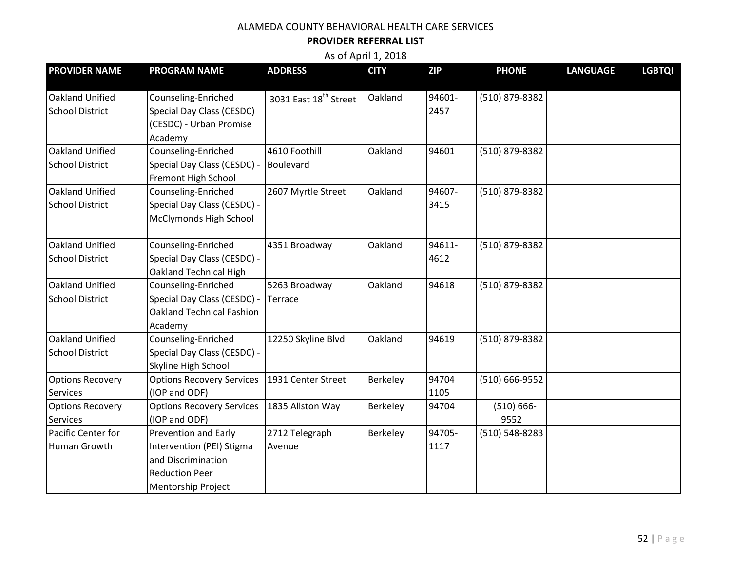ALAMEDA COUNTY BEHAVIORAL HEALTH CARE SERVICES

**PROVIDER REFERRAL LIST**

As of April 1, 2018

| PROVIDER NAME | PROGRAM NAME | ADDRESS | CITY | ZIP | PHONE | LANGUAGE | LGBTQI |
|---|---|---|---|---|---|---|---|
| Oakland Unified School District | Counseling-Enriched Special Day Class (CESDC) (CESDC) - Urban Promise Academy | 3031 East 18th Street | Oakland | 94601-2457 | (510) 879-8382 | | |
| Oakland Unified School District | Counseling-Enriched Special Day Class (CESDC) - Fremont High School | 4610 Foothill Boulevard | Oakland | 94601 | (510) 879-8382 | | |
| Oakland Unified School District | Counseling-Enriched Special Day Class (CESDC) - McClymonds High School | 2607 Myrtle Street | Oakland | 94607-3415 | (510) 879-8382 | | |
| Oakland Unified School District | Counseling-Enriched Special Day Class (CESDC) - Oakland Technical High | 4351 Broadway | Oakland | 94611-4612 | (510) 879-8382 | | |
| Oakland Unified School District | Counseling-Enriched Special Day Class (CESDC) - Oakland Technical Fashion Academy | 5263 Broadway Terrace | Oakland | 94618 | (510) 879-8382 | | |
| Oakland Unified School District | Counseling-Enriched Special Day Class (CESDC) - Skyline High School | 12250 Skyline Blvd | Oakland | 94619 | (510) 879-8382 | | |
| Options Recovery Services | Options Recovery Services (IOP and ODF) | 1931 Center Street | Berkeley | 94704 1105 | (510) 666-9552 | | |
| Options Recovery Services | Options Recovery Services (IOP and ODF) | 1835 Allston Way | Berkeley | 94704 | (510) 666-9552 | | |
| Pacific Center for Human Growth | Prevention and Early Intervention (PEI) Stigma and Discrimination Reduction Peer Mentorship Project | 2712 Telegraph Avenue | Berkeley | 94705-1117 | (510) 548-8283 | | |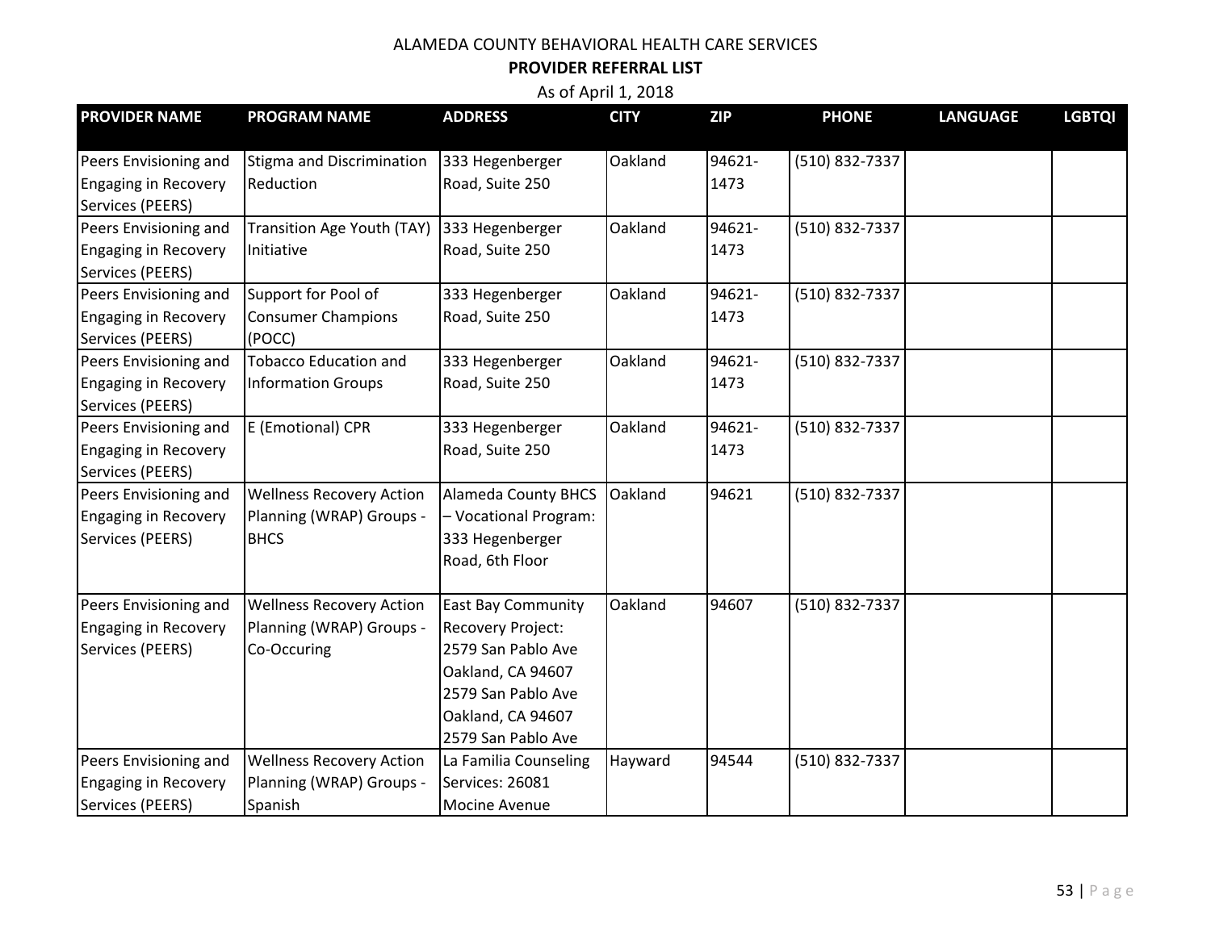ALAMEDA COUNTY BEHAVIORAL HEALTH CARE SERVICES

**PROVIDER REFERRAL LIST**

As of April 1, 2018

| PROVIDER NAME | PROGRAM NAME | ADDRESS | CITY | ZIP | PHONE | LANGUAGE | LGBTQI |
|---|---|---|---|---|---|---|---|
| Peers Envisioning and Engaging in Recovery Services (PEERS) | Stigma and Discrimination Reduction | 333 Hegenberger Road, Suite 250 | Oakland | 94621-1473 | (510) 832-7337 | | |
| Peers Envisioning and Engaging in Recovery Services (PEERS) | Transition Age Youth (TAY) Initiative | 333 Hegenberger Road, Suite 250 | Oakland | 94621-1473 | (510) 832-7337 | | |
| Peers Envisioning and Engaging in Recovery Services (PEERS) | Support for Pool of Consumer Champions (POCC) | 333 Hegenberger Road, Suite 250 | Oakland | 94621-1473 | (510) 832-7337 | | |
| Peers Envisioning and Engaging in Recovery Services (PEERS) | Tobacco Education and Information Groups | 333 Hegenberger Road, Suite 250 | Oakland | 94621-1473 | (510) 832-7337 | | |
| Peers Envisioning and Engaging in Recovery Services (PEERS) | E (Emotional) CPR | 333 Hegenberger Road, Suite 250 | Oakland | 94621-1473 | (510) 832-7337 | | |
| Peers Envisioning and Engaging in Recovery Services (PEERS) | Wellness Recovery Action Planning (WRAP) Groups - BHCS | Alameda County BHCS – Vocational Program: 333 Hegenberger Road, 6th Floor | Oakland | 94621 | (510) 832-7337 | | |
| Peers Envisioning and Engaging in Recovery Services (PEERS) | Wellness Recovery Action Planning (WRAP) Groups - Co-Occuring | East Bay Community Recovery Project: 2579 San Pablo Ave Oakland, CA 94607 2579 San Pablo Ave Oakland, CA 94607 2579 San Pablo Ave | Oakland | 94607 | (510) 832-7337 | | |
| Peers Envisioning and Engaging in Recovery Services (PEERS) | Wellness Recovery Action Planning (WRAP) Groups - Spanish | La Familia Counseling Services: 26081 Mocine Avenue | Hayward | 94544 | (510) 832-7337 | | |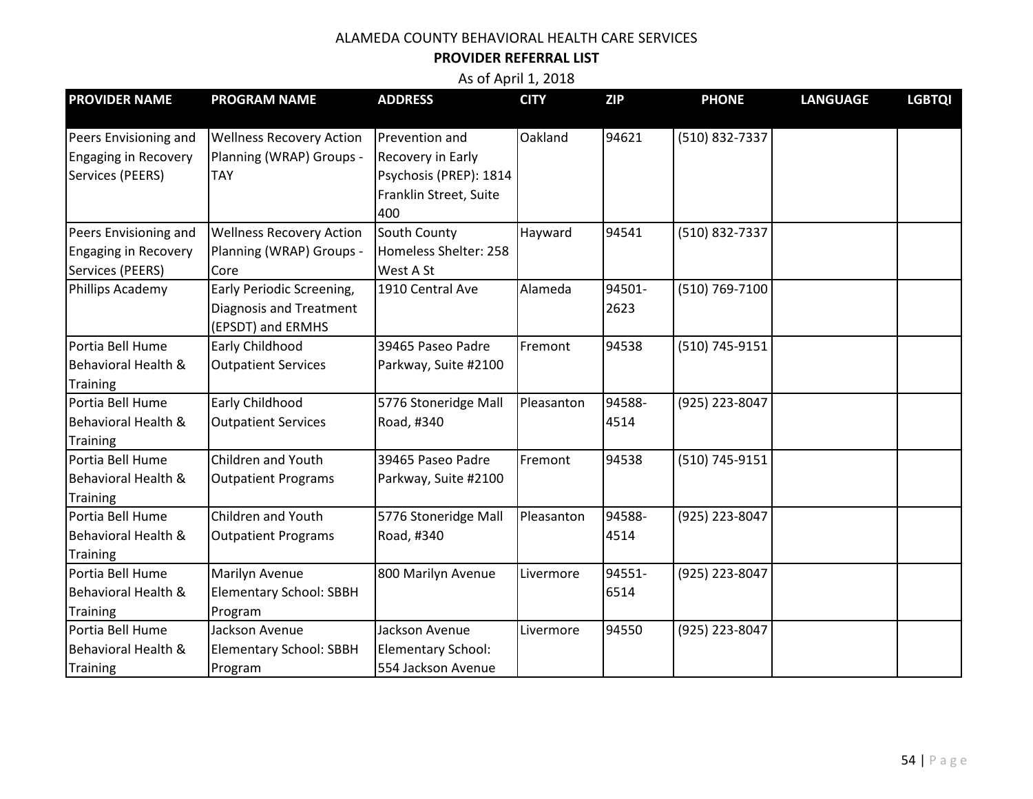ALAMEDA COUNTY BEHAVIORAL HEALTH CARE SERVICES

**PROVIDER REFERRAL LIST**

As of April 1, 2018

| PROVIDER NAME | PROGRAM NAME | ADDRESS | CITY | ZIP | PHONE | LANGUAGE | LGBTQI |
|---|---|---|---|---|---|---|---|
| Peers Envisioning and Engaging in Recovery Services (PEERS) | Wellness Recovery Action Planning (WRAP) Groups - TAY | Prevention and Recovery in Early Psychosis (PREP): 1814 Franklin Street, Suite 400 | Oakland | 94621 | (510) 832-7337 | | |
| Peers Envisioning and Engaging in Recovery Services (PEERS) | Wellness Recovery Action Planning (WRAP) Groups - Core | South County Homeless Shelter: 258 West A St | Hayward | 94541 | (510) 832-7337 | | |
| Phillips Academy | Early Periodic Screening, Diagnosis and Treatment (EPSDT) and ERMHS | 1910 Central Ave | Alameda | 94501-2623 | (510) 769-7100 | | |
| Portia Bell Hume Behavioral Health & Training | Early Childhood Outpatient Services | 39465 Paseo Padre Parkway, Suite #2100 | Fremont | 94538 | (510) 745-9151 | | |
| Portia Bell Hume Behavioral Health & Training | Early Childhood Outpatient Services | 5776 Stoneridge Mall Road, #340 | Pleasanton | 94588-4514 | (925) 223-8047 | | |
| Portia Bell Hume Behavioral Health & Training | Children and Youth Outpatient Programs | 39465 Paseo Padre Parkway, Suite #2100 | Fremont | 94538 | (510) 745-9151 | | |
| Portia Bell Hume Behavioral Health & Training | Children and Youth Outpatient Programs | 5776 Stoneridge Mall Road, #340 | Pleasanton | 94588-4514 | (925) 223-8047 | | |
| Portia Bell Hume Behavioral Health & Training | Marilyn Avenue Elementary School: SBBH Program | 800 Marilyn Avenue | Livermore | 94551-6514 | (925) 223-8047 | | |
| Portia Bell Hume Behavioral Health & Training | Jackson Avenue Elementary School: SBBH Program | Jackson Avenue Elementary School: 554 Jackson Avenue | Livermore | 94550 | (925) 223-8047 | | |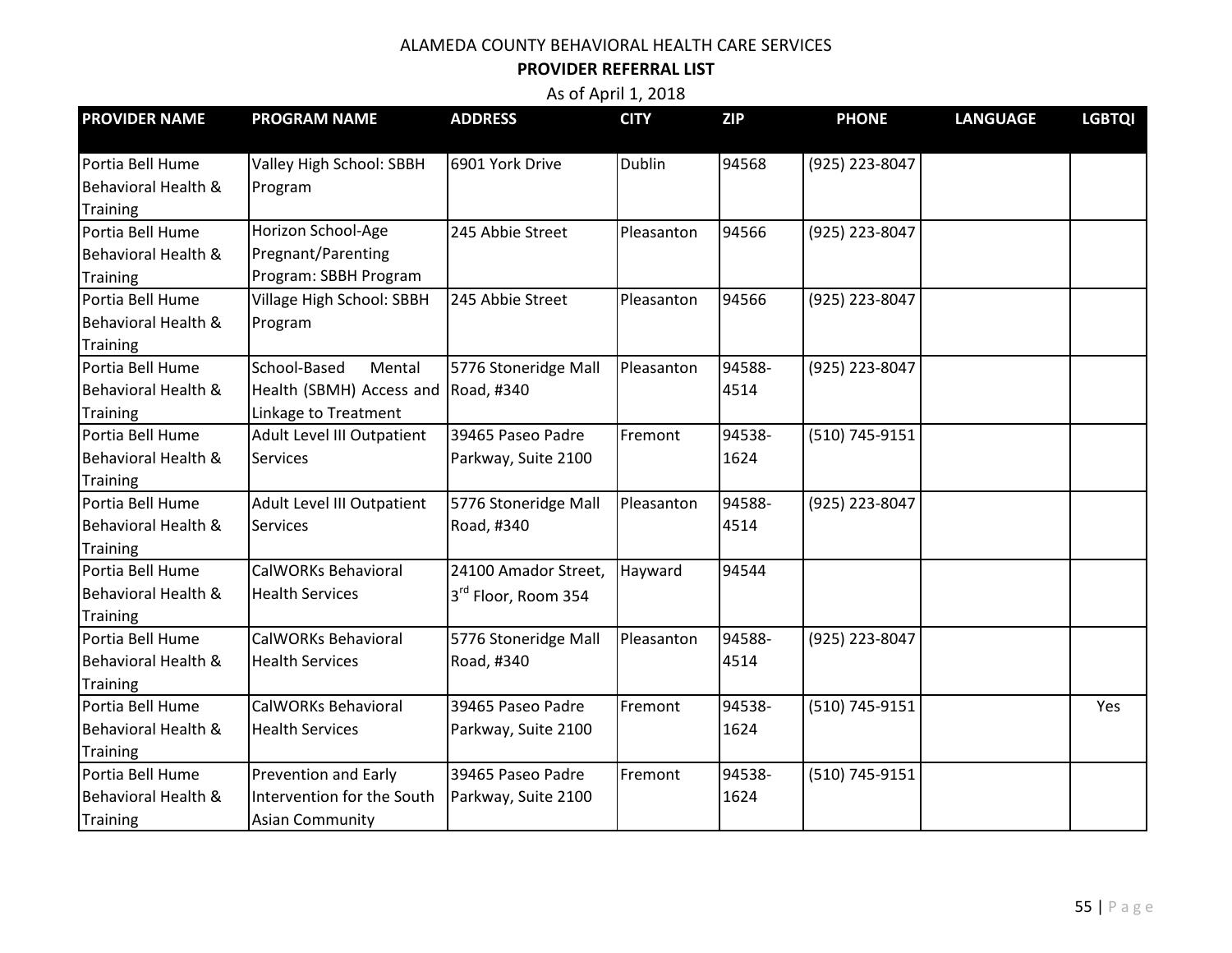ALAMEDA COUNTY BEHAVIORAL HEALTH CARE SERVICES

**PROVIDER REFERRAL LIST**

As of April 1, 2018

| PROVIDER NAME | PROGRAM NAME | ADDRESS | CITY | ZIP | PHONE | LANGUAGE | LGBTQI |
|---|---|---|---|---|---|---|---|
| Portia Bell Hume Behavioral Health & Training | Valley High School: SBBH Program | 6901 York Drive | Dublin | 94568 | (925) 223-8047 | | |
| Portia Bell Hume Behavioral Health & Training | Horizon School-Age Pregnant/Parenting Program: SBBH Program | 245 Abbie Street | Pleasanton | 94566 | (925) 223-8047 | | |
| Portia Bell Hume Behavioral Health & Training | Village High School: SBBH Program | 245 Abbie Street | Pleasanton | 94566 | (925) 223-8047 | | |
| Portia Bell Hume Behavioral Health & Training | School-Based Mental Health (SBMH) Access and Linkage to Treatment | 5776 Stoneridge Mall Road, #340 | Pleasanton | 94588-4514 | (925) 223-8047 | | |
| Portia Bell Hume Behavioral Health & Training | Adult Level III Outpatient Services | 39465 Paseo Padre Parkway, Suite 2100 | Fremont | 94538-1624 | (510) 745-9151 | | |
| Portia Bell Hume Behavioral Health & Training | Adult Level III Outpatient Services | 5776 Stoneridge Mall Road, #340 | Pleasanton | 94588-4514 | (925) 223-8047 | | |
| Portia Bell Hume Behavioral Health & Training | CalWORKs Behavioral Health Services | 24100 Amador Street, 3rd Floor, Room 354 | Hayward | 94544 | | | |
| Portia Bell Hume Behavioral Health & Training | CalWORKs Behavioral Health Services | 5776 Stoneridge Mall Road, #340 | Pleasanton | 94588-4514 | (925) 223-8047 | | |
| Portia Bell Hume Behavioral Health & Training | CalWORKs Behavioral Health Services | 39465 Paseo Padre Parkway, Suite 2100 | Fremont | 94538-1624 | (510) 745-9151 | | Yes |
| Portia Bell Hume Behavioral Health & Training | Prevention and Early Intervention for the South Asian Community | 39465 Paseo Padre Parkway, Suite 2100 | Fremont | 94538-1624 | (510) 745-9151 | | |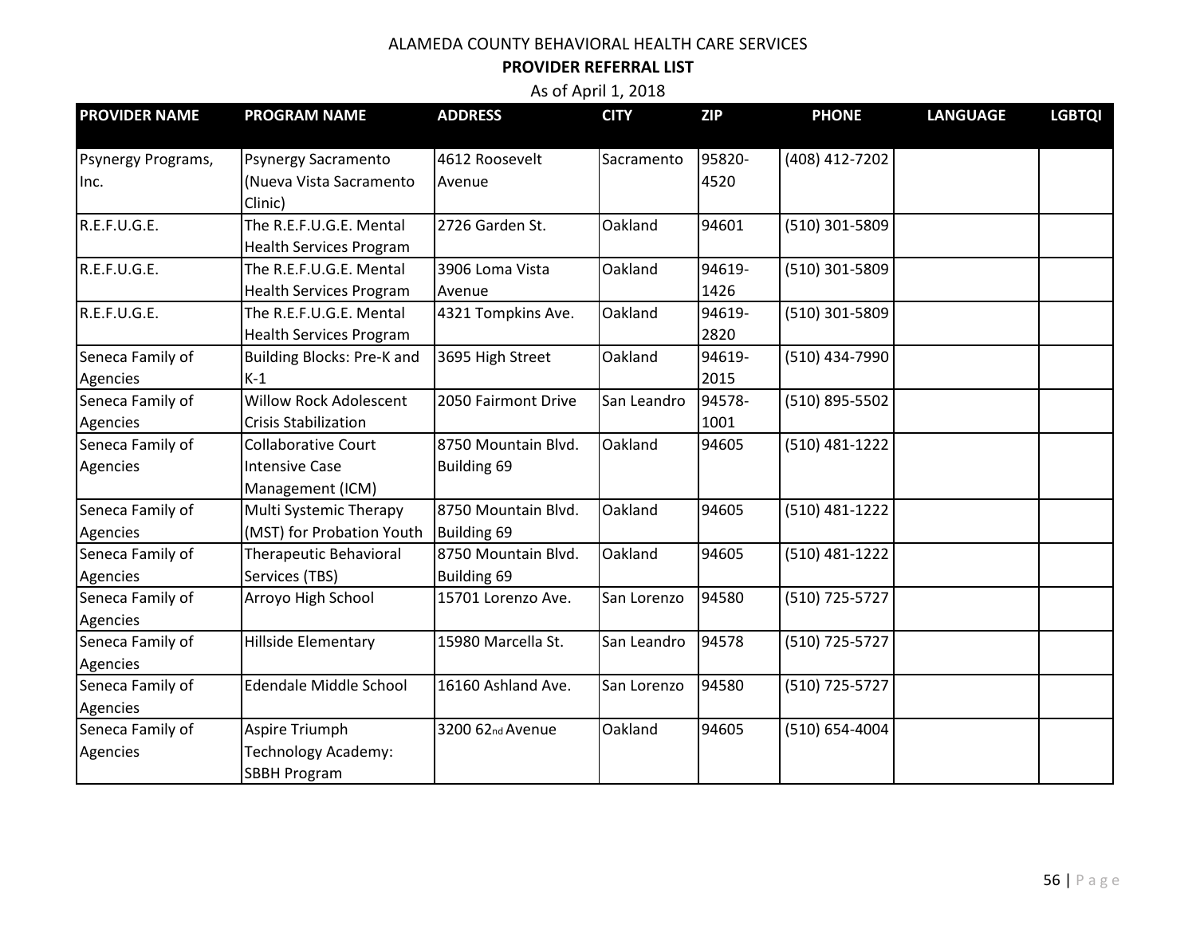ALAMEDA COUNTY BEHAVIORAL HEALTH CARE SERVICES

**PROVIDER REFERRAL LIST**

As of April 1, 2018

| PROVIDER NAME | PROGRAM NAME | ADDRESS | CITY | ZIP | PHONE | LANGUAGE | LGBTQI |
|---|---|---|---|---|---|---|---|
| Psynergy Programs, Inc. | Psynergy Sacramento (Nueva Vista Sacramento Clinic) | 4612 Roosevelt Avenue | Sacramento | 95820-4520 | (408) 412-7202 | | |
| R.E.F.U.G.E. | The R.E.F.U.G.E. Mental Health Services Program | 2726 Garden St. | Oakland | 94601 | (510) 301-5809 | | |
| R.E.F.U.G.E. | The R.E.F.U.G.E. Mental Health Services Program | 3906 Loma Vista Avenue | Oakland | 94619-1426 | (510) 301-5809 | | |
| R.E.F.U.G.E. | The R.E.F.U.G.E. Mental Health Services Program | 4321 Tompkins Ave. | Oakland | 94619-2820 | (510) 301-5809 | | |
| Seneca Family of Agencies | Building Blocks: Pre-K and K-1 | 3695 High Street | Oakland | 94619-2015 | (510) 434-7990 | | |
| Seneca Family of Agencies | Willow Rock Adolescent Crisis Stabilization | 2050 Fairmont Drive | San Leandro | 94578-1001 | (510) 895-5502 | | |
| Seneca Family of Agencies | Collaborative Court Intensive Case Management (ICM) | 8750 Mountain Blvd. Building 69 | Oakland | 94605 | (510) 481-1222 | | |
| Seneca Family of Agencies | Multi Systemic Therapy (MST) for Probation Youth | 8750 Mountain Blvd. Building 69 | Oakland | 94605 | (510) 481-1222 | | |
| Seneca Family of Agencies | Therapeutic Behavioral Services (TBS) | 8750 Mountain Blvd. Building 69 | Oakland | 94605 | (510) 481-1222 | | |
| Seneca Family of Agencies | Arroyo High School | 15701 Lorenzo Ave. | San Lorenzo | 94580 | (510) 725-5727 | | |
| Seneca Family of Agencies | Hillside Elementary | 15980 Marcella St. | San Leandro | 94578 | (510) 725-5727 | | |
| Seneca Family of Agencies | Edendale Middle School | 16160 Ashland Ave. | San Lorenzo | 94580 | (510) 725-5727 | | |
| Seneca Family of Agencies | Aspire Triumph Technology Academy: SBBH Program | 3200 62nd Avenue | Oakland | 94605 | (510) 654-4004 | | |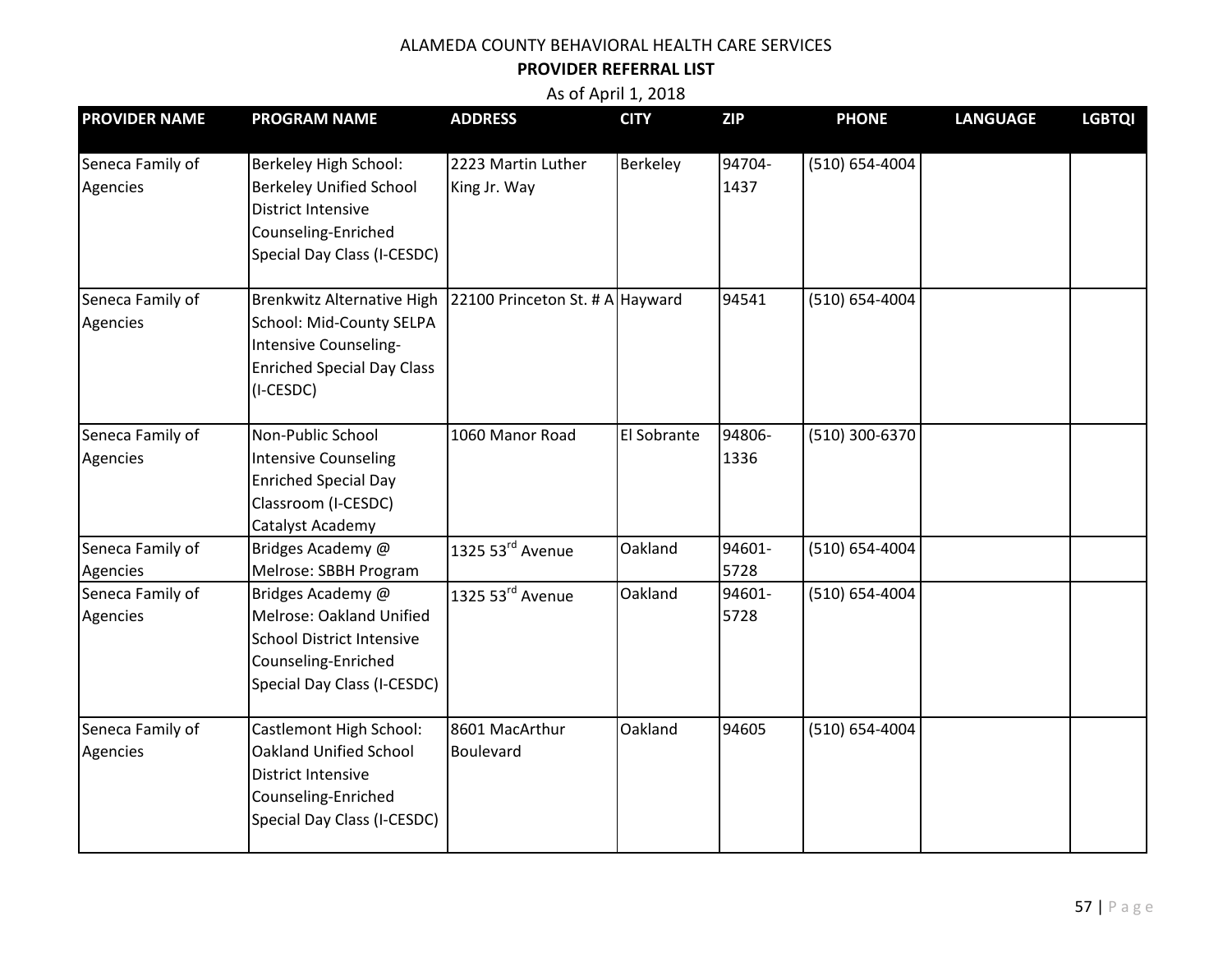ALAMEDA COUNTY BEHAVIORAL HEALTH CARE SERVICES

**PROVIDER REFERRAL LIST**

As of April 1, 2018

| PROVIDER NAME | PROGRAM NAME | ADDRESS | CITY | ZIP | PHONE | LANGUAGE | LGBTQI |
|---|---|---|---|---|---|---|---|
| Seneca Family of Agencies | Berkeley High School: Berkeley Unified School District Intensive Counseling-Enriched Special Day Class (I-CESDC) | 2223 Martin Luther King Jr. Way | Berkeley | 94704-1437 | (510) 654-4004 | | |
| Seneca Family of Agencies | Brenkwitz Alternative High School: Mid-County SELPA Intensive Counseling-Enriched Special Day Class (I-CESDC) | 22100 Princeton St. # A | Hayward | 94541 | (510) 654-4004 | | |
| Seneca Family of Agencies | Non-Public School Intensive Counseling Enriched Special Day Classroom (I-CESDC) Catalyst Academy | 1060 Manor Road | El Sobrante | 94806-1336 | (510) 300-6370 | | |
| Seneca Family of Agencies | Bridges Academy @ Melrose: SBBH Program | 1325 53rd Avenue | Oakland | 94601-5728 | (510) 654-4004 | | |
| Seneca Family of Agencies | Bridges Academy @ Melrose: Oakland Unified School District Intensive Counseling-Enriched Special Day Class (I-CESDC) | 1325 53rd Avenue | Oakland | 94601-5728 | (510) 654-4004 | | |
| Seneca Family of Agencies | Castlemont High School: Oakland Unified School District Intensive Counseling-Enriched Special Day Class (I-CESDC) | 8601 MacArthur Boulevard | Oakland | 94605 | (510) 654-4004 | | |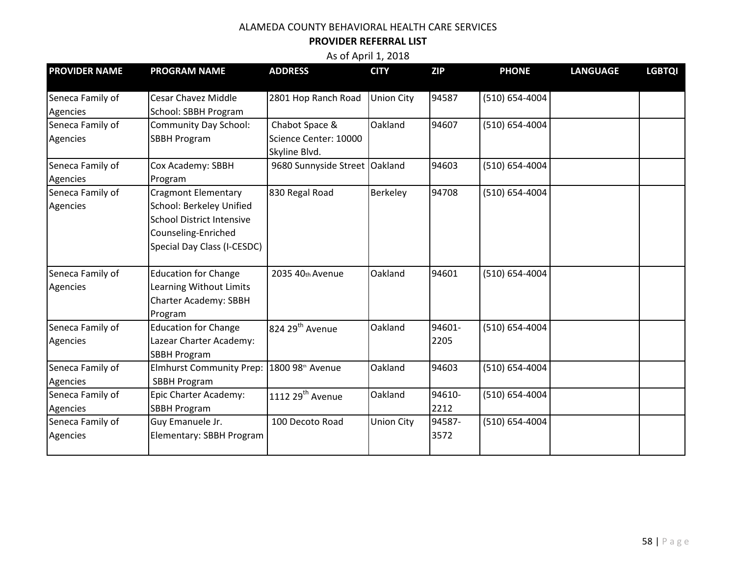ALAMEDA COUNTY BEHAVIORAL HEALTH CARE SERVICES

**PROVIDER REFERRAL LIST**

As of April 1, 2018

| PROVIDER NAME | PROGRAM NAME | ADDRESS | CITY | ZIP | PHONE | LANGUAGE | LGBTQI |
|---|---|---|---|---|---|---|---|
| Seneca Family of Agencies | Cesar Chavez Middle School: SBBH Program | 2801 Hop Ranch Road | Union City | 94587 | (510) 654-4004 | | |
| Seneca Family of Agencies | Community Day School: SBBH Program | Chabot Space & Science Center: 10000 Skyline Blvd. | Oakland | 94607 | (510) 654-4004 | | |
| Seneca Family of Agencies | Cox Academy: SBBH Program | 9680 Sunnyside Street | Oakland | 94603 | (510) 654-4004 | | |
| Seneca Family of Agencies | Cragmont Elementary School: Berkeley Unified School District Intensive Counseling-Enriched Special Day Class (I-CESDC) | 830 Regal Road | Berkeley | 94708 | (510) 654-4004 | | |
| Seneca Family of Agencies | Education for Change Learning Without Limits Charter Academy: SBBH Program | 2035 40th Avenue | Oakland | 94601 | (510) 654-4004 | | |
| Seneca Family of Agencies | Education for Change Lazear Charter Academy: SBBH Program | 824 29th Avenue | Oakland | 94601-2205 | (510) 654-4004 | | |
| Seneca Family of Agencies | Elmhurst Community Prep: SBBH Program | 1800 98th Avenue | Oakland | 94603 | (510) 654-4004 | | |
| Seneca Family of Agencies | Epic Charter Academy: SBBH Program | 1112 29th Avenue | Oakland | 94610-2212 | (510) 654-4004 | | |
| Seneca Family of Agencies | Guy Emanuele Jr. Elementary: SBBH Program | 100 Decoto Road | Union City | 94587-3572 | (510) 654-4004 | | |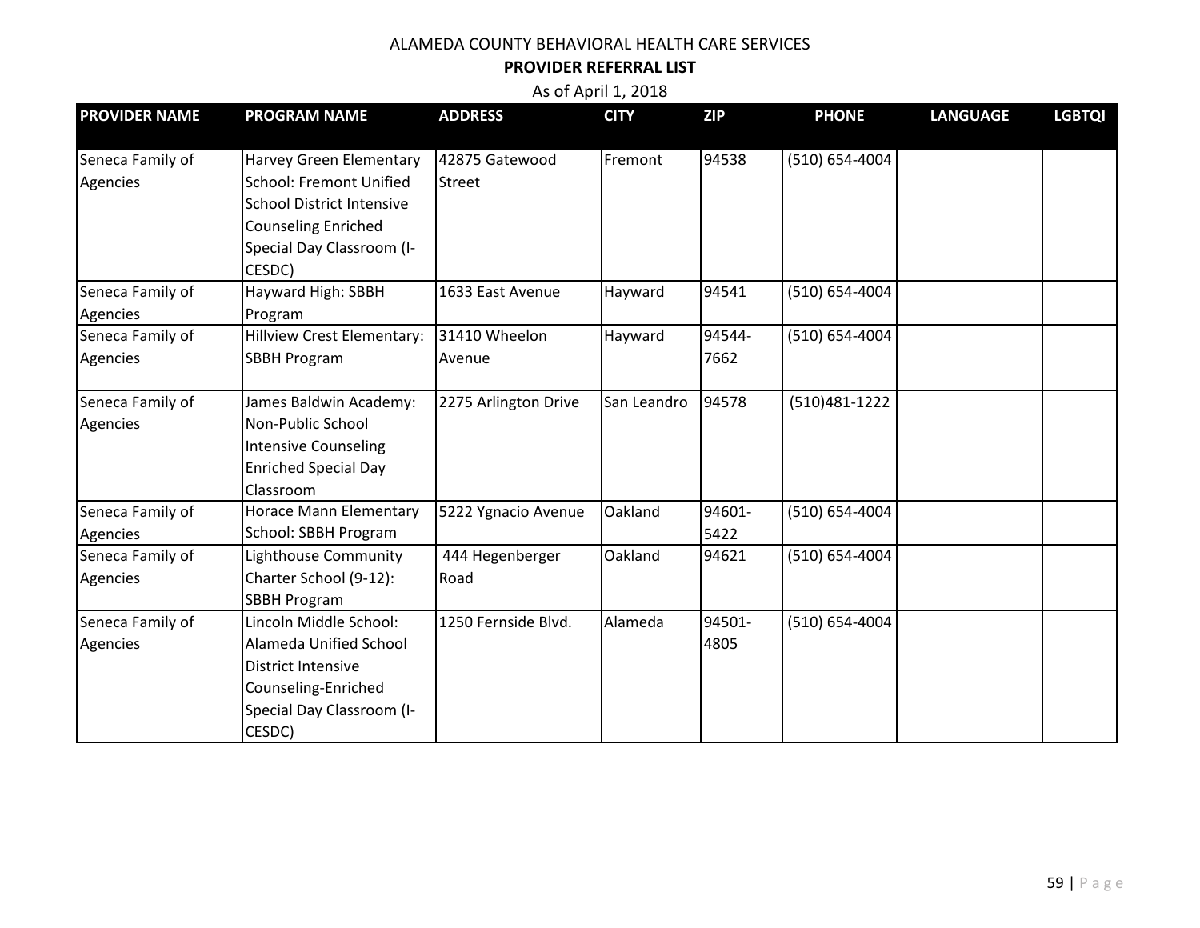ALAMEDA COUNTY BEHAVIORAL HEALTH CARE SERVICES

**PROVIDER REFERRAL LIST**

As of April 1, 2018

| PROVIDER NAME | PROGRAM NAME | ADDRESS | CITY | ZIP | PHONE | LANGUAGE | LGBTQI |
|---|---|---|---|---|---|---|---|
| Seneca Family of Agencies | Harvey Green Elementary School: Fremont Unified School District Intensive Counseling Enriched Special Day Classroom (I-CESDC) | 42875 Gatewood Street | Fremont | 94538 | (510) 654-4004 | | |
| Seneca Family of Agencies | Hayward High: SBBH Program | 1633 East Avenue | Hayward | 94541 | (510) 654-4004 | | |
| Seneca Family of Agencies | Hillview Crest Elementary: SBBH Program | 31410 Wheelon Avenue | Hayward | 94544-7662 | (510) 654-4004 | | |
| Seneca Family of Agencies | James Baldwin Academy: Non-Public School Intensive Counseling Enriched Special Day Classroom | 2275 Arlington Drive | San Leandro | 94578 | (510)481-1222 | | |
| Seneca Family of Agencies | Horace Mann Elementary School: SBBH Program | 5222 Ygnacio Avenue | Oakland | 94601-5422 | (510) 654-4004 | | |
| Seneca Family of Agencies | Lighthouse Community Charter School (9-12): SBBH Program | 444 Hegenberger Road | Oakland | 94621 | (510) 654-4004 | | |
| Seneca Family of Agencies | Lincoln Middle School: Alameda Unified School District Intensive Counseling-Enriched Special Day Classroom (I-CESDC) | 1250 Fernside Blvd. | Alameda | 94501-4805 | (510) 654-4004 | | |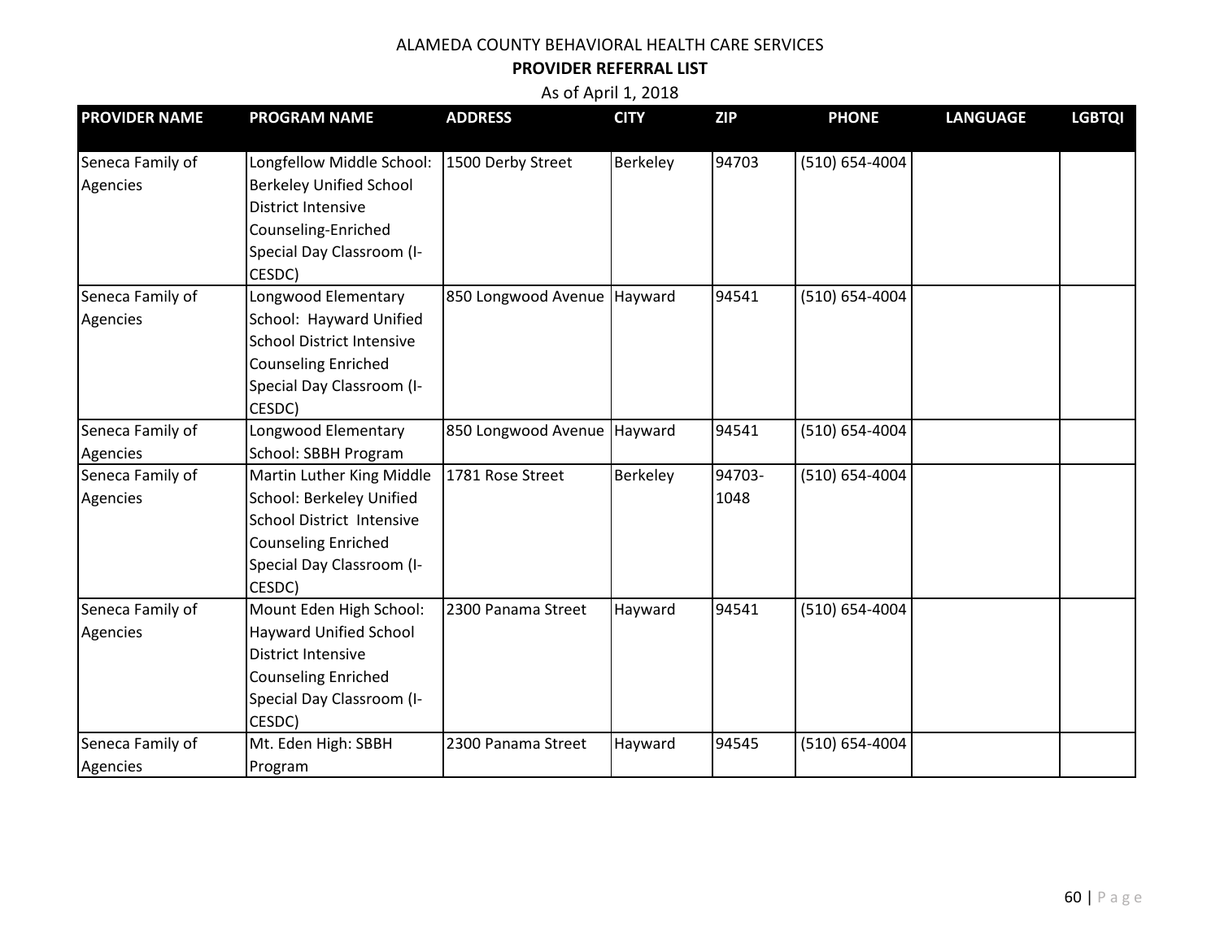ALAMEDA COUNTY BEHAVIORAL HEALTH CARE SERVICES

**PROVIDER REFERRAL LIST**

As of April 1, 2018

| PROVIDER NAME | PROGRAM NAME | ADDRESS | CITY | ZIP | PHONE | LANGUAGE | LGBTQI |
|---|---|---|---|---|---|---|---|
| Seneca Family of Agencies | Longfellow Middle School: Berkeley Unified School District Intensive Counseling-Enriched Special Day Classroom (I-CESDC) | 1500 Derby Street | Berkeley | 94703 | (510) 654-4004 | | |
| Seneca Family of Agencies | Longwood Elementary School: Hayward Unified School District Intensive Counseling Enriched Special Day Classroom (I-CESDC) | 850 Longwood Avenue | Hayward | 94541 | (510) 654-4004 | | |
| Seneca Family of Agencies | Longwood Elementary School: SBBH Program | 850 Longwood Avenue | Hayward | 94541 | (510) 654-4004 | | |
| Seneca Family of Agencies | Martin Luther King Middle School: Berkeley Unified School District Intensive Counseling Enriched Special Day Classroom (I-CESDC) | 1781 Rose Street | Berkeley | 94703-1048 | (510) 654-4004 | | |
| Seneca Family of Agencies | Mount Eden High School: Hayward Unified School District Intensive Counseling Enriched Special Day Classroom (I-CESDC) | 2300 Panama Street | Hayward | 94541 | (510) 654-4004 | | |
| Seneca Family of Agencies | Mt. Eden High: SBBH Program | 2300 Panama Street | Hayward | 94545 | (510) 654-4004 | | |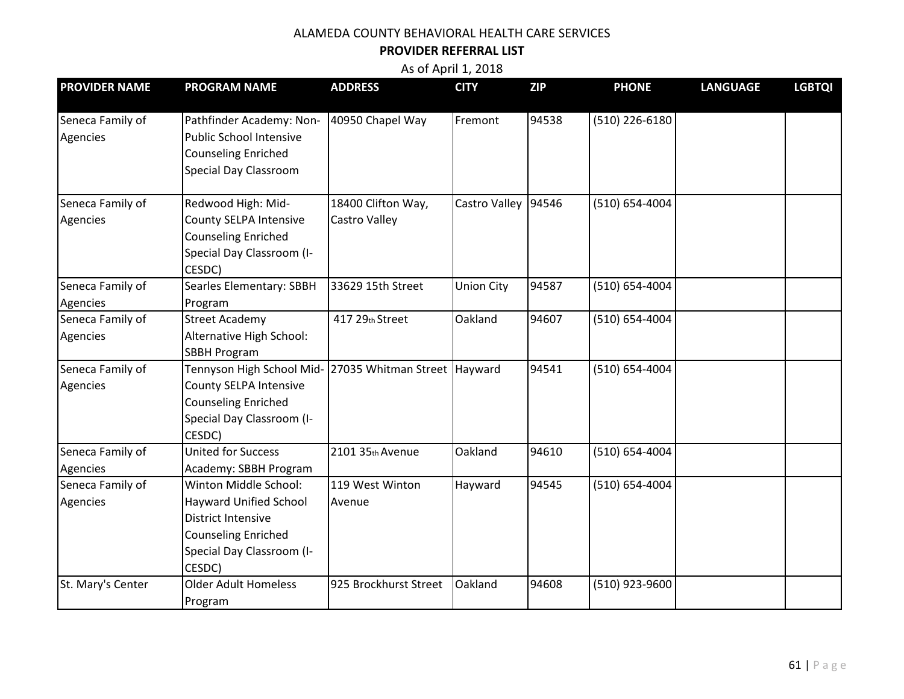ALAMEDA COUNTY BEHAVIORAL HEALTH CARE SERVICES

**PROVIDER REFERRAL LIST**

As of April 1, 2018

| PROVIDER NAME | PROGRAM NAME | ADDRESS | CITY | ZIP | PHONE | LANGUAGE | LGBTQI |
|---|---|---|---|---|---|---|---|
| Seneca Family of Agencies | Pathfinder Academy: Non-Public School Intensive Counseling Enriched Special Day Classroom | 40950 Chapel Way | Fremont | 94538 | (510) 226-6180 | | |
| Seneca Family of Agencies | Redwood High: Mid-County SELPA Intensive Counseling Enriched Special Day Classroom (I-CESDC) | 18400 Clifton Way, Castro Valley | Castro Valley | 94546 | (510) 654-4004 | | |
| Seneca Family of Agencies | Searles Elementary: SBBH Program | 33629 15th Street | Union City | 94587 | (510) 654-4004 | | |
| Seneca Family of Agencies | Street Academy Alternative High School: SBBH Program | 417 29th Street | Oakland | 94607 | (510) 654-4004 | | |
| Seneca Family of Agencies | Tennyson High School Mid-County SELPA Intensive Counseling Enriched Special Day Classroom (I-CESDC) | 27035 Whitman Street | Hayward | 94541 | (510) 654-4004 | | |
| Seneca Family of Agencies | United for Success Academy: SBBH Program | 2101 35th Avenue | Oakland | 94610 | (510) 654-4004 | | |
| Seneca Family of Agencies | Winton Middle School: Hayward Unified School District Intensive Counseling Enriched Special Day Classroom (I-CESDC) | 119 West Winton Avenue | Hayward | 94545 | (510) 654-4004 | | |
| St. Mary's Center | Older Adult Homeless Program | 925 Brockhurst Street | Oakland | 94608 | (510) 923-9600 | | |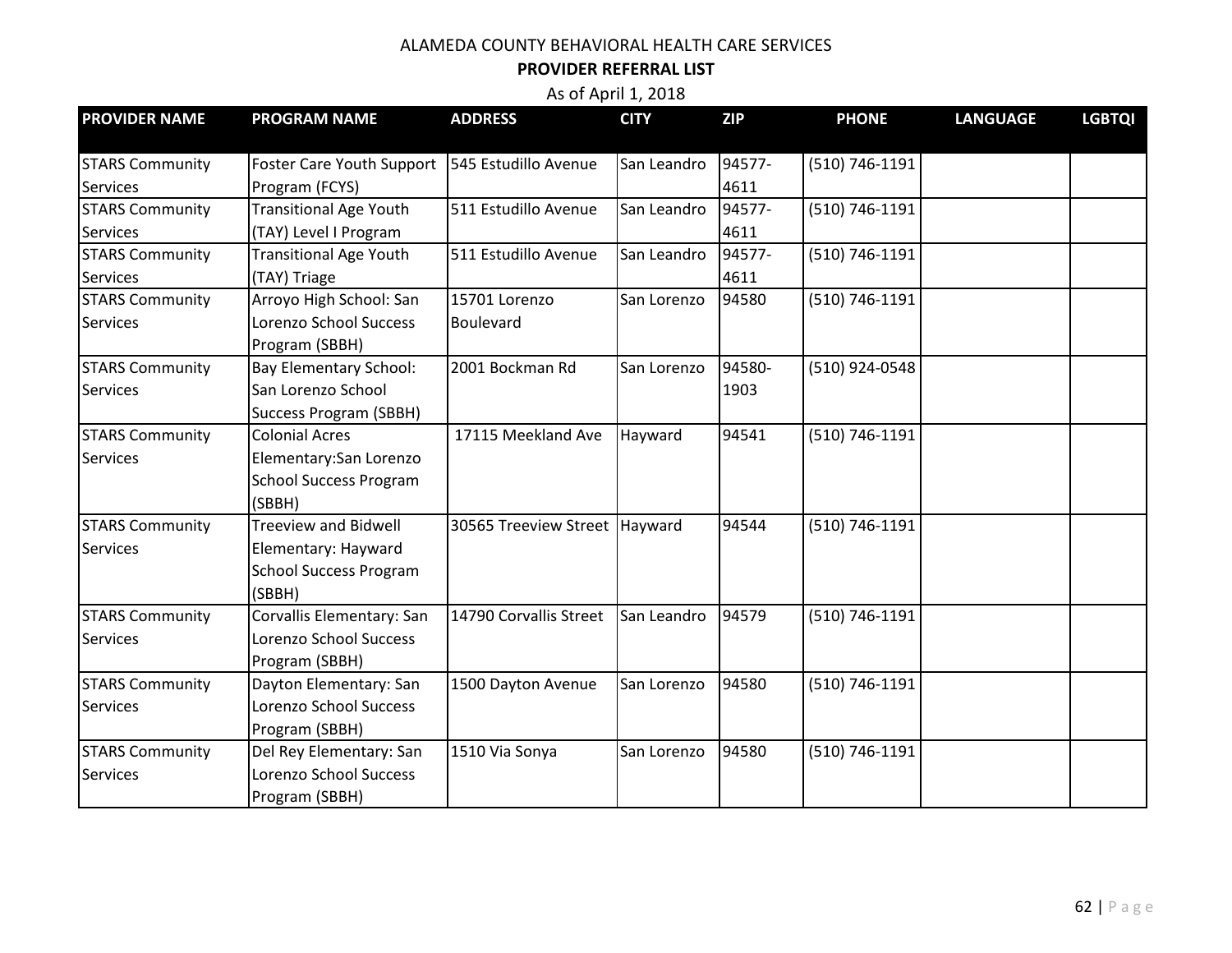ALAMEDA COUNTY BEHAVIORAL HEALTH CARE SERVICES

**PROVIDER REFERRAL LIST**

As of April 1, 2018

| PROVIDER NAME | PROGRAM NAME | ADDRESS | CITY | ZIP | PHONE | LANGUAGE | LGBTQI |
|---|---|---|---|---|---|---|---|
| STARS Community Services | Foster Care Youth Support Program (FCYS) | 545 Estudillo Avenue | San Leandro | 94577-4611 | (510) 746-1191 | | |
| STARS Community Services | Transitional Age Youth (TAY) Level I Program | 511 Estudillo Avenue | San Leandro | 94577-4611 | (510) 746-1191 | | |
| STARS Community Services | Transitional Age Youth (TAY) Triage | 511 Estudillo Avenue | San Leandro | 94577-4611 | (510) 746-1191 | | |
| STARS Community Services | Arroyo High School: San Lorenzo School Success Program (SBBH) | 15701 Lorenzo Boulevard | San Lorenzo | 94580 | (510) 746-1191 | | |
| STARS Community Services | Bay Elementary School: San Lorenzo School Success Program (SBBH) | 2001 Bockman Rd | San Lorenzo | 94580-1903 | (510) 924-0548 | | |
| STARS Community Services | Colonial Acres Elementary:San Lorenzo School Success Program (SBBH) | 17115 Meekland Ave | Hayward | 94541 | (510) 746-1191 | | |
| STARS Community Services | Treeview and Bidwell Elementary: Hayward School Success Program (SBBH) | 30565 Treeview Street | Hayward | 94544 | (510) 746-1191 | | |
| STARS Community Services | Corvallis Elementary: San Lorenzo School Success Program (SBBH) | 14790 Corvallis Street | San Leandro | 94579 | (510) 746-1191 | | |
| STARS Community Services | Dayton Elementary: San Lorenzo School Success Program (SBBH) | 1500 Dayton Avenue | San Lorenzo | 94580 | (510) 746-1191 | | |
| STARS Community Services | Del Rey Elementary: San Lorenzo School Success Program (SBBH) | 1510 Via Sonya | San Lorenzo | 94580 | (510) 746-1191 | | |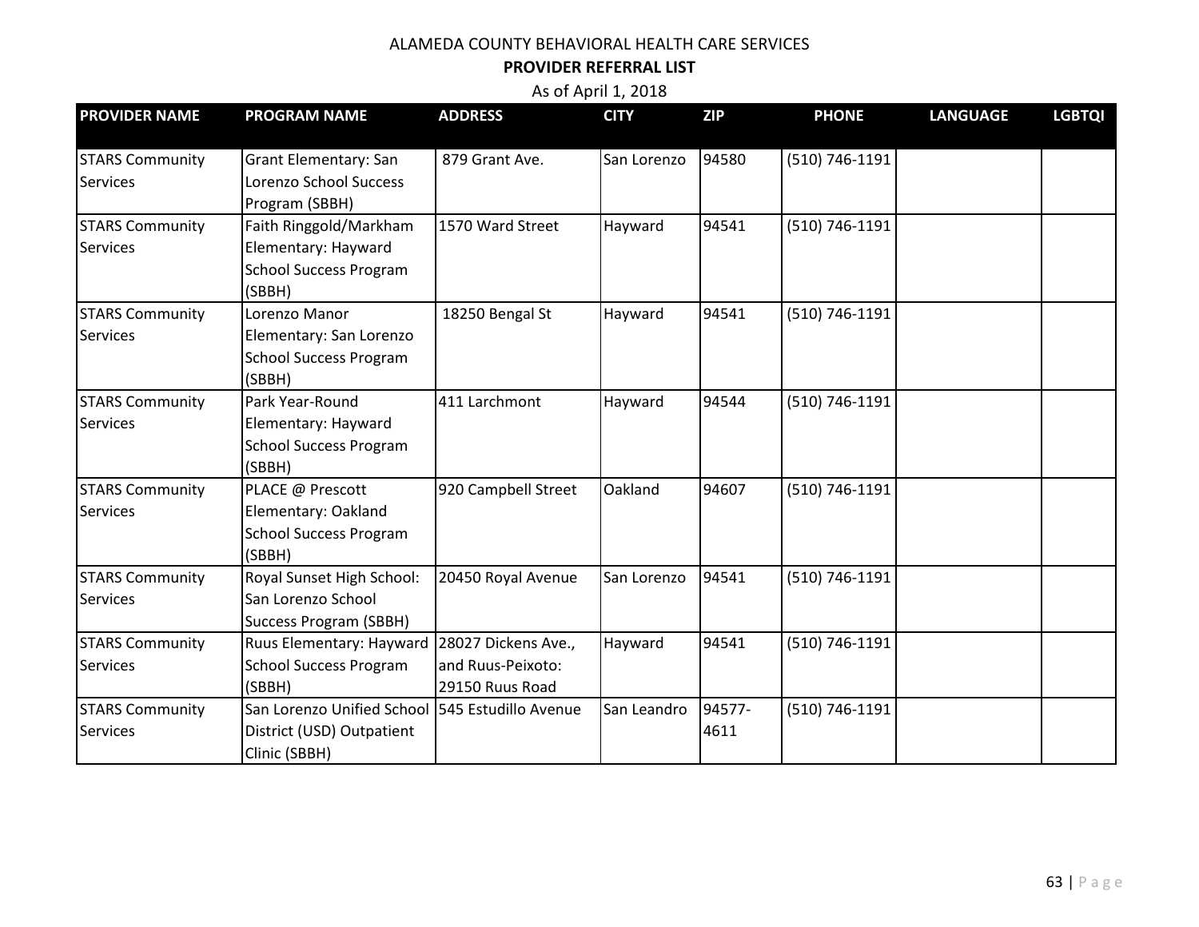ALAMEDA COUNTY BEHAVIORAL HEALTH CARE SERVICES

**PROVIDER REFERRAL LIST**

As of April 1, 2018

| PROVIDER NAME | PROGRAM NAME | ADDRESS | CITY | ZIP | PHONE | LANGUAGE | LGBTQI |
|---|---|---|---|---|---|---|---|
| STARS Community Services | Grant Elementary: San Lorenzo School Success Program (SBBH) | 879 Grant Ave. | San Lorenzo | 94580 | (510) 746-1191 | | |
| STARS Community Services | Faith Ringgold/Markham Elementary: Hayward School Success Program (SBBH) | 1570 Ward Street | Hayward | 94541 | (510) 746-1191 | | |
| STARS Community Services | Lorenzo Manor Elementary: San Lorenzo School Success Program (SBBH) | 18250 Bengal St | Hayward | 94541 | (510) 746-1191 | | |
| STARS Community Services | Park Year-Round Elementary: Hayward School Success Program (SBBH) | 411 Larchmont | Hayward | 94544 | (510) 746-1191 | | |
| STARS Community Services | PLACE @ Prescott Elementary: Oakland School Success Program (SBBH) | 920 Campbell Street | Oakland | 94607 | (510) 746-1191 | | |
| STARS Community Services | Royal Sunset High School: San Lorenzo School Success Program (SBBH) | 20450 Royal Avenue | San Lorenzo | 94541 | (510) 746-1191 | | |
| STARS Community Services | Ruus Elementary: Hayward School Success Program (SBBH) | 28027 Dickens Ave., and Ruus-Peixoto: 29150 Ruus Road | Hayward | 94541 | (510) 746-1191 | | |
| STARS Community Services | San Lorenzo Unified School District (USD) Outpatient Clinic (SBBH) | 545 Estudillo Avenue | San Leandro | 94577-4611 | (510) 746-1191 | | |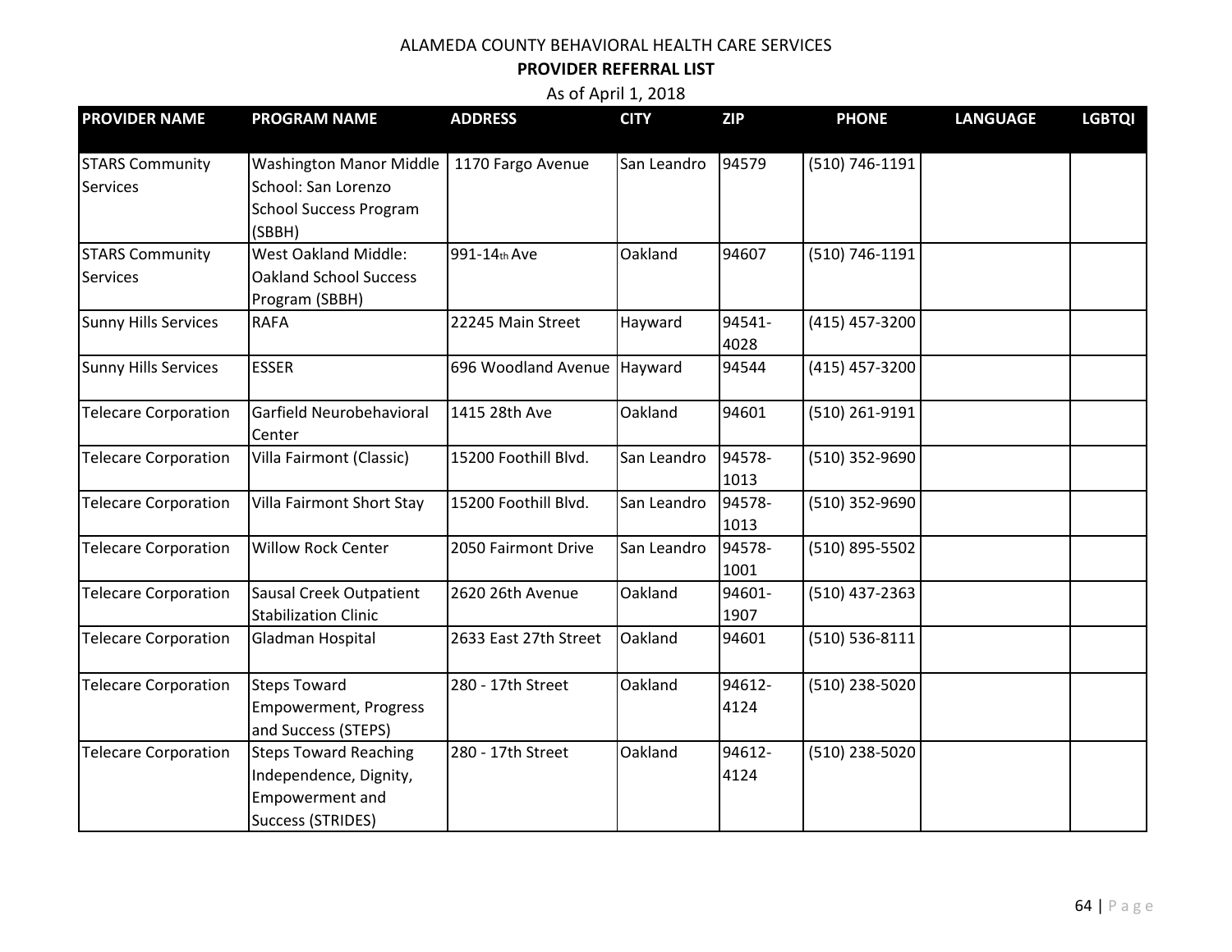ALAMEDA COUNTY BEHAVIORAL HEALTH CARE SERVICES

**PROVIDER REFERRAL LIST**

As of April 1, 2018

| PROVIDER NAME | PROGRAM NAME | ADDRESS | CITY | ZIP | PHONE | LANGUAGE | LGBTQI |
|---|---|---|---|---|---|---|---|
| STARS Community Services | Washington Manor Middle School: San Lorenzo School Success Program (SBBH) | 1170 Fargo Avenue | San Leandro | 94579 | (510) 746-1191 | | |
| STARS Community Services | West Oakland Middle: Oakland School Success Program (SBBH) | 991-14th Ave | Oakland | 94607 | (510) 746-1191 | | |
| Sunny Hills Services | RAFA | 22245 Main Street | Hayward | 94541-4028 | (415) 457-3200 | | |
| Sunny Hills Services | ESSER | 696 Woodland Avenue | Hayward | 94544 | (415) 457-3200 | | |
| Telecare Corporation | Garfield Neurobehavioral Center | 1415 28th Ave | Oakland | 94601 | (510) 261-9191 | | |
| Telecare Corporation | Villa Fairmont (Classic) | 15200 Foothill Blvd. | San Leandro | 94578-1013 | (510) 352-9690 | | |
| Telecare Corporation | Villa Fairmont Short Stay | 15200 Foothill Blvd. | San Leandro | 94578-1013 | (510) 352-9690 | | |
| Telecare Corporation | Willow Rock Center | 2050 Fairmont Drive | San Leandro | 94578-1001 | (510) 895-5502 | | |
| Telecare Corporation | Sausal Creek Outpatient Stabilization Clinic | 2620 26th Avenue | Oakland | 94601-1907 | (510) 437-2363 | | |
| Telecare Corporation | Gladman Hospital | 2633 East 27th Street | Oakland | 94601 | (510) 536-8111 | | |
| Telecare Corporation | Steps Toward Empowerment, Progress and Success (STEPS) | 280 - 17th Street | Oakland | 94612-4124 | (510) 238-5020 | | |
| Telecare Corporation | Steps Toward Reaching Independence, Dignity, Empowerment and Success (STRIDES) | 280 - 17th Street | Oakland | 94612-4124 | (510) 238-5020 | | |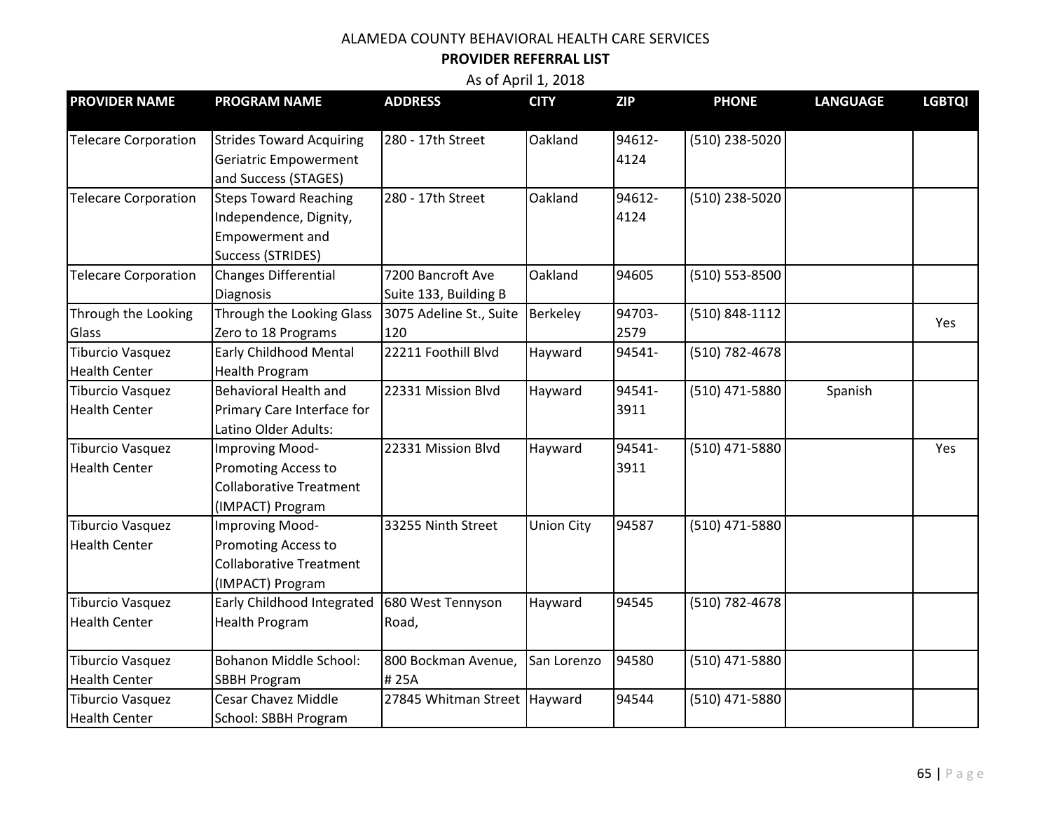ALAMEDA COUNTY BEHAVIORAL HEALTH CARE SERVICES

**PROVIDER REFERRAL LIST**

As of April 1, 2018

| PROVIDER NAME | PROGRAM NAME | ADDRESS | CITY | ZIP | PHONE | LANGUAGE | LGBTQI |
|---|---|---|---|---|---|---|---|
| Telecare Corporation | Strides Toward Acquiring Geriatric Empowerment and Success (STAGES) | 280 - 17th Street | Oakland | 94612-4124 | (510) 238-5020 | | |
| Telecare Corporation | Steps Toward Reaching Independence, Dignity, Empowerment and Success (STRIDES) | 280 - 17th Street | Oakland | 94612-4124 | (510) 238-5020 | | |
| Telecare Corporation | Changes Differential Diagnosis | 7200 Bancroft Ave Suite 133, Building B | Oakland | 94605 | (510) 553-8500 | | |
| Through the Looking Glass | Through the Looking Glass Zero to 18 Programs | 3075 Adeline St., Suite 120 | Berkeley | 94703-2579 | (510) 848-1112 | | Yes |
| Tiburcio Vasquez Health Center | Early Childhood Mental Health Program | 22211 Foothill Blvd | Hayward | 94541- | (510) 782-4678 | | |
| Tiburcio Vasquez Health Center | Behavioral Health and Primary Care Interface for Latino Older Adults: | 22331 Mission Blvd | Hayward | 94541-3911 | (510) 471-5880 | Spanish | |
| Tiburcio Vasquez Health Center | Improving Mood-Promoting Access to Collaborative Treatment (IMPACT) Program | 22331 Mission Blvd | Hayward | 94541-3911 | (510) 471-5880 | | Yes |
| Tiburcio Vasquez Health Center | Improving Mood-Promoting Access to Collaborative Treatment (IMPACT) Program | 33255 Ninth Street | Union City | 94587 | (510) 471-5880 | | |
| Tiburcio Vasquez Health Center | Early Childhood Integrated Health Program | 680 West Tennyson Road, | Hayward | 94545 | (510) 782-4678 | | |
| Tiburcio Vasquez Health Center | Bohanon Middle School: SBBH Program | 800 Bockman Avenue, # 25A | San Lorenzo | 94580 | (510) 471-5880 | | |
| Tiburcio Vasquez Health Center | Cesar Chavez Middle School: SBBH Program | 27845 Whitman Street | Hayward | 94544 | (510) 471-5880 | | |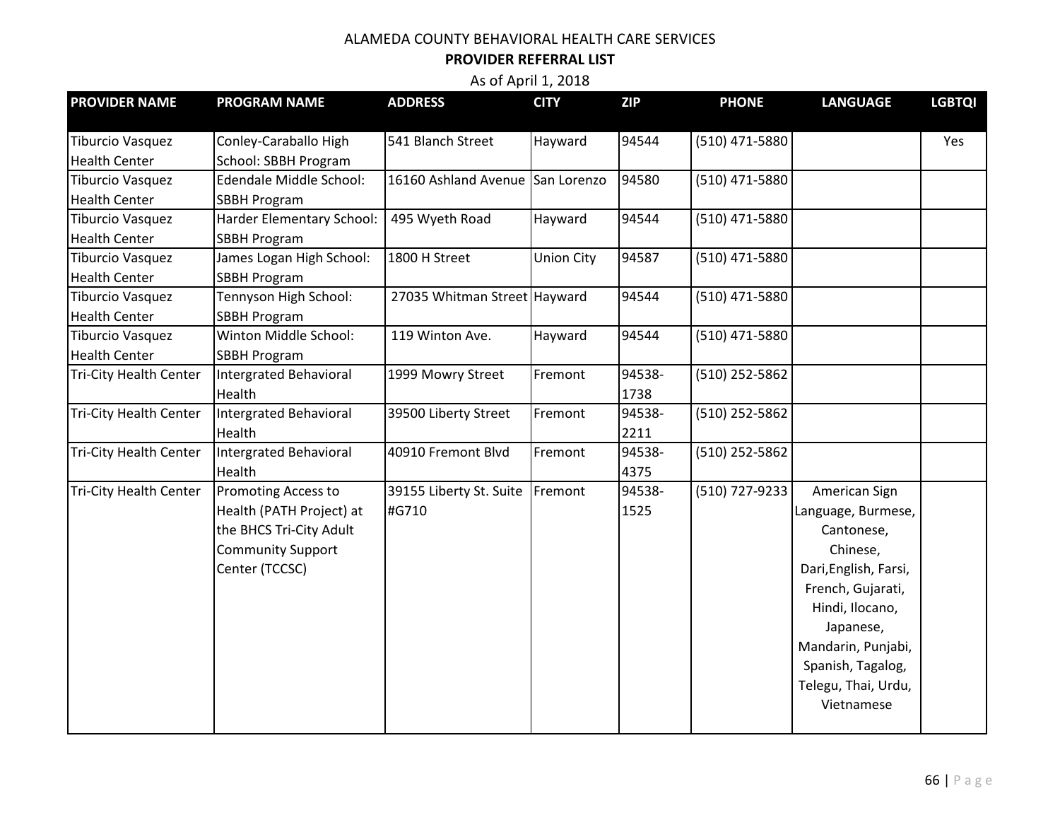ALAMEDA COUNTY BEHAVIORAL HEALTH CARE SERVICES

**PROVIDER REFERRAL LIST**

As of April 1, 2018

| PROVIDER NAME | PROGRAM NAME | ADDRESS | CITY | ZIP | PHONE | LANGUAGE | LGBTQI |
|---|---|---|---|---|---|---|---|
| Tiburcio Vasquez Health Center | Conley-Caraballo High School: SBBH Program | 541 Blanch Street | Hayward | 94544 | (510) 471-5880 | | Yes |
| Tiburcio Vasquez Health Center | Edendale Middle School: SBBH Program | 16160 Ashland Avenue | San Lorenzo | 94580 | (510) 471-5880 | | |
| Tiburcio Vasquez Health Center | Harder Elementary School: SBBH Program | 495 Wyeth Road | Hayward | 94544 | (510) 471-5880 | | |
| Tiburcio Vasquez Health Center | James Logan High School: SBBH Program | 1800 H Street | Union City | 94587 | (510) 471-5880 | | |
| Tiburcio Vasquez Health Center | Tennyson High School: SBBH Program | 27035 Whitman Street | Hayward | 94544 | (510) 471-5880 | | |
| Tiburcio Vasquez Health Center | Winton Middle School: SBBH Program | 119 Winton Ave. | Hayward | 94544 | (510) 471-5880 | | |
| Tri-City Health Center | Intergrated Behavioral Health | 1999 Mowry Street | Fremont | 94538-1738 | (510) 252-5862 | | |
| Tri-City Health Center | Intergrated Behavioral Health | 39500 Liberty Street | Fremont | 94538-2211 | (510) 252-5862 | | |
| Tri-City Health Center | Intergrated Behavioral Health | 40910 Fremont Blvd | Fremont | 94538-4375 | (510) 252-5862 | | |
| Tri-City Health Center | Promoting Access to Health (PATH Project) at the BHCS Tri-City Adult Community Support Center (TCCSC) | 39155 Liberty St. Suite #G710 | Fremont | 94538-1525 | (510) 727-9233 | American Sign Language, Burmese, Cantonese, Chinese, Dari,English, Farsi, French, Gujarati, Hindi, Ilocano, Japanese, Mandarin, Punjabi, Spanish, Tagalog, Telegu, Thai, Urdu, Vietnamese | |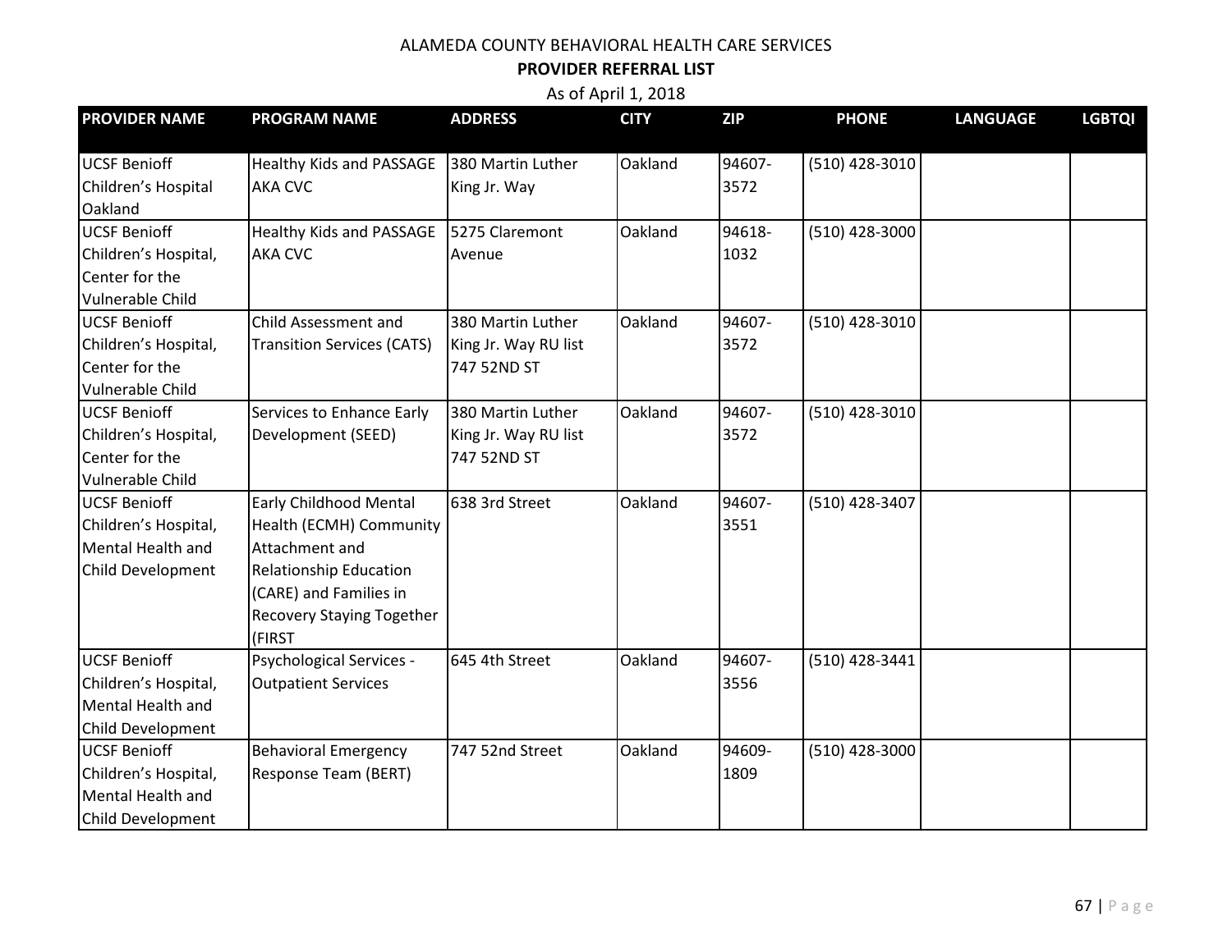ALAMEDA COUNTY BEHAVIORAL HEALTH CARE SERVICES

**PROVIDER REFERRAL LIST**

As of April 1, 2018

| PROVIDER NAME | PROGRAM NAME | ADDRESS | CITY | ZIP | PHONE | LANGUAGE | LGBTQI |
|---|---|---|---|---|---|---|---|
| UCSF Benioff Children's Hospital Oakland | Healthy Kids and PASSAGE AKA CVC | 380 Martin Luther King Jr. Way | Oakland | 94607-3572 | (510) 428-3010 | | |
| UCSF Benioff Children's Hospital, Center for the Vulnerable Child | Healthy Kids and PASSAGE AKA CVC | 5275 Claremont Avenue | Oakland | 94618-1032 | (510) 428-3000 | | |
| UCSF Benioff Children's Hospital, Center for the Vulnerable Child | Child Assessment and Transition Services (CATS) | 380 Martin Luther King Jr. Way RU list 747 52ND ST | Oakland | 94607-3572 | (510) 428-3010 | | |
| UCSF Benioff Children's Hospital, Center for the Vulnerable Child | Services to Enhance Early Development (SEED) | 380 Martin Luther King Jr. Way RU list 747 52ND ST | Oakland | 94607-3572 | (510) 428-3010 | | |
| UCSF Benioff Children's Hospital, Mental Health and Child Development | Early Childhood Mental Health (ECMH) Community Attachment and Relationship Education (CARE) and Families in Recovery Staying Together (FIRST | 638 3rd Street | Oakland | 94607-3551 | (510) 428-3407 | | |
| UCSF Benioff Children's Hospital, Mental Health and Child Development | Psychological Services - Outpatient Services | 645 4th Street | Oakland | 94607-3556 | (510) 428-3441 | | |
| UCSF Benioff Children's Hospital, Mental Health and Child Development | Behavioral Emergency Response Team (BERT) | 747 52nd Street | Oakland | 94609-1809 | (510) 428-3000 | | |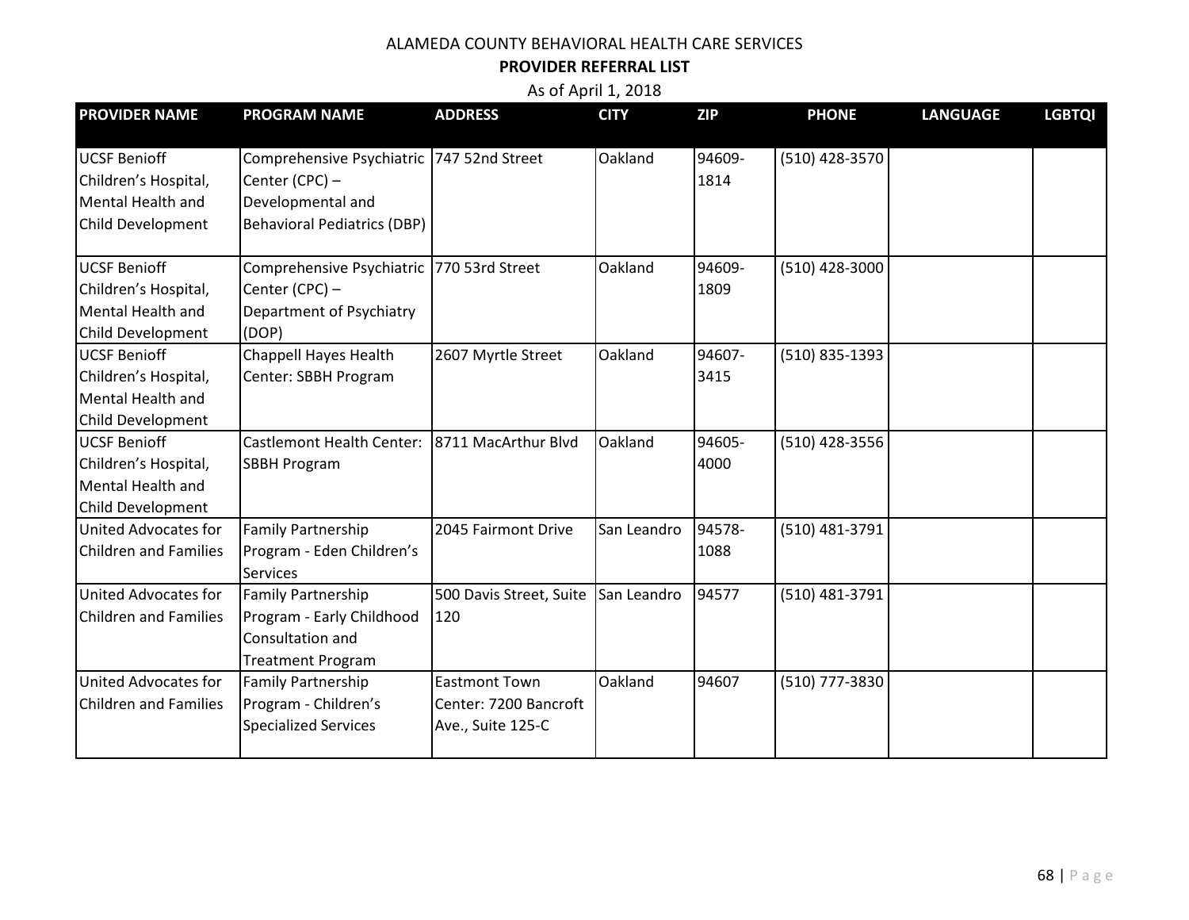ALAMEDA COUNTY BEHAVIORAL HEALTH CARE SERVICES

**PROVIDER REFERRAL LIST**

As of April 1, 2018

| PROVIDER NAME | PROGRAM NAME | ADDRESS | CITY | ZIP | PHONE | LANGUAGE | LGBTQI |
|---|---|---|---|---|---|---|---|
| UCSF Benioff Children's Hospital, Mental Health and Child Development | Comprehensive Psychiatric Center (CPC) – Developmental and Behavioral Pediatrics (DBP) | 747 52nd Street | Oakland | 94609-1814 | (510) 428-3570 | | |
| UCSF Benioff Children's Hospital, Mental Health and Child Development | Comprehensive Psychiatric Center (CPC) – Department of Psychiatry (DOP) | 770 53rd Street | Oakland | 94609-1809 | (510) 428-3000 | | |
| UCSF Benioff Children's Hospital, Mental Health and Child Development | Chappell Hayes Health Center: SBBH Program | 2607 Myrtle Street | Oakland | 94607-3415 | (510) 835-1393 | | |
| UCSF Benioff Children's Hospital, Mental Health and Child Development | Castlemont Health Center: SBBH Program | 8711 MacArthur Blvd | Oakland | 94605-4000 | (510) 428-3556 | | |
| United Advocates for Children and Families | Family Partnership Program - Eden Children's Services | 2045 Fairmont Drive | San Leandro | 94578-1088 | (510) 481-3791 | | |
| United Advocates for Children and Families | Family Partnership Program - Early Childhood Consultation and Treatment Program | 500 Davis Street, Suite 120 | San Leandro | 94577 | (510) 481-3791 | | |
| United Advocates for Children and Families | Family Partnership Program - Children's Specialized Services | Eastmont Town Center: 7200 Bancroft Ave., Suite 125-C | Oakland | 94607 | (510) 777-3830 | | |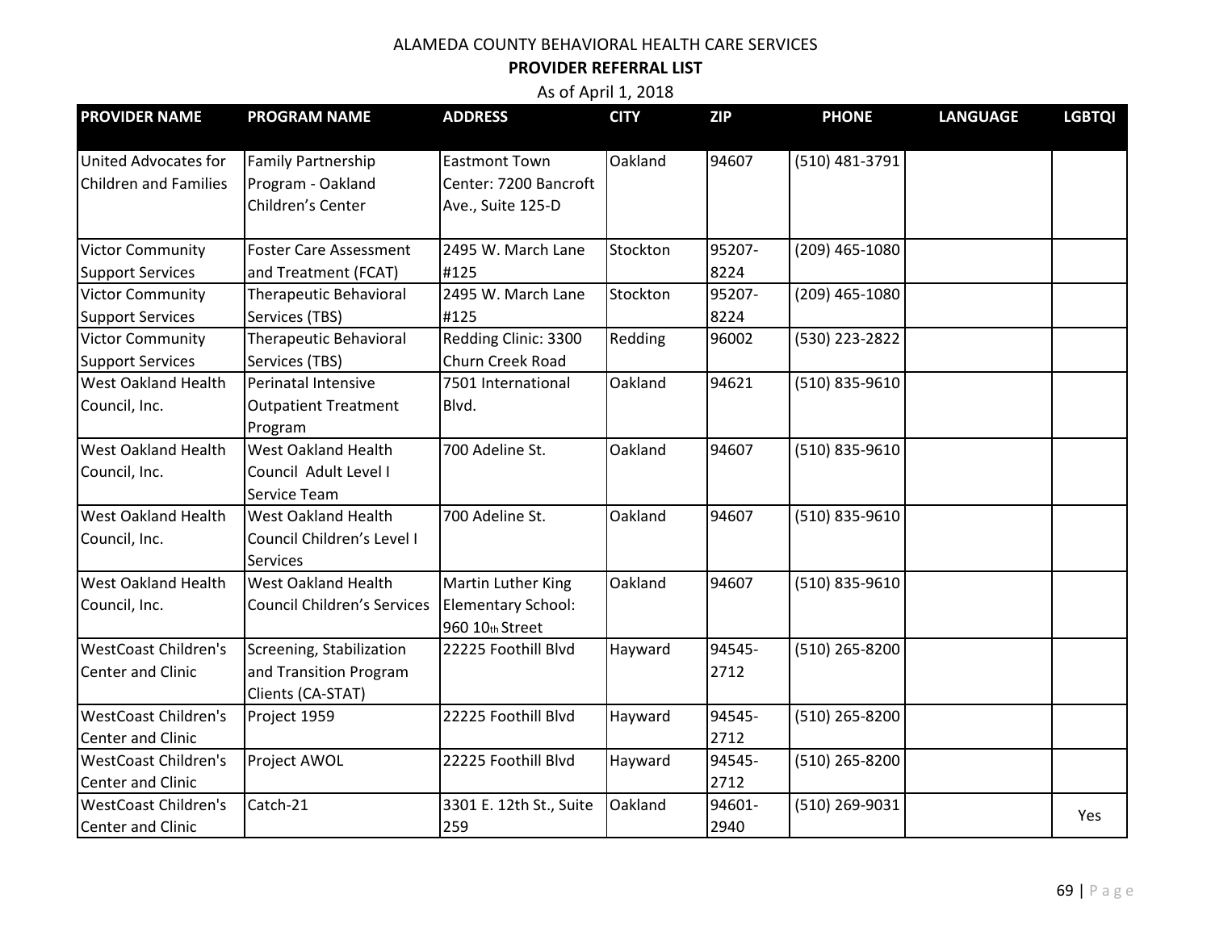ALAMEDA COUNTY BEHAVIORAL HEALTH CARE SERVICES

**PROVIDER REFERRAL LIST**

As of April 1, 2018

| PROVIDER NAME | PROGRAM NAME | ADDRESS | CITY | ZIP | PHONE | LANGUAGE | LGBTQI |
|---|---|---|---|---|---|---|---|
| United Advocates for Children and Families | Family Partnership Program - Oakland Children's Center | Eastmont Town Center: 7200 Bancroft Ave., Suite 125-D | Oakland | 94607 | (510) 481-3791 | | |
| Victor Community Support Services | Foster Care Assessment and Treatment (FCAT) | 2495 W. March Lane #125 | Stockton | 95207-8224 | (209) 465-1080 | | |
| Victor Community Support Services | Therapeutic Behavioral Services (TBS) | 2495 W. March Lane #125 | Stockton | 95207-8224 | (209) 465-1080 | | |
| Victor Community Support Services | Therapeutic Behavioral Services (TBS) | Redding Clinic: 3300 Churn Creek Road | Redding | 96002 | (530) 223-2822 | | |
| West Oakland Health Council, Inc. | Perinatal Intensive Outpatient Treatment Program | 7501 International Blvd. | Oakland | 94621 | (510) 835-9610 | | |
| West Oakland Health Council, Inc. | West Oakland Health Council Adult Level I Service Team | 700 Adeline St. | Oakland | 94607 | (510) 835-9610 | | |
| West Oakland Health Council, Inc. | West Oakland Health Council Children's Level I Services | 700 Adeline St. | Oakland | 94607 | (510) 835-9610 | | |
| West Oakland Health Council, Inc. | West Oakland Health Council Children's Services | Martin Luther King Elementary School: 960 10th Street | Oakland | 94607 | (510) 835-9610 | | |
| WestCoast Children's Center and Clinic | Screening, Stabilization and Transition Program Clients (CA-STAT) | 22225 Foothill Blvd | Hayward | 94545-2712 | (510) 265-8200 | | |
| WestCoast Children's Center and Clinic | Project 1959 | 22225 Foothill Blvd | Hayward | 94545-2712 | (510) 265-8200 | | |
| WestCoast Children's Center and Clinic | Project AWOL | 22225 Foothill Blvd | Hayward | 94545-2712 | (510) 265-8200 | | |
| WestCoast Children's Center and Clinic | Catch-21 | 3301 E. 12th St., Suite 259 | Oakland | 94601-2940 | (510) 269-9031 | | Yes |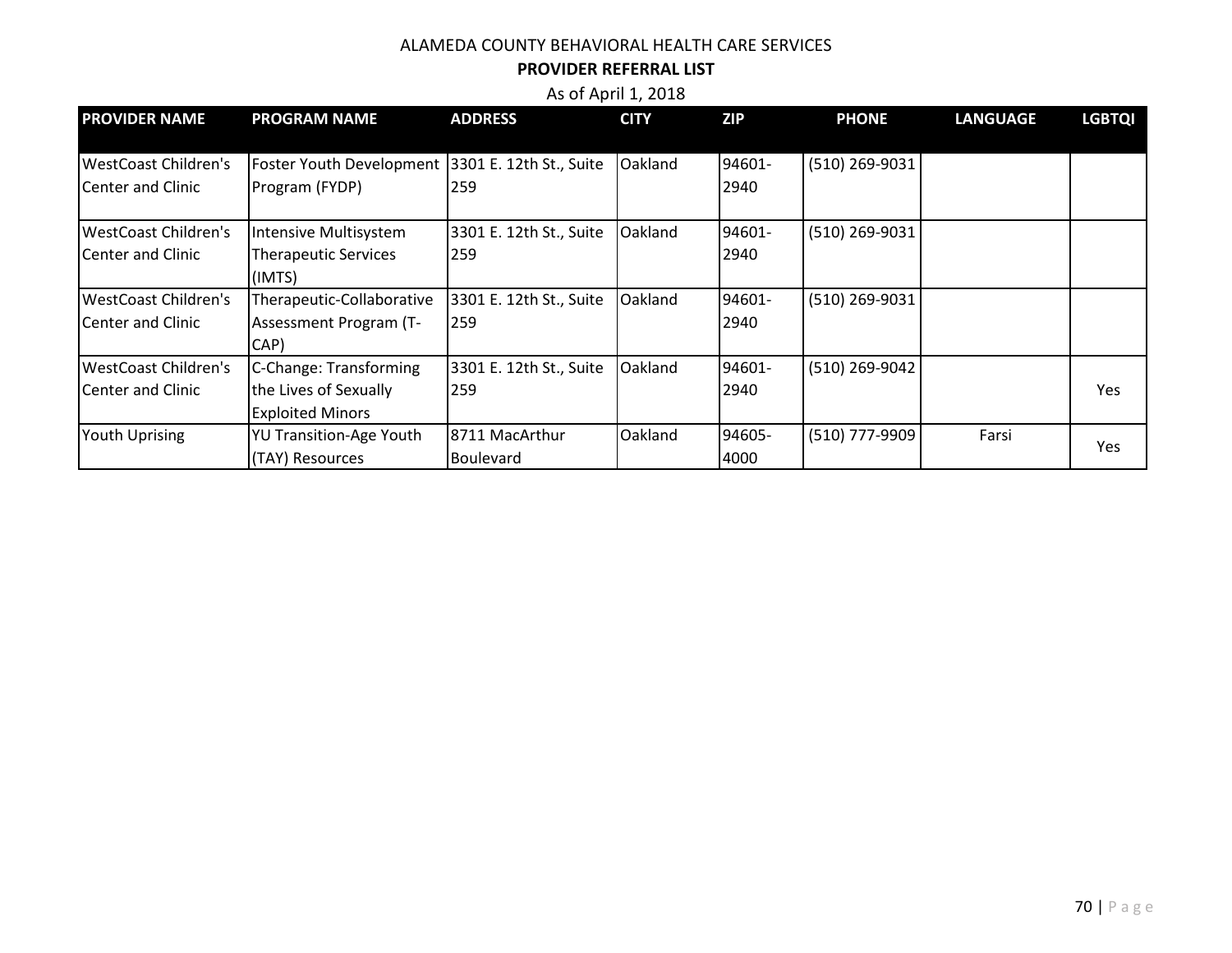ALAMEDA COUNTY BEHAVIORAL HEALTH CARE SERVICES

**PROVIDER REFERRAL LIST**

As of April 1, 2018

| PROVIDER NAME | PROGRAM NAME | ADDRESS | CITY | ZIP | PHONE | LANGUAGE | LGBTQI |
|---|---|---|---|---|---|---|---|
| WestCoast Children's Center and Clinic | Foster Youth Development Program (FYDP) | 3301 E. 12th St., Suite 259 | Oakland | 94601-2940 | (510) 269-9031 | | |
| WestCoast Children's Center and Clinic | Intensive Multisystem Therapeutic Services (IMTS) | 3301 E. 12th St., Suite 259 | Oakland | 94601-2940 | (510) 269-9031 | | |
| WestCoast Children's Center and Clinic | Therapeutic-Collaborative Assessment Program (T-CAP) | 3301 E. 12th St., Suite 259 | Oakland | 94601-2940 | (510) 269-9031 | | |
| WestCoast Children's Center and Clinic | C-Change: Transforming the Lives of Sexually Exploited Minors | 3301 E. 12th St., Suite 259 | Oakland | 94601-2940 | (510) 269-9042 | | Yes |
| Youth Uprising | YU Transition-Age Youth (TAY) Resources | 8711 MacArthur Boulevard | Oakland | 94605-4000 | (510) 777-9909 | Farsi | Yes |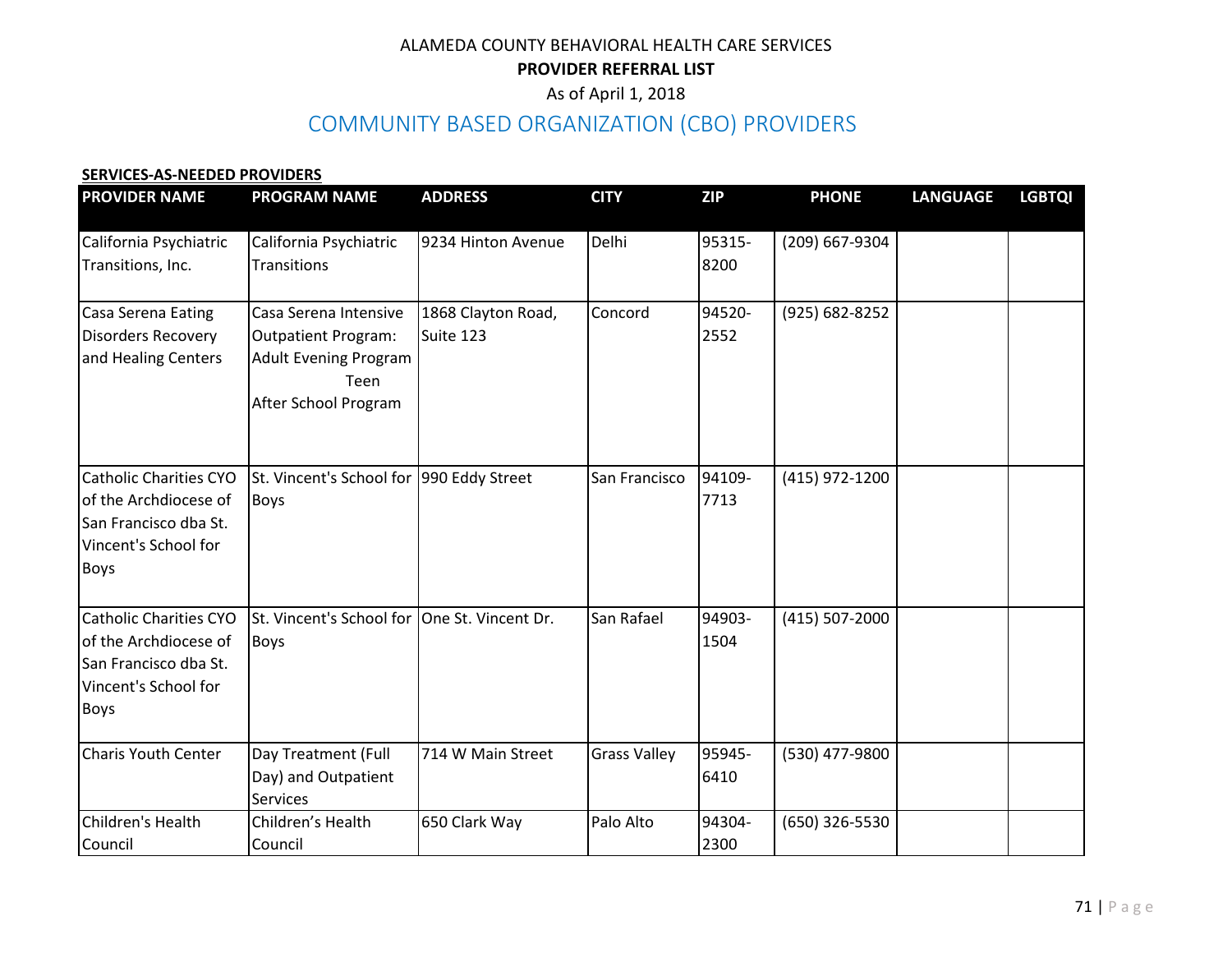ALAMEDA COUNTY BEHAVIORAL HEALTH CARE SERVICES

**PROVIDER REFERRAL LIST**

As of April 1, 2018

## COMMUNITY BASED ORGANIZATION (CBO) PROVIDERS

**SERVICES-AS-NEEDED PROVIDERS**

| PROVIDER NAME | PROGRAM NAME | ADDRESS | CITY | ZIP | PHONE | LANGUAGE | LGBTQI |
|---|---|---|---|---|---|---|---|
| California Psychiatric Transitions, Inc. | California Psychiatric Transitions | 9234 Hinton Avenue | Delhi | 95315-8200 | (209) 667-9304 | | |
| Casa Serena Eating Disorders Recovery and Healing Centers | Casa Serena Intensive Outpatient Program: Adult Evening Program Teen After School Program | 1868 Clayton Road, Suite 123 | Concord | 94520-2552 | (925) 682-8252 | | |
| Catholic Charities CYO of the Archdiocese of San Francisco dba St. Vincent's School for Boys | St. Vincent's School for Boys | 990 Eddy Street | San Francisco | 94109-7713 | (415) 972-1200 | | |
| Catholic Charities CYO of the Archdiocese of San Francisco dba St. Vincent's School for Boys | St. Vincent's School for Boys | One St. Vincent Dr. | San Rafael | 94903-1504 | (415) 507-2000 | | |
| Charis Youth Center | Day Treatment (Full Day) and Outpatient Services | 714 W Main Street | Grass Valley | 95945-6410 | (530) 477-9800 | | |
| Children's Health Council | Children's Health Council | 650 Clark Way | Palo Alto | 94304-2300 | (650) 326-5530 | | |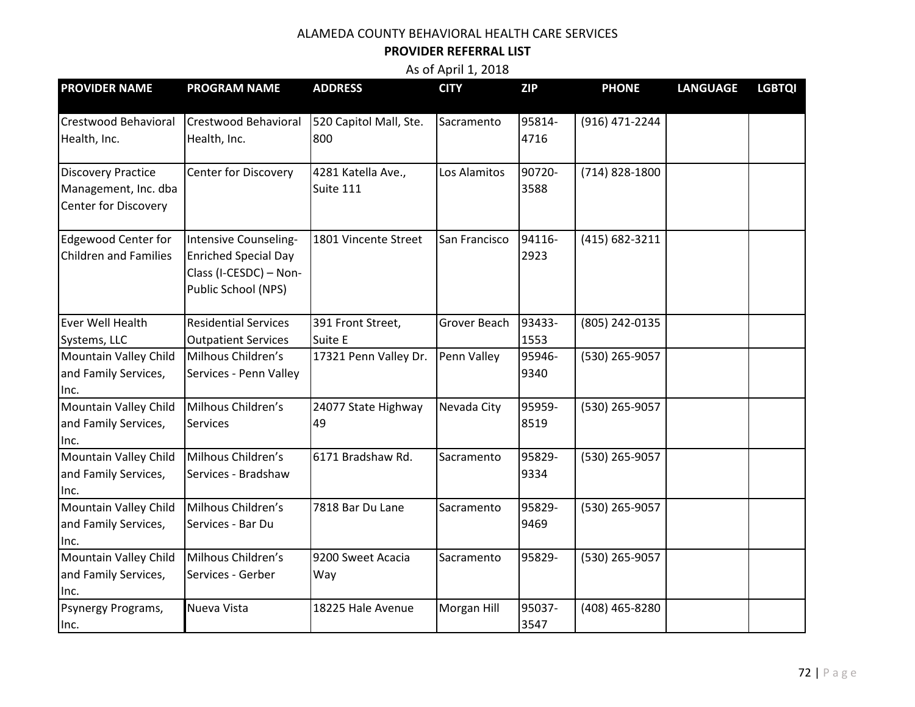ALAMEDA COUNTY BEHAVIORAL HEALTH CARE SERVICES

**PROVIDER REFERRAL LIST**

As of April 1, 2018

| PROVIDER NAME | PROGRAM NAME | ADDRESS | CITY | ZIP | PHONE | LANGUAGE | LGBTQI |
|---|---|---|---|---|---|---|---|
| Crestwood Behavioral Health, Inc. | Crestwood Behavioral Health, Inc. | 520 Capitol Mall, Ste. 800 | Sacramento | 95814-4716 | (916) 471-2244 | | |
| Discovery Practice Management, Inc. dba Center for Discovery | Center for Discovery | 4281 Katella Ave., Suite 111 | Los Alamitos | 90720-3588 | (714) 828-1800 | | |
| Edgewood Center for Children and Families | Intensive Counseling-Enriched Special Day Class (I-CESDC) – Non-Public School (NPS) | 1801 Vincente Street | San Francisco | 94116-2923 | (415) 682-3211 | | |
| Ever Well Health Systems, LLC | Residential Services Outpatient Services | 391 Front Street, Suite E | Grover Beach | 93433-1553 | (805) 242-0135 | | |
| Mountain Valley Child and Family Services, Inc. | Milhous Children's Services - Penn Valley | 17321 Penn Valley Dr. | Penn Valley | 95946-9340 | (530) 265-9057 | | |
| Mountain Valley Child and Family Services, Inc. | Milhous Children's Services | 24077 State Highway 49 | Nevada City | 95959-8519 | (530) 265-9057 | | |
| Mountain Valley Child and Family Services, Inc. | Milhous Children's Services - Bradshaw | 6171 Bradshaw Rd. | Sacramento | 95829-9334 | (530) 265-9057 | | |
| Mountain Valley Child and Family Services, Inc. | Milhous Children's Services - Bar Du | 7818 Bar Du Lane | Sacramento | 95829-9469 | (530) 265-9057 | | |
| Mountain Valley Child and Family Services, Inc. | Milhous Children's Services - Gerber | 9200 Sweet Acacia Way | Sacramento | 95829- | (530) 265-9057 | | |
| Psynergy Programs, Inc. | Nueva Vista | 18225 Hale Avenue | Morgan Hill | 95037-3547 | (408) 465-8280 | | |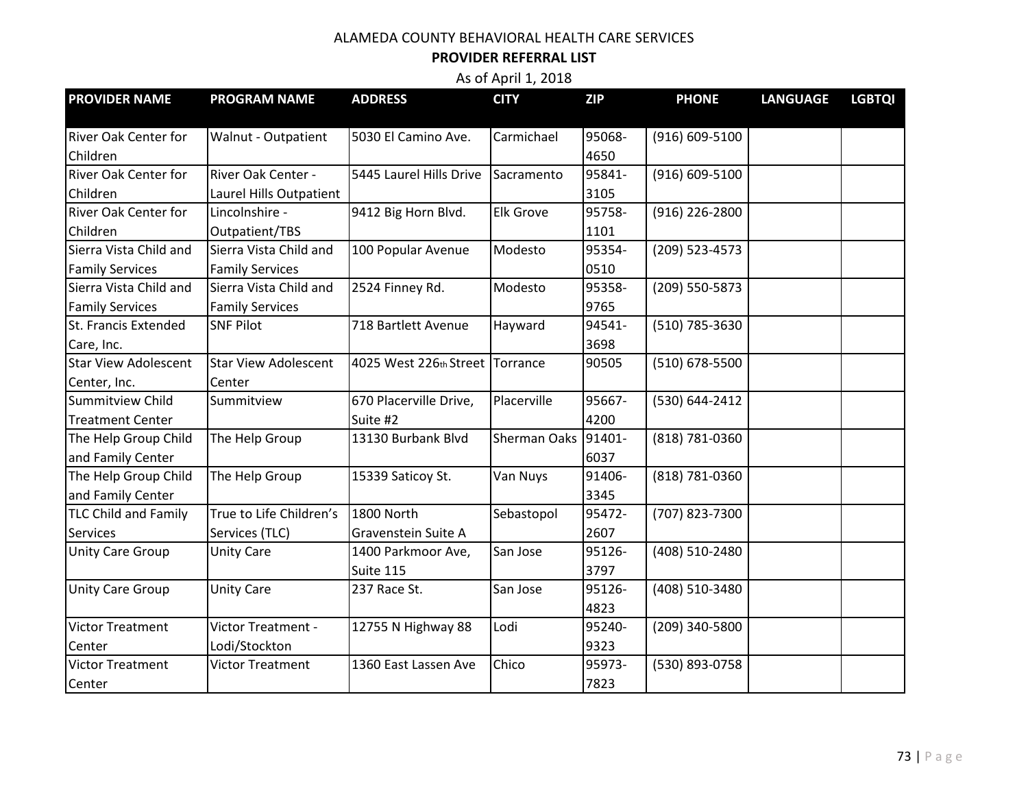ALAMEDA COUNTY BEHAVIORAL HEALTH CARE SERVICES

**PROVIDER REFERRAL LIST**

As of April 1, 2018

| PROVIDER NAME | PROGRAM NAME | ADDRESS | CITY | ZIP | PHONE | LANGUAGE | LGBTQI |
|---|---|---|---|---|---|---|---|
| River Oak Center for Children | Walnut - Outpatient | 5030 El Camino Ave. | Carmichael | 95068-4650 | (916) 609-5100 | | |
| River Oak Center for Children | River Oak Center - Laurel Hills Outpatient | 5445 Laurel Hills Drive | Sacramento | 95841-3105 | (916) 609-5100 | | |
| River Oak Center for Children | Lincolnshire - Outpatient/TBS | 9412 Big Horn Blvd. | Elk Grove | 95758-1101 | (916) 226-2800 | | |
| Sierra Vista Child and Family Services | Sierra Vista Child and Family Services | 100 Popular Avenue | Modesto | 95354-0510 | (209) 523-4573 | | |
| Sierra Vista Child and Family Services | Sierra Vista Child and Family Services | 2524 Finney Rd. | Modesto | 95358-9765 | (209) 550-5873 | | |
| St. Francis Extended Care, Inc. | SNF Pilot | 718 Bartlett Avenue | Hayward | 94541-3698 | (510) 785-3630 | | |
| Star View Adolescent Center, Inc. | Star View Adolescent Center | 4025 West 226th Street | Torrance | 90505 | (510) 678-5500 | | |
| Summitview Child Treatment Center | Summitview | 670 Placerville Drive, Suite #2 | Placerville | 95667-4200 | (530) 644-2412 | | |
| The Help Group Child and Family Center | The Help Group | 13130 Burbank Blvd | Sherman Oaks | 91401-6037 | (818) 781-0360 | | |
| The Help Group Child and Family Center | The Help Group | 15339 Saticoy St. | Van Nuys | 91406-3345 | (818) 781-0360 | | |
| TLC Child and Family Services | True to Life Children's Services (TLC) | 1800 North Gravenstein Suite A | Sebastopol | 95472-2607 | (707) 823-7300 | | |
| Unity Care Group | Unity Care | 1400 Parkmoor Ave, Suite 115 | San Jose | 95126-3797 | (408) 510-2480 | | |
| Unity Care Group | Unity Care | 237 Race St. | San Jose | 95126-4823 | (408) 510-3480 | | |
| Victor Treatment Center | Victor Treatment - Lodi/Stockton | 12755 N Highway 88 | Lodi | 95240-9323 | (209) 340-5800 | | |
| Victor Treatment Center | Victor Treatment | 1360 East Lassen Ave | Chico | 95973-7823 | (530) 893-0758 | | |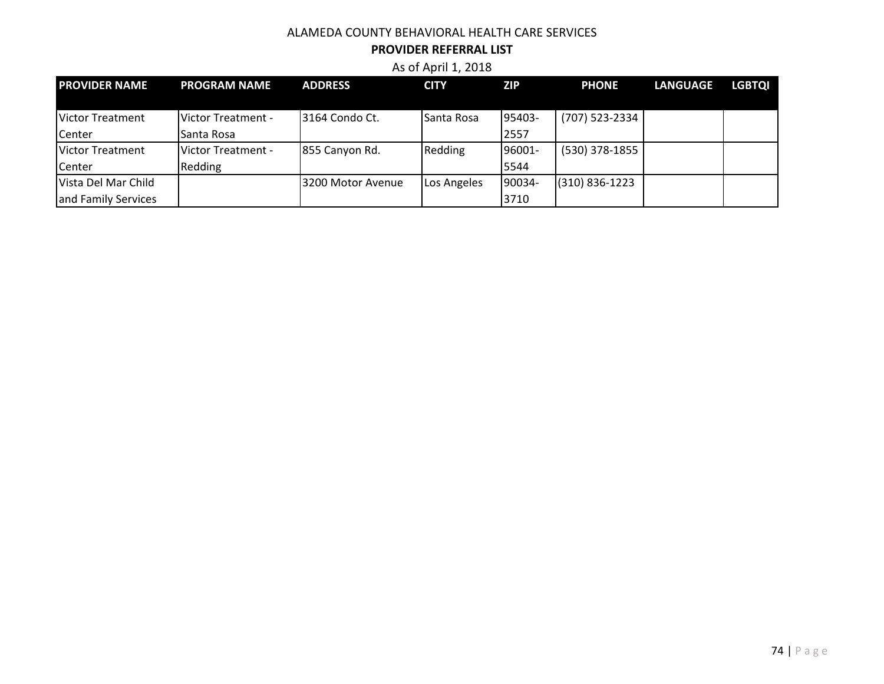ALAMEDA COUNTY BEHAVIORAL HEALTH CARE SERVICES

**PROVIDER REFERRAL LIST**

As of April 1, 2018

| PROVIDER NAME | PROGRAM NAME | ADDRESS | CITY | ZIP | PHONE | LANGUAGE | LGBTQI |
|---|---|---|---|---|---|---|---|
| Victor Treatment Center | Victor Treatment - Santa Rosa | 3164 Condo Ct. | Santa Rosa | 95403-2557 | (707) 523-2334 | | |
| Victor Treatment Center | Victor Treatment - Redding | 855 Canyon Rd. | Redding | 96001-5544 | (530) 378-1855 | | |
| Vista Del Mar Child and Family Services | | 3200 Motor Avenue | Los Angeles | 90034-3710 | (310) 836-1223 | | |